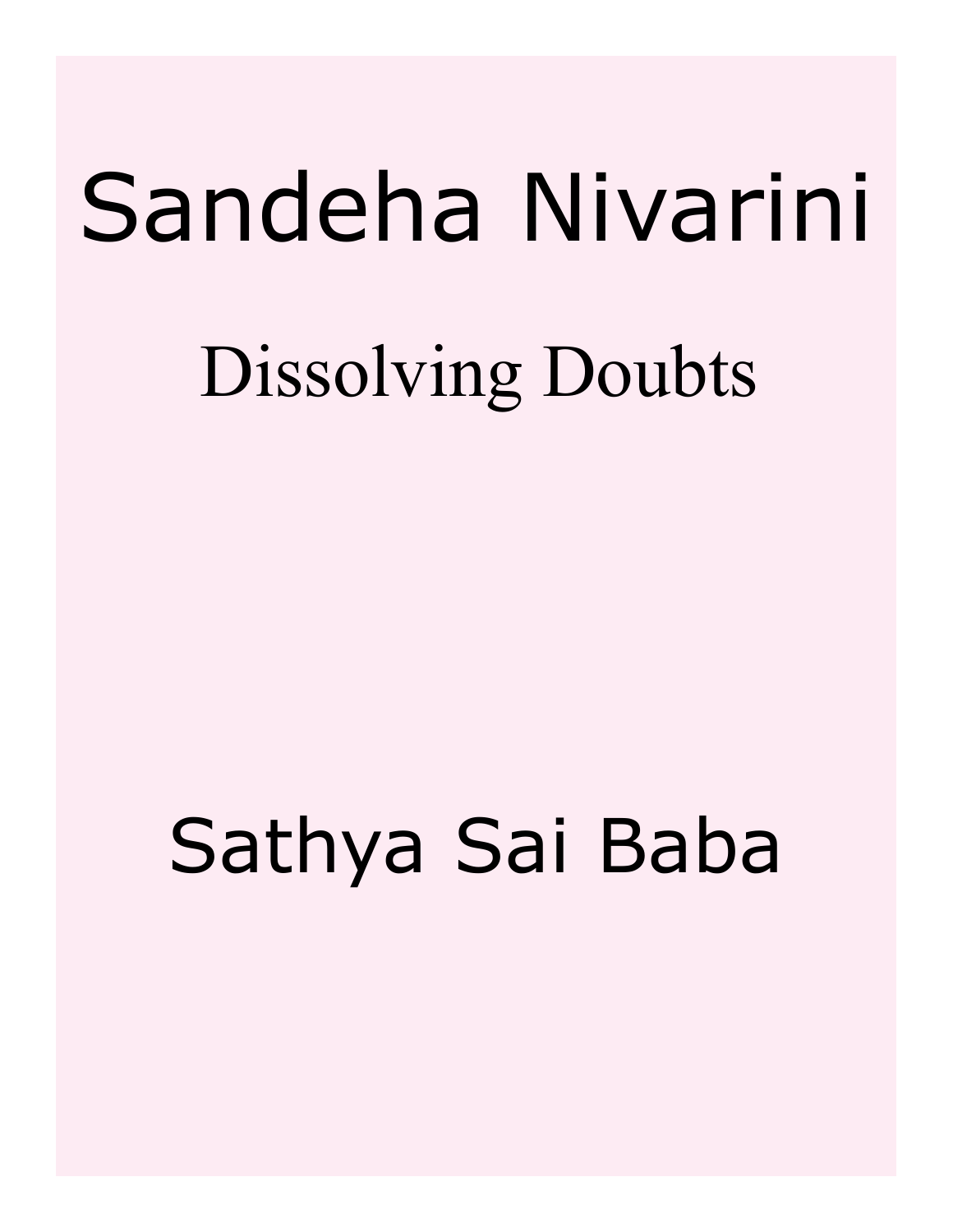# Sandeha Nivarini

## Dissolving Doubts

Sathya Sai Baba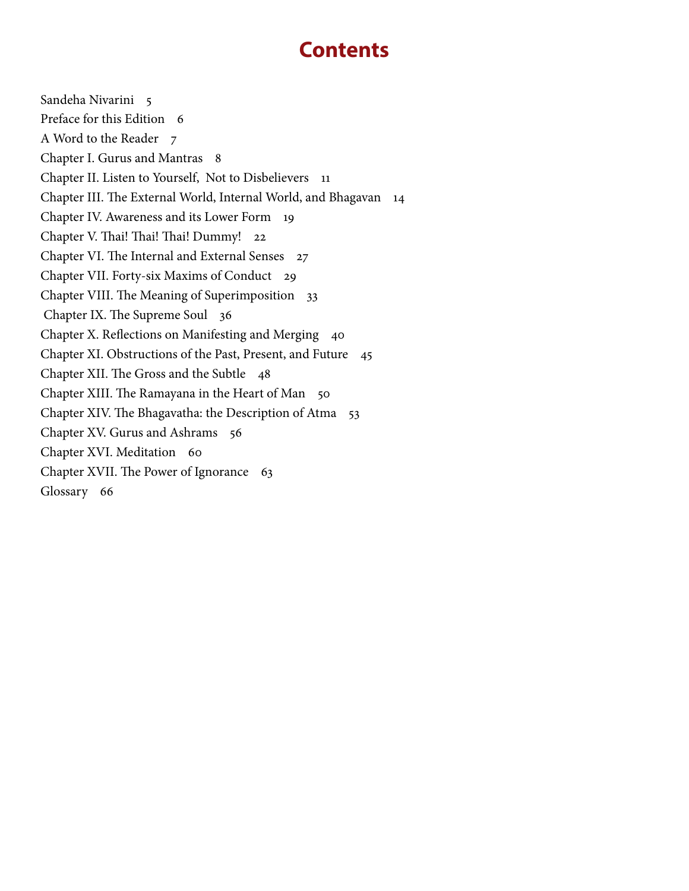# Contents

Sandeha Nivarini 5
Preface for this Edition 6
A Word to the Reader 7
Chapter I. Gurus and Mantras 8
Chapter II. Listen to Yourself, Not to Disbelievers 11
Chapter III. The External World, Internal World, and Bhagavan 14
Chapter IV. Awareness and its Lower Form 19
Chapter V. Thai! Thai! Thai! Dummy! 22
Chapter VI. The Internal and External Senses 27
Chapter VII. Forty-six Maxims of Conduct 29
Chapter VIII. The Meaning of Superimposition 33
Chapter IX. The Supreme Soul 36
Chapter X. Reflections on Manifesting and Merging 40
Chapter XI. Obstructions of the Past, Present, and Future 45
Chapter XII. The Gross and the Subtle 48
Chapter XIII. The Ramayana in the Heart of Man 50
Chapter XIV. The Bhagavatha: the Description of Atma 53
Chapter XV. Gurus and Ashrams 56
Chapter XVI. Meditation 60
Chapter XVII. The Power of Ignorance 63
Glossary 66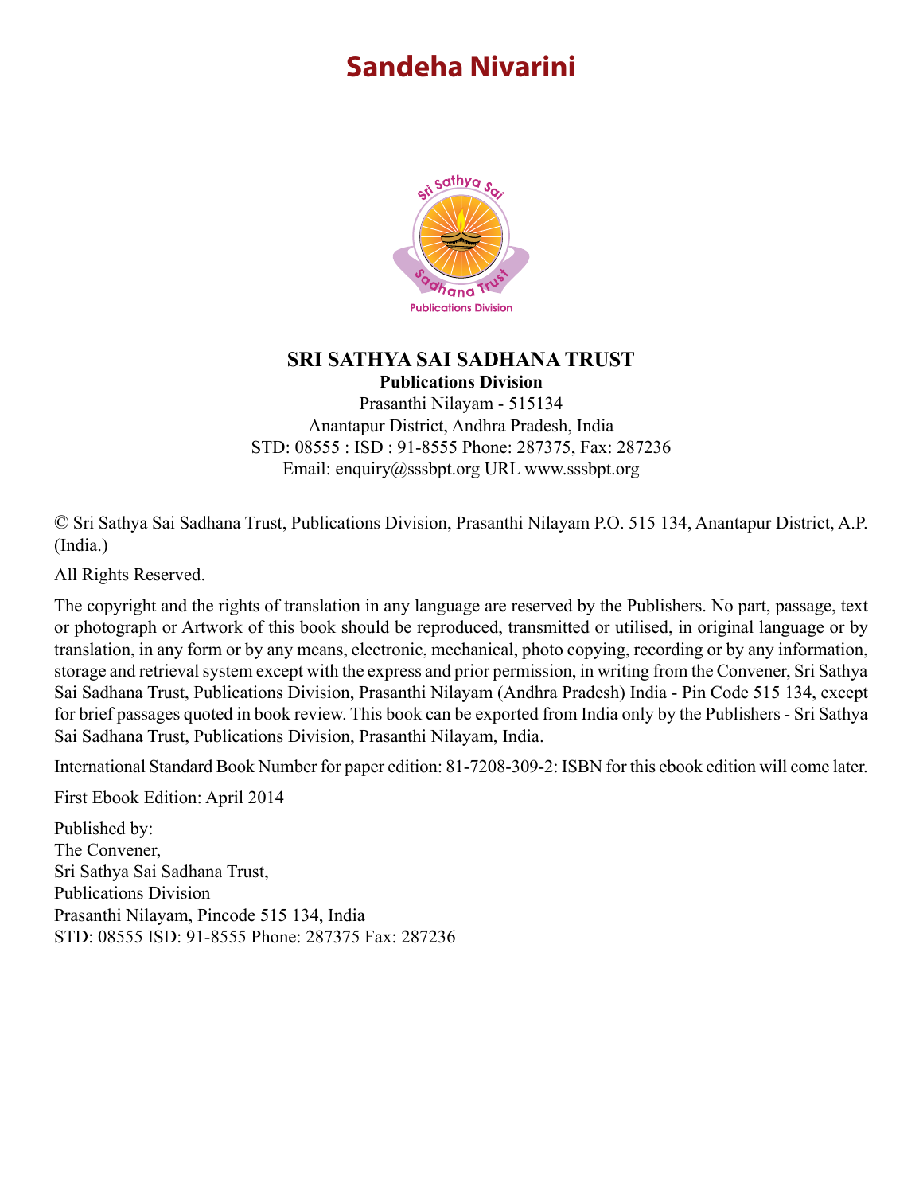# Sandeha Nivarini

**SRI SATHYA SAI SADHANA TRUST**
**Publications Division**
Prasanthi Nilayam - 515134
Anantapur District, Andhra Pradesh, India
STD: 08555 : ISD : 91-8555 Phone: 287375, Fax: 287236
Email: enquiry@sssbpt.org URL www.sssbpt.org

© Sri Sathya Sai Sadhana Trust, Publications Division, Prasanthi Nilayam P.O. 515 134, Anantapur District, A.P. (India.)

All Rights Reserved.

The copyright and the rights of translation in any language are reserved by the Publishers. No part, passage, text or photograph or Artwork of this book should be reproduced, transmitted or utilised, in original language or by translation, in any form or by any means, electronic, mechanical, photo copying, recording or by any information, storage and retrieval system except with the express and prior permission, in writing from the Convener, Sri Sathya Sai Sadhana Trust, Publications Division, Prasanthi Nilayam (Andhra Pradesh) India - Pin Code 515 134, except for brief passages quoted in book review. This book can be exported from India only by the Publishers - Sri Sathya Sai Sadhana Trust, Publications Division, Prasanthi Nilayam, India.

International Standard Book Number for paper edition: 81-7208-309-2: ISBN for this ebook edition will come later.

First Ebook Edition: April 2014

Published by:
The Convener,
Sri Sathya Sai Sadhana Trust,
Publications Division
Prasanthi Nilayam, Pincode 515 134, India
STD: 08555 ISD: 91-8555 Phone: 287375 Fax: 287236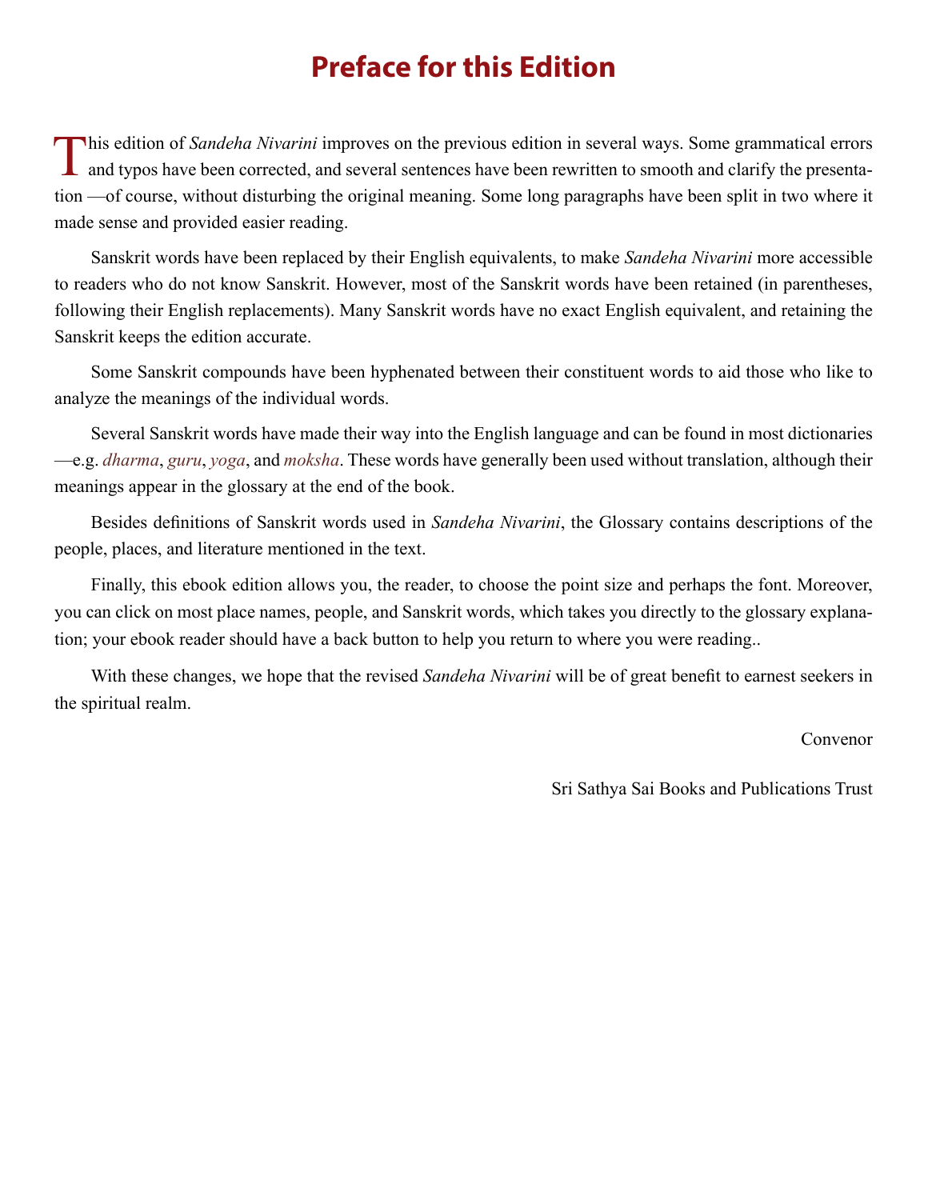# Preface for this Edition

This edition of *Sandeha Nivarini* improves on the previous edition in several ways. Some grammatical errors and typos have been corrected, and several sentences have been rewritten to smooth and clarify the presentation —of course, without disturbing the original meaning. Some long paragraphs have been split in two where it made sense and provided easier reading.

Sanskrit words have been replaced by their English equivalents, to make *Sandeha Nivarini* more accessible to readers who do not know Sanskrit. However, most of the Sanskrit words have been retained (in parentheses, following their English replacements). Many Sanskrit words have no exact English equivalent, and retaining the Sanskrit keeps the edition accurate.

Some Sanskrit compounds have been hyphenated between their constituent words to aid those who like to analyze the meanings of the individual words.

Several Sanskrit words have made their way into the English language and can be found in most dictionaries —e.g. *dharma*, *guru*, *yoga*, and *moksha*. These words have generally been used without translation, although their meanings appear in the glossary at the end of the book.

Besides definitions of Sanskrit words used in *Sandeha Nivarini*, the Glossary contains descriptions of the people, places, and literature mentioned in the text.

Finally, this ebook edition allows you, the reader, to choose the point size and perhaps the font. Moreover, you can click on most place names, people, and Sanskrit words, which takes you directly to the glossary explanation; your ebook reader should have a back button to help you return to where you were reading..

With these changes, we hope that the revised *Sandeha Nivarini* will be of great benefit to earnest seekers in the spiritual realm.

Convenor

Sri Sathya Sai Books and Publications Trust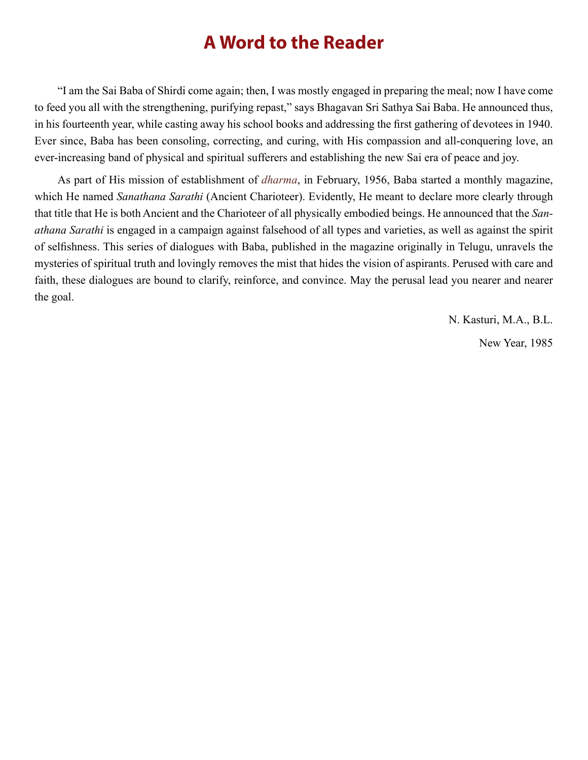# A Word to the Reader

"I am the Sai Baba of Shirdi come again; then, I was mostly engaged in preparing the meal; now I have come to feed you all with the strengthening, purifying repast," says Bhagavan Sri Sathya Sai Baba. He announced thus, in his fourteenth year, while casting away his school books and addressing the first gathering of devotees in 1940. Ever since, Baba has been consoling, correcting, and curing, with His compassion and all-conquering love, an ever-increasing band of physical and spiritual sufferers and establishing the new Sai era of peace and joy.

As part of His mission of establishment of *dharma*, in February, 1956, Baba started a monthly magazine, which He named *Sanathana Sarathi* (Ancient Charioteer). Evidently, He meant to declare more clearly through that title that He is both Ancient and the Charioteer of all physically embodied beings. He announced that the *Sanathana Sarathi* is engaged in a campaign against falsehood of all types and varieties, as well as against the spirit of selfishness. This series of dialogues with Baba, published in the magazine originally in Telugu, unravels the mysteries of spiritual truth and lovingly removes the mist that hides the vision of aspirants. Perused with care and faith, these dialogues are bound to clarify, reinforce, and convince. May the perusal lead you nearer and nearer the goal.

N. Kasturi, M.A., B.L.

New Year, 1985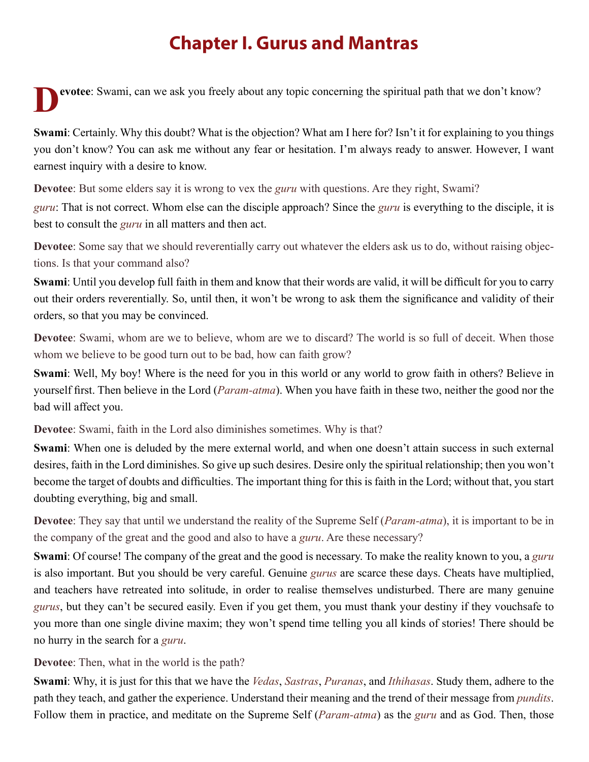# Chapter I. Gurus and Mantras

**Devotee**: Swami, can we ask you freely about any topic concerning the spiritual path that we don't know?

**Swami**: Certainly. Why this doubt? What is the objection? What am I here for? Isn't it for explaining to you things you don't know? You can ask me without any fear or hesitation. I'm always ready to answer. However, I want earnest inquiry with a desire to know.

**Devotee**: But some elders say it is wrong to vex the *guru* with questions. Are they right, Swami?

*guru*: That is not correct. Whom else can the disciple approach? Since the *guru* is everything to the disciple, it is best to consult the *guru* in all matters and then act.

**Devotee**: Some say that we should reverentially carry out whatever the elders ask us to do, without raising objections. Is that your command also?

**Swami**: Until you develop full faith in them and know that their words are valid, it will be difficult for you to carry out their orders reverentially. So, until then, it won't be wrong to ask them the significance and validity of their orders, so that you may be convinced.

**Devotee**: Swami, whom are we to believe, whom are we to discard? The world is so full of deceit. When those whom we believe to be good turn out to be bad, how can faith grow?

**Swami**: Well, My boy! Where is the need for you in this world or any world to grow faith in others? Believe in yourself first. Then believe in the Lord (*Param-atma*). When you have faith in these two, neither the good nor the bad will affect you.

**Devotee**: Swami, faith in the Lord also diminishes sometimes. Why is that?

**Swami**: When one is deluded by the mere external world, and when one doesn't attain success in such external desires, faith in the Lord diminishes. So give up such desires. Desire only the spiritual relationship; then you won't become the target of doubts and difficulties. The important thing for this is faith in the Lord; without that, you start doubting everything, big and small.

**Devotee**: They say that until we understand the reality of the Supreme Self (*Param-atma*), it is important to be in the company of the great and the good and also to have a *guru*. Are these necessary?

**Swami**: Of course! The company of the great and the good is necessary. To make the reality known to you, a *guru* is also important. But you should be very careful. Genuine *gurus* are scarce these days. Cheats have multiplied, and teachers have retreated into solitude, in order to realise themselves undisturbed. There are many genuine *gurus*, but they can't be secured easily. Even if you get them, you must thank your destiny if they vouchsafe to you more than one single divine maxim; they won't spend time telling you all kinds of stories! There should be no hurry in the search for a *guru*.

**Devotee**: Then, what in the world is the path?

**Swami**: Why, it is just for this that we have the *Vedas*, *Sastras*, *Puranas*, and *Ithihasas*. Study them, adhere to the path they teach, and gather the experience. Understand their meaning and the trend of their message from *pundits*. Follow them in practice, and meditate on the Supreme Self (*Param-atma*) as the *guru* and as God. Then, those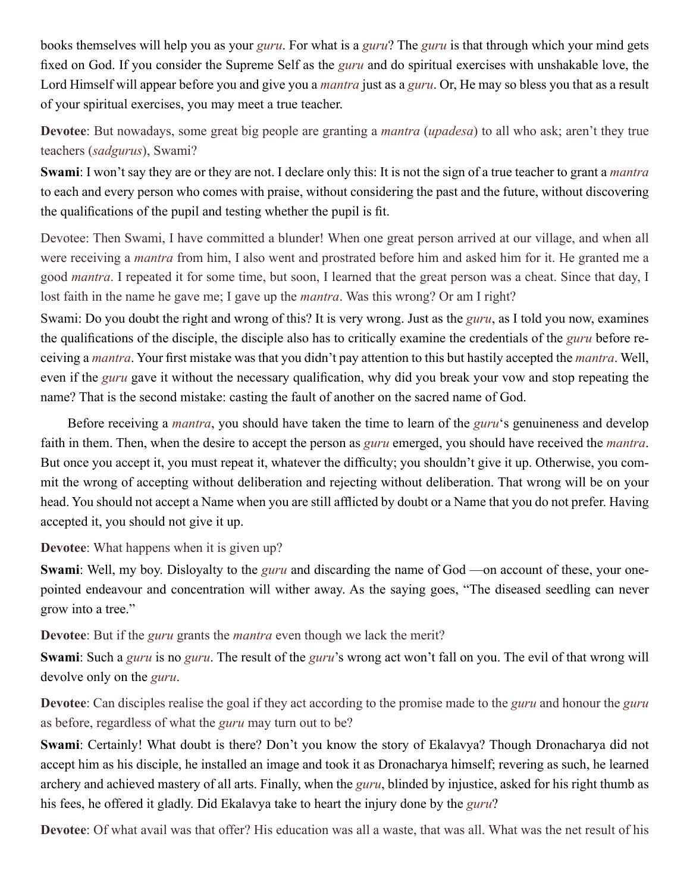books themselves will help you as your *guru*. For what is a *guru*? The *guru* is that through which your mind gets fixed on God. If you consider the Supreme Self as the *guru* and do spiritual exercises with unshakable love, the Lord Himself will appear before you and give you a *mantra* just as a *guru*. Or, He may so bless you that as a result of your spiritual exercises, you may meet a true teacher.

**Devotee**: But nowadays, some great big people are granting a *mantra* (*upadesa*) to all who ask; aren't they true teachers (*sadgurus*), Swami?

**Swami**: I won't say they are or they are not. I declare only this: It is not the sign of a true teacher to grant a *mantra* to each and every person who comes with praise, without considering the past and the future, without discovering the qualifications of the pupil and testing whether the pupil is fit.

Devotee: Then Swami, I have committed a blunder! When one great person arrived at our village, and when all were receiving a *mantra* from him, I also went and prostrated before him and asked him for it. He granted me a good *mantra*. I repeated it for some time, but soon, I learned that the great person was a cheat. Since that day, I lost faith in the name he gave me; I gave up the *mantra*. Was this wrong? Or am I right?

Swami: Do you doubt the right and wrong of this? It is very wrong. Just as the *guru*, as I told you now, examines the qualifications of the disciple, the disciple also has to critically examine the credentials of the *guru* before receiving a *mantra*. Your first mistake was that you didn't pay attention to this but hastily accepted the *mantra*. Well, even if the *guru* gave it without the necessary qualification, why did you break your vow and stop repeating the name? That is the second mistake: casting the fault of another on the sacred name of God.

Before receiving a *mantra*, you should have taken the time to learn of the *guru*'s genuineness and develop faith in them. Then, when the desire to accept the person as *guru* emerged, you should have received the *mantra*. But once you accept it, you must repeat it, whatever the difficulty; you shouldn't give it up. Otherwise, you commit the wrong of accepting without deliberation and rejecting without deliberation. That wrong will be on your head. You should not accept a Name when you are still afflicted by doubt or a Name that you do not prefer. Having accepted it, you should not give it up.

**Devotee**: What happens when it is given up?

**Swami**: Well, my boy. Disloyalty to the *guru* and discarding the name of God —on account of these, your one-pointed endeavour and concentration will wither away. As the saying goes, "The diseased seedling can never grow into a tree."

**Devotee**: But if the *guru* grants the *mantra* even though we lack the merit?

**Swami**: Such a *guru* is no *guru*. The result of the *guru*'s wrong act won't fall on you. The evil of that wrong will devolve only on the *guru*.

**Devotee**: Can disciples realise the goal if they act according to the promise made to the *guru* and honour the *guru* as before, regardless of what the *guru* may turn out to be?

**Swami**: Certainly! What doubt is there? Don't you know the story of Ekalavya? Though Dronacharya did not accept him as his disciple, he installed an image and took it as Dronacharya himself; revering as such, he learned archery and achieved mastery of all arts. Finally, when the *guru*, blinded by injustice, asked for his right thumb as his fees, he offered it gladly. Did Ekalavya take to heart the injury done by the *guru*?

**Devotee**: Of what avail was that offer? His education was all a waste, that was all. What was the net result of his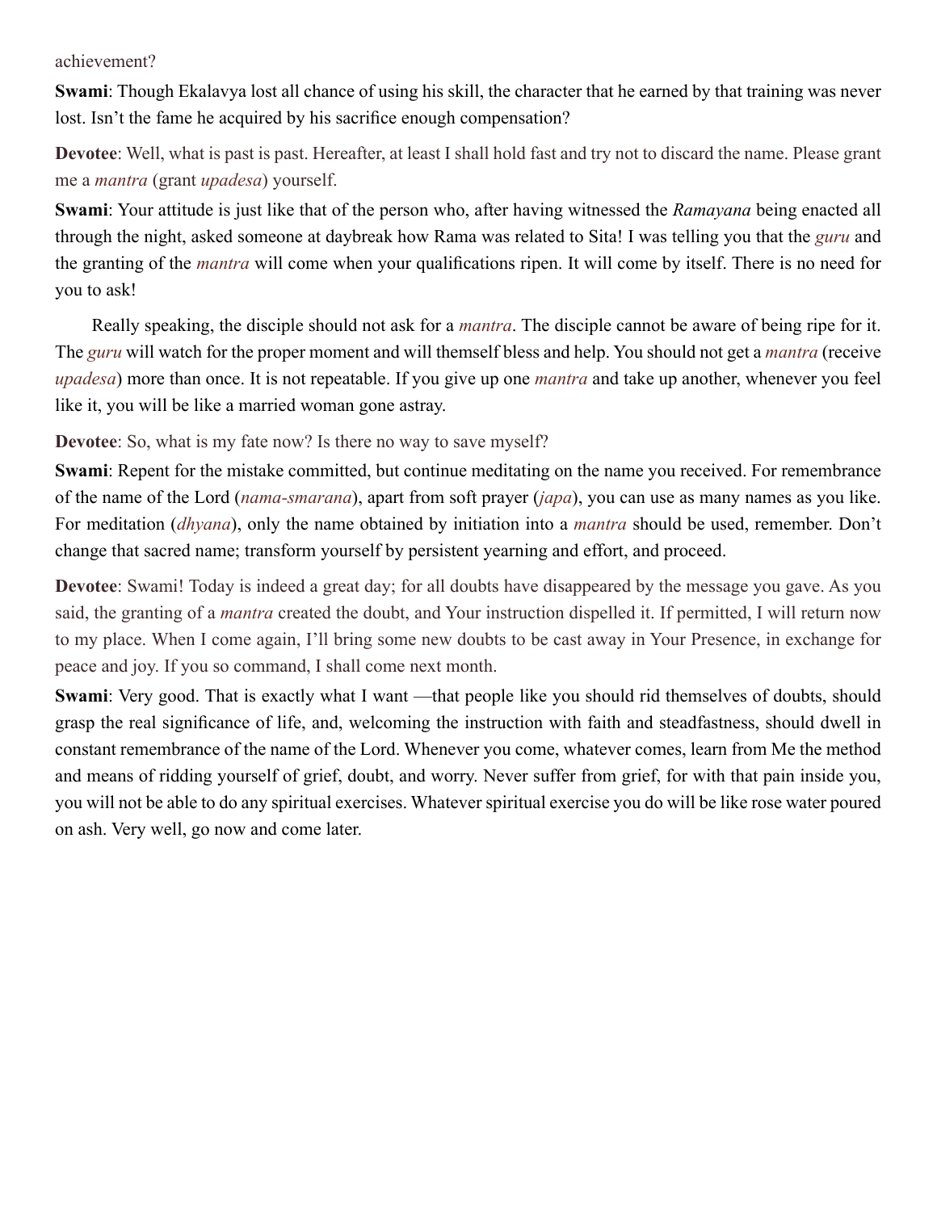achievement?

**Swami**: Though Ekalavya lost all chance of using his skill, the character that he earned by that training was never lost. Isn't the fame he acquired by his sacrifice enough compensation?

**Devotee**: Well, what is past is past. Hereafter, at least I shall hold fast and try not to discard the name. Please grant me a *mantra* (grant *upadesa*) yourself.

**Swami**: Your attitude is just like that of the person who, after having witnessed the *Ramayana* being enacted all through the night, asked someone at daybreak how Rama was related to Sita! I was telling you that the *guru* and the granting of the *mantra* will come when your qualifications ripen. It will come by itself. There is no need for you to ask!

Really speaking, the disciple should not ask for a *mantra*. The disciple cannot be aware of being ripe for it. The *guru* will watch for the proper moment and will themself bless and help. You should not get a *mantra* (receive *upadesa*) more than once. It is not repeatable. If you give up one *mantra* and take up another, whenever you feel like it, you will be like a married woman gone astray.

**Devotee**: So, what is my fate now? Is there no way to save myself?

**Swami**: Repent for the mistake committed, but continue meditating on the name you received. For remembrance of the name of the Lord (*nama-smarana*), apart from soft prayer (*japa*), you can use as many names as you like. For meditation (*dhyana*), only the name obtained by initiation into a *mantra* should be used, remember. Don't change that sacred name; transform yourself by persistent yearning and effort, and proceed.

**Devotee**: Swami! Today is indeed a great day; for all doubts have disappeared by the message you gave. As you said, the granting of a *mantra* created the doubt, and Your instruction dispelled it. If permitted, I will return now to my place. When I come again, I'll bring some new doubts to be cast away in Your Presence, in exchange for peace and joy. If you so command, I shall come next month.

**Swami**: Very good. That is exactly what I want —that people like you should rid themselves of doubts, should grasp the real significance of life, and, welcoming the instruction with faith and steadfastness, should dwell in constant remembrance of the name of the Lord. Whenever you come, whatever comes, learn from Me the method and means of ridding yourself of grief, doubt, and worry. Never suffer from grief, for with that pain inside you, you will not be able to do any spiritual exercises. Whatever spiritual exercise you do will be like rose water poured on ash. Very well, go now and come later.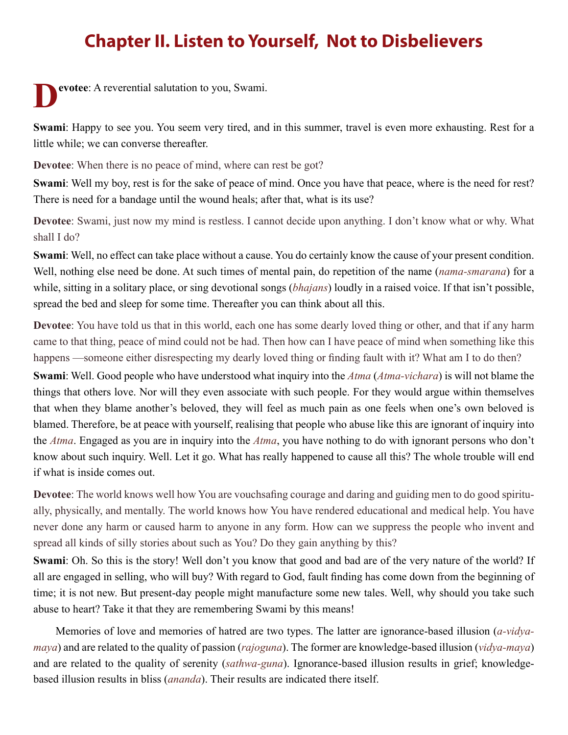# Chapter II. Listen to Yourself, Not to Disbelievers

**Devotee**: A reverential salutation to you, Swami.

**Swami**: Happy to see you. You seem very tired, and in this summer, travel is even more exhausting. Rest for a little while; we can converse thereafter.

**Devotee**: When there is no peace of mind, where can rest be got?

**Swami**: Well my boy, rest is for the sake of peace of mind. Once you have that peace, where is the need for rest? There is need for a bandage until the wound heals; after that, what is its use?

**Devotee**: Swami, just now my mind is restless. I cannot decide upon anything. I don't know what or why. What shall I do?

**Swami**: Well, no effect can take place without a cause. You do certainly know the cause of your present condition. Well, nothing else need be done. At such times of mental pain, do repetition of the name (*nama-smarana*) for a while, sitting in a solitary place, or sing devotional songs (*bhajans*) loudly in a raised voice. If that isn't possible, spread the bed and sleep for some time. Thereafter you can think about all this.

**Devotee**: You have told us that in this world, each one has some dearly loved thing or other, and that if any harm came to that thing, peace of mind could not be had. Then how can I have peace of mind when something like this happens —someone either disrespecting my dearly loved thing or finding fault with it? What am I to do then?

**Swami**: Well. Good people who have understood what inquiry into the *Atma* (*Atma-vichara*) is will not blame the things that others love. Nor will they even associate with such people. For they would argue within themselves that when they blame another's beloved, they will feel as much pain as one feels when one's own beloved is blamed. Therefore, be at peace with yourself, realising that people who abuse like this are ignorant of inquiry into the *Atma*. Engaged as you are in inquiry into the *Atma*, you have nothing to do with ignorant persons who don't know about such inquiry. Well. Let it go. What has really happened to cause all this? The whole trouble will end if what is inside comes out.

**Devotee**: The world knows well how You are vouchsafing courage and daring and guiding men to do good spiritually, physically, and mentally. The world knows how You have rendered educational and medical help. You have never done any harm or caused harm to anyone in any form. How can we suppress the people who invent and spread all kinds of silly stories about such as You? Do they gain anything by this?

**Swami**: Oh. So this is the story! Well don't you know that good and bad are of the very nature of the world? If all are engaged in selling, who will buy? With regard to God, fault finding has come down from the beginning of time; it is not new. But present-day people might manufacture some new tales. Well, why should you take such abuse to heart? Take it that they are remembering Swami by this means!

Memories of love and memories of hatred are two types. The latter are ignorance-based illusion (*a-vidya-maya*) and are related to the quality of passion (*rajoguna*). The former are knowledge-based illusion (*vidya-maya*) and are related to the quality of serenity (*sathwa-guna*). Ignorance-based illusion results in grief; knowledge-based illusion results in bliss (*ananda*). Their results are indicated there itself.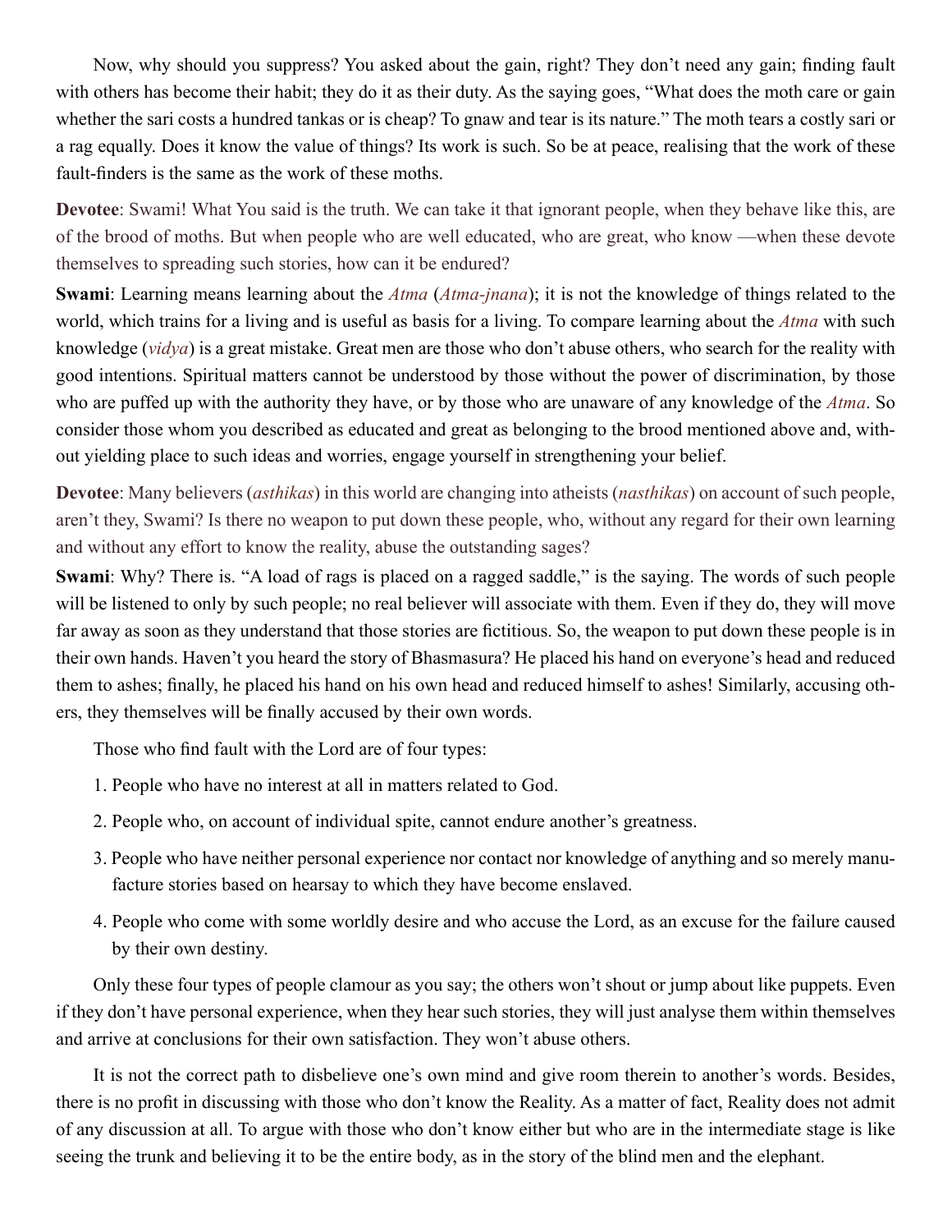Now, why should you suppress? You asked about the gain, right? They don't need any gain; finding fault with others has become their habit; they do it as their duty. As the saying goes, "What does the moth care or gain whether the sari costs a hundred tankas or is cheap? To gnaw and tear is its nature." The moth tears a costly sari or a rag equally. Does it know the value of things? Its work is such. So be at peace, realising that the work of these fault-finders is the same as the work of these moths.

**Devotee**: Swami! What You said is the truth. We can take it that ignorant people, when they behave like this, are of the brood of moths. But when people who are well educated, who are great, who know —when these devote themselves to spreading such stories, how can it be endured?

**Swami**: Learning means learning about the *Atma* (*Atma-jnana*); it is not the knowledge of things related to the world, which trains for a living and is useful as basis for a living. To compare learning about the *Atma* with such knowledge (*vidya*) is a great mistake. Great men are those who don't abuse others, who search for the reality with good intentions. Spiritual matters cannot be understood by those without the power of discrimination, by those who are puffed up with the authority they have, or by those who are unaware of any knowledge of the *Atma*. So consider those whom you described as educated and great as belonging to the brood mentioned above and, without yielding place to such ideas and worries, engage yourself in strengthening your belief.

**Devotee**: Many believers (*asthikas*) in this world are changing into atheists (*nasthikas*) on account of such people, aren't they, Swami? Is there no weapon to put down these people, who, without any regard for their own learning and without any effort to know the reality, abuse the outstanding sages?

**Swami**: Why? There is. "A load of rags is placed on a ragged saddle," is the saying. The words of such people will be listened to only by such people; no real believer will associate with them. Even if they do, they will move far away as soon as they understand that those stories are fictitious. So, the weapon to put down these people is in their own hands. Haven't you heard the story of Bhasmasura? He placed his hand on everyone's head and reduced them to ashes; finally, he placed his hand on his own head and reduced himself to ashes! Similarly, accusing others, they themselves will be finally accused by their own words.

Those who find fault with the Lord are of four types:

1. People who have no interest at all in matters related to God.
2. People who, on account of individual spite, cannot endure another's greatness.
3. People who have neither personal experience nor contact nor knowledge of anything and so merely manufacture stories based on hearsay to which they have become enslaved.
4. People who come with some worldly desire and who accuse the Lord, as an excuse for the failure caused by their own destiny.

Only these four types of people clamour as you say; the others won't shout or jump about like puppets. Even if they don't have personal experience, when they hear such stories, they will just analyse them within themselves and arrive at conclusions for their own satisfaction. They won't abuse others.

It is not the correct path to disbelieve one's own mind and give room therein to another's words. Besides, there is no profit in discussing with those who don't know the Reality. As a matter of fact, Reality does not admit of any discussion at all. To argue with those who don't know either but who are in the intermediate stage is like seeing the trunk and believing it to be the entire body, as in the story of the blind men and the elephant.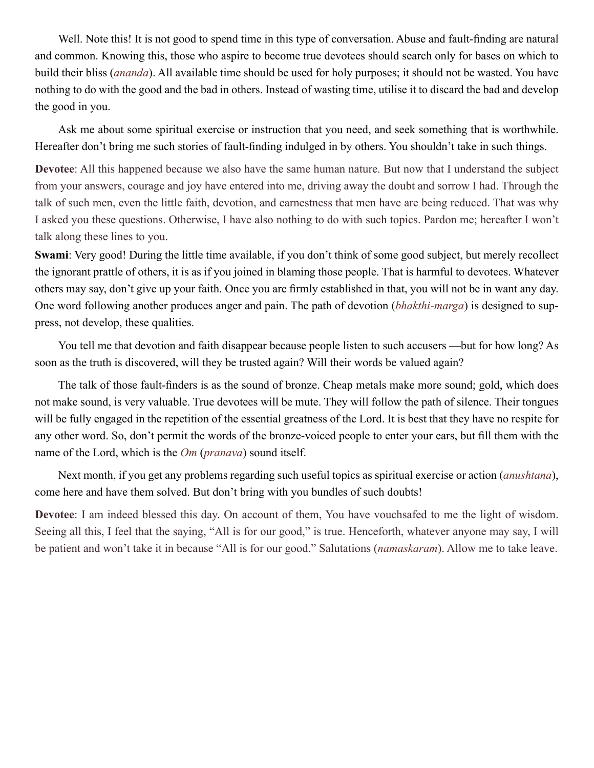Well. Note this! It is not good to spend time in this type of conversation. Abuse and fault-finding are natural and common. Knowing this, those who aspire to become true devotees should search only for bases on which to build their bliss (*ananda*). All available time should be used for holy purposes; it should not be wasted. You have nothing to do with the good and the bad in others. Instead of wasting time, utilise it to discard the bad and develop the good in you.

Ask me about some spiritual exercise or instruction that you need, and seek something that is worthwhile. Hereafter don't bring me such stories of fault-finding indulged in by others. You shouldn't take in such things.

**Devotee**: All this happened because we also have the same human nature. But now that I understand the subject from your answers, courage and joy have entered into me, driving away the doubt and sorrow I had. Through the talk of such men, even the little faith, devotion, and earnestness that men have are being reduced. That was why I asked you these questions. Otherwise, I have also nothing to do with such topics. Pardon me; hereafter I won't talk along these lines to you.

**Swami**: Very good! During the little time available, if you don't think of some good subject, but merely recollect the ignorant prattle of others, it is as if you joined in blaming those people. That is harmful to devotees. Whatever others may say, don't give up your faith. Once you are firmly established in that, you will not be in want any day. One word following another produces anger and pain. The path of devotion (*bhakthi-marga*) is designed to suppress, not develop, these qualities.

You tell me that devotion and faith disappear because people listen to such accusers —but for how long? As soon as the truth is discovered, will they be trusted again? Will their words be valued again?

The talk of those fault-finders is as the sound of bronze. Cheap metals make more sound; gold, which does not make sound, is very valuable. True devotees will be mute. They will follow the path of silence. Their tongues will be fully engaged in the repetition of the essential greatness of the Lord. It is best that they have no respite for any other word. So, don't permit the words of the bronze-voiced people to enter your ears, but fill them with the name of the Lord, which is the *Om* (*pranava*) sound itself.

Next month, if you get any problems regarding such useful topics as spiritual exercise or action (*anushtana*), come here and have them solved. But don't bring with you bundles of such doubts!

**Devotee**: I am indeed blessed this day. On account of them, You have vouchsafed to me the light of wisdom. Seeing all this, I feel that the saying, "All is for our good," is true. Henceforth, whatever anyone may say, I will be patient and won't take it in because "All is for our good." Salutations (*namaskaram*). Allow me to take leave.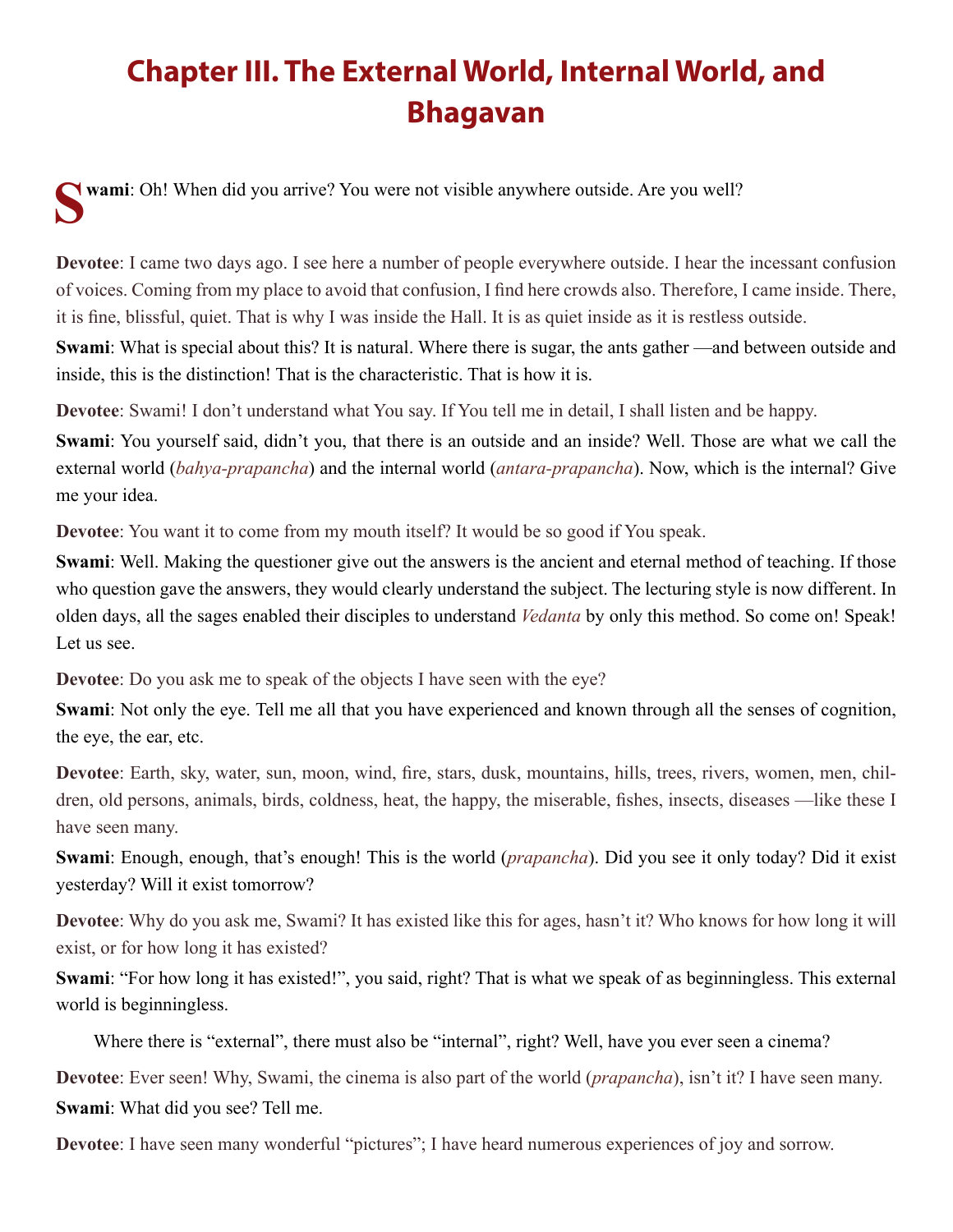# Chapter III. The External World, Internal World, and Bhagavan

**Swami**: Oh! When did you arrive? You were not visible anywhere outside. Are you well?

**Devotee**: I came two days ago. I see here a number of people everywhere outside. I hear the incessant confusion of voices. Coming from my place to avoid that confusion, I find here crowds also. Therefore, I came inside. There, it is fine, blissful, quiet. That is why I was inside the Hall. It is as quiet inside as it is restless outside.

**Swami**: What is special about this? It is natural. Where there is sugar, the ants gather —and between outside and inside, this is the distinction! That is the characteristic. That is how it is.

**Devotee**: Swami! I don't understand what You say. If You tell me in detail, I shall listen and be happy.

**Swami**: You yourself said, didn't you, that there is an outside and an inside? Well. Those are what we call the external world (*bahya-prapancha*) and the internal world (*antara-prapancha*). Now, which is the internal? Give me your idea.

**Devotee**: You want it to come from my mouth itself? It would be so good if You speak.

**Swami**: Well. Making the questioner give out the answers is the ancient and eternal method of teaching. If those who question gave the answers, they would clearly understand the subject. The lecturing style is now different. In olden days, all the sages enabled their disciples to understand *Vedanta* by only this method. So come on! Speak! Let us see.

**Devotee**: Do you ask me to speak of the objects I have seen with the eye?

**Swami**: Not only the eye. Tell me all that you have experienced and known through all the senses of cognition, the eye, the ear, etc.

**Devotee**: Earth, sky, water, sun, moon, wind, fire, stars, dusk, mountains, hills, trees, rivers, women, men, children, old persons, animals, birds, coldness, heat, the happy, the miserable, fishes, insects, diseases —like these I have seen many.

**Swami**: Enough, enough, that's enough! This is the world (*prapancha*). Did you see it only today? Did it exist yesterday? Will it exist tomorrow?

**Devotee**: Why do you ask me, Swami? It has existed like this for ages, hasn't it? Who knows for how long it will exist, or for how long it has existed?

**Swami**: "For how long it has existed!", you said, right? That is what we speak of as beginningless. This external world is beginningless.

Where there is "external", there must also be "internal", right? Well, have you ever seen a cinema?

**Devotee**: Ever seen! Why, Swami, the cinema is also part of the world (*prapancha*), isn't it? I have seen many.

**Swami**: What did you see? Tell me.

**Devotee**: I have seen many wonderful "pictures"; I have heard numerous experiences of joy and sorrow.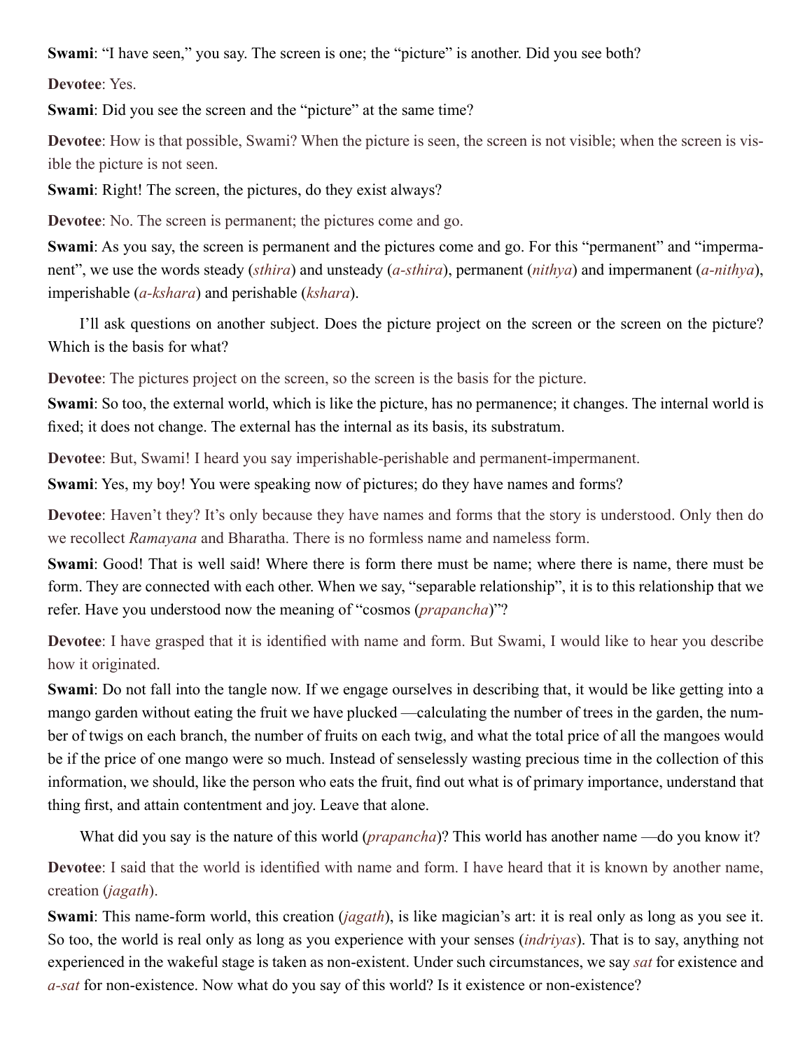**Swami**: "I have seen," you say. The screen is one; the "picture" is another. Did you see both?

**Devotee**: Yes.

**Swami**: Did you see the screen and the "picture" at the same time?

**Devotee**: How is that possible, Swami? When the picture is seen, the screen is not visible; when the screen is visible the picture is not seen.

**Swami**: Right! The screen, the pictures, do they exist always?

**Devotee**: No. The screen is permanent; the pictures come and go.

**Swami**: As you say, the screen is permanent and the pictures come and go. For this "permanent" and "impermanent", we use the words steady (*sthira*) and unsteady (*a-sthira*), permanent (*nithya*) and impermanent (*a-nithya*), imperishable (*a-kshara*) and perishable (*kshara*).

I'll ask questions on another subject. Does the picture project on the screen or the screen on the picture? Which is the basis for what?

**Devotee**: The pictures project on the screen, so the screen is the basis for the picture.

**Swami**: So too, the external world, which is like the picture, has no permanence; it changes. The internal world is fixed; it does not change. The external has the internal as its basis, its substratum.

**Devotee**: But, Swami! I heard you say imperishable-perishable and permanent-impermanent.

**Swami**: Yes, my boy! You were speaking now of pictures; do they have names and forms?

**Devotee**: Haven't they? It's only because they have names and forms that the story is understood. Only then do we recollect *Ramayana* and Bharatha. There is no formless name and nameless form.

**Swami**: Good! That is well said! Where there is form there must be name; where there is name, there must be form. They are connected with each other. When we say, "separable relationship", it is to this relationship that we refer. Have you understood now the meaning of "cosmos (*prapancha*)"?

**Devotee**: I have grasped that it is identified with name and form. But Swami, I would like to hear you describe how it originated.

**Swami**: Do not fall into the tangle now. If we engage ourselves in describing that, it would be like getting into a mango garden without eating the fruit we have plucked —calculating the number of trees in the garden, the number of twigs on each branch, the number of fruits on each twig, and what the total price of all the mangoes would be if the price of one mango were so much. Instead of senselessly wasting precious time in the collection of this information, we should, like the person who eats the fruit, find out what is of primary importance, understand that thing first, and attain contentment and joy. Leave that alone.

What did you say is the nature of this world (*prapancha*)? This world has another name —do you know it?

**Devotee**: I said that the world is identified with name and form. I have heard that it is known by another name, creation (*jagath*).

**Swami**: This name-form world, this creation (*jagath*), is like magician's art: it is real only as long as you see it. So too, the world is real only as long as you experience with your senses (*indriyas*). That is to say, anything not experienced in the wakeful stage is taken as non-existent. Under such circumstances, we say *sat* for existence and *a-sat* for non-existence. Now what do you say of this world? Is it existence or non-existence?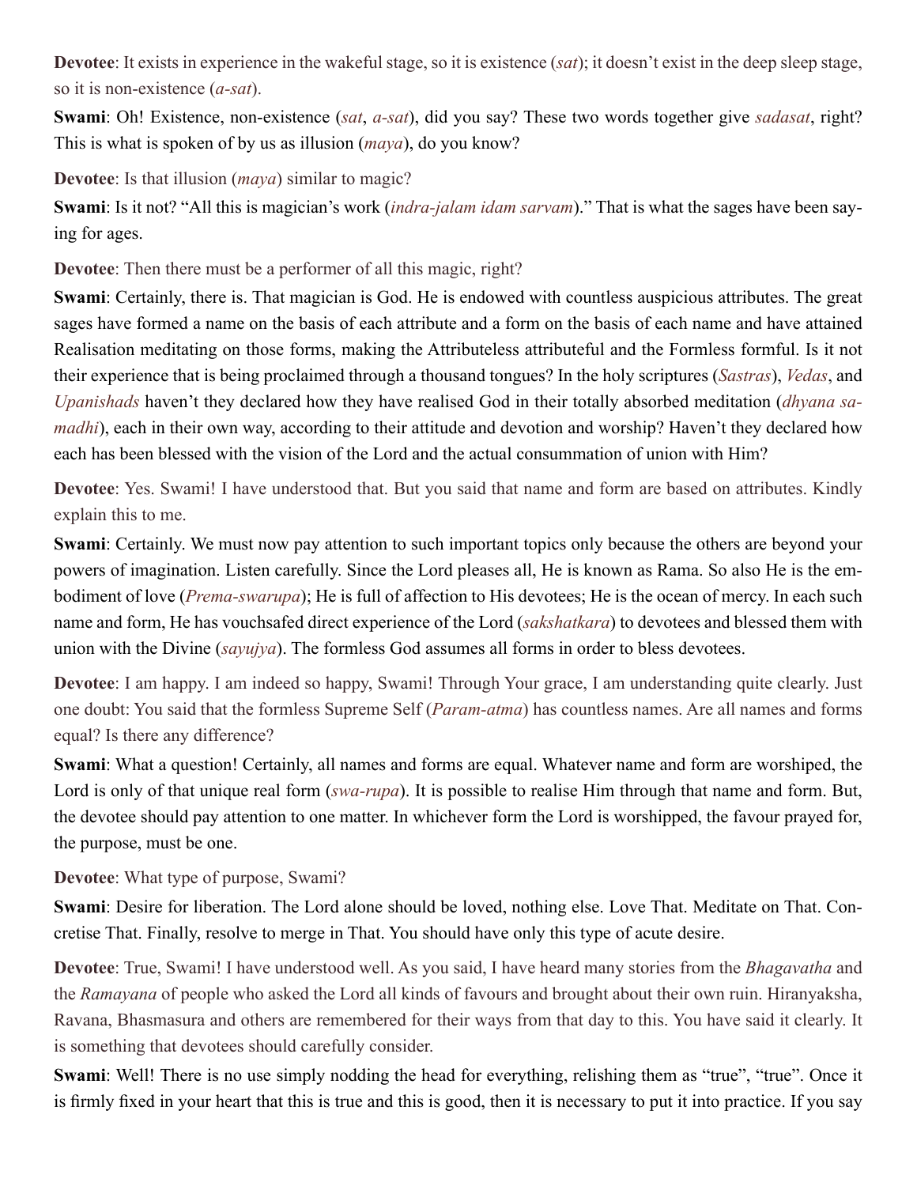**Devotee**: It exists in experience in the wakeful stage, so it is existence (*sat*); it doesn't exist in the deep sleep stage, so it is non-existence (*a-sat*).

**Swami**: Oh! Existence, non-existence (*sat*, *a-sat*), did you say? These two words together give *sadasat*, right? This is what is spoken of by us as illusion (*maya*), do you know?

**Devotee**: Is that illusion (*maya*) similar to magic?

**Swami**: Is it not? "All this is magician's work (*indra-jalam idam sarvam*)." That is what the sages have been saying for ages.

**Devotee**: Then there must be a performer of all this magic, right?

**Swami**: Certainly, there is. That magician is God. He is endowed with countless auspicious attributes. The great sages have formed a name on the basis of each attribute and a form on the basis of each name and have attained Realisation meditating on those forms, making the Attributeless attributeful and the Formless formful. Is it not their experience that is being proclaimed through a thousand tongues? In the holy scriptures (*Sastras*), *Vedas*, and *Upanishads* haven't they declared how they have realised God in their totally absorbed meditation (*dhyana samadhi*), each in their own way, according to their attitude and devotion and worship? Haven't they declared how each has been blessed with the vision of the Lord and the actual consummation of union with Him?

**Devotee**: Yes. Swami! I have understood that. But you said that name and form are based on attributes. Kindly explain this to me.

**Swami**: Certainly. We must now pay attention to such important topics only because the others are beyond your powers of imagination. Listen carefully. Since the Lord pleases all, He is known as Rama. So also He is the embodiment of love (*Prema-swarupa*); He is full of affection to His devotees; He is the ocean of mercy. In each such name and form, He has vouchsafed direct experience of the Lord (*sakshatkara*) to devotees and blessed them with union with the Divine (*sayujya*). The formless God assumes all forms in order to bless devotees.

**Devotee**: I am happy. I am indeed so happy, Swami! Through Your grace, I am understanding quite clearly. Just one doubt: You said that the formless Supreme Self (*Param-atma*) has countless names. Are all names and forms equal? Is there any difference?

**Swami**: What a question! Certainly, all names and forms are equal. Whatever name and form are worshiped, the Lord is only of that unique real form (*swa-rupa*). It is possible to realise Him through that name and form. But, the devotee should pay attention to one matter. In whichever form the Lord is worshipped, the favour prayed for, the purpose, must be one.

**Devotee**: What type of purpose, Swami?

**Swami**: Desire for liberation. The Lord alone should be loved, nothing else. Love That. Meditate on That. Concretise That. Finally, resolve to merge in That. You should have only this type of acute desire.

**Devotee**: True, Swami! I have understood well. As you said, I have heard many stories from the *Bhagavatha* and the *Ramayana* of people who asked the Lord all kinds of favours and brought about their own ruin. Hiranyaksha, Ravana, Bhasmasura and others are remembered for their ways from that day to this. You have said it clearly. It is something that devotees should carefully consider.

**Swami**: Well! There is no use simply nodding the head for everything, relishing them as "true", "true". Once it is firmly fixed in your heart that this is true and this is good, then it is necessary to put it into practice. If you say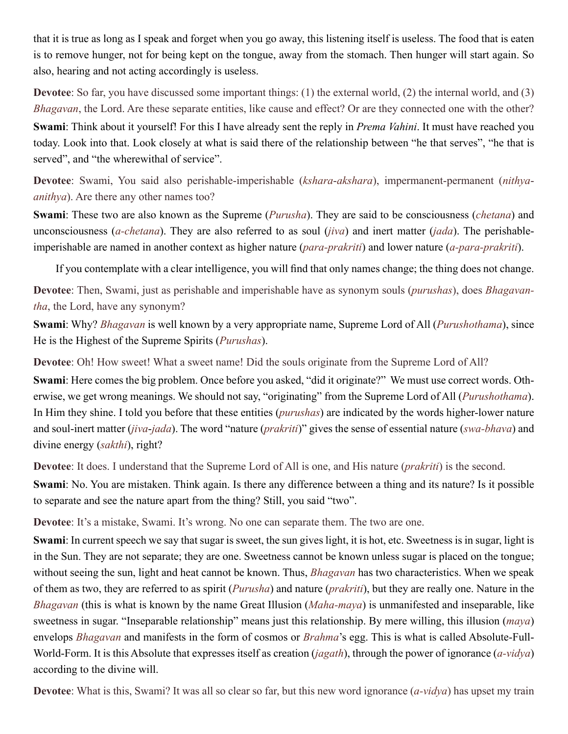that it is true as long as I speak and forget when you go away, this listening itself is useless. The food that is eaten is to remove hunger, not for being kept on the tongue, away from the stomach. Then hunger will start again. So also, hearing and not acting accordingly is useless.

**Devotee**: So far, you have discussed some important things: (1) the external world, (2) the internal world, and (3) *Bhagavan*, the Lord. Are these separate entities, like cause and effect? Or are they connected one with the other?

**Swami**: Think about it yourself! For this I have already sent the reply in *Prema Vahini*. It must have reached you today. Look into that. Look closely at what is said there of the relationship between "he that serves", "he that is served", and "the wherewithal of service".

**Devotee**: Swami, You said also perishable-imperishable (*kshara*-*akshara*), impermanent-permanent (*nithya*-*anithya*). Are there any other names too?

**Swami**: These two are also known as the Supreme (*Purusha*). They are said to be consciousness (*chetana*) and unconsciousness (*a-chetana*). They are also referred to as soul (*jiva*) and inert matter (*jada*). The perishable-imperishable are named in another context as higher nature (*para-prakriti*) and lower nature (*a-para-prakriti*).

If you contemplate with a clear intelligence, you will find that only names change; the thing does not change.

**Devotee**: Then, Swami, just as perishable and imperishable have as synonym souls (*purushas*), does *Bhagavantha*, the Lord, have any synonym?

**Swami**: Why? *Bhagavan* is well known by a very appropriate name, Supreme Lord of All (*Purushothama*), since He is the Highest of the Supreme Spirits (*Purushas*).

**Devotee**: Oh! How sweet! What a sweet name! Did the souls originate from the Supreme Lord of All?

**Swami**: Here comes the big problem. Once before you asked, "did it originate?" We must use correct words. Otherwise, we get wrong meanings. We should not say, "originating" from the Supreme Lord of All (*Purushothama*). In Him they shine. I told you before that these entities (*purushas*) are indicated by the words higher-lower nature and soul-inert matter (*jiva*-*jada*). The word "nature (*prakriti*)" gives the sense of essential nature (*swa-bhava*) and divine energy (*sakthi*), right?

**Devotee**: It does. I understand that the Supreme Lord of All is one, and His nature (*prakriti*) is the second.

**Swami**: No. You are mistaken. Think again. Is there any difference between a thing and its nature? Is it possible to separate and see the nature apart from the thing? Still, you said "two".

**Devotee**: It's a mistake, Swami. It's wrong. No one can separate them. The two are one.

**Swami**: In current speech we say that sugar is sweet, the sun gives light, it is hot, etc. Sweetness is in sugar, light is in the Sun. They are not separate; they are one. Sweetness cannot be known unless sugar is placed on the tongue; without seeing the sun, light and heat cannot be known. Thus, *Bhagavan* has two characteristics. When we speak of them as two, they are referred to as spirit (*Purusha*) and nature (*prakriti*), but they are really one. Nature in the *Bhagavan* (this is what is known by the name Great Illusion (*Maha-maya*) is unmanifested and inseparable, like sweetness in sugar. "Inseparable relationship" means just this relationship. By mere willing, this illusion (*maya*) envelops *Bhagavan* and manifests in the form of cosmos or *Brahma*'s egg. This is what is called Absolute-Full-World-Form. It is this Absolute that expresses itself as creation (*jagath*), through the power of ignorance (*a-vidya*) according to the divine will.

**Devotee**: What is this, Swami? It was all so clear so far, but this new word ignorance (*a-vidya*) has upset my train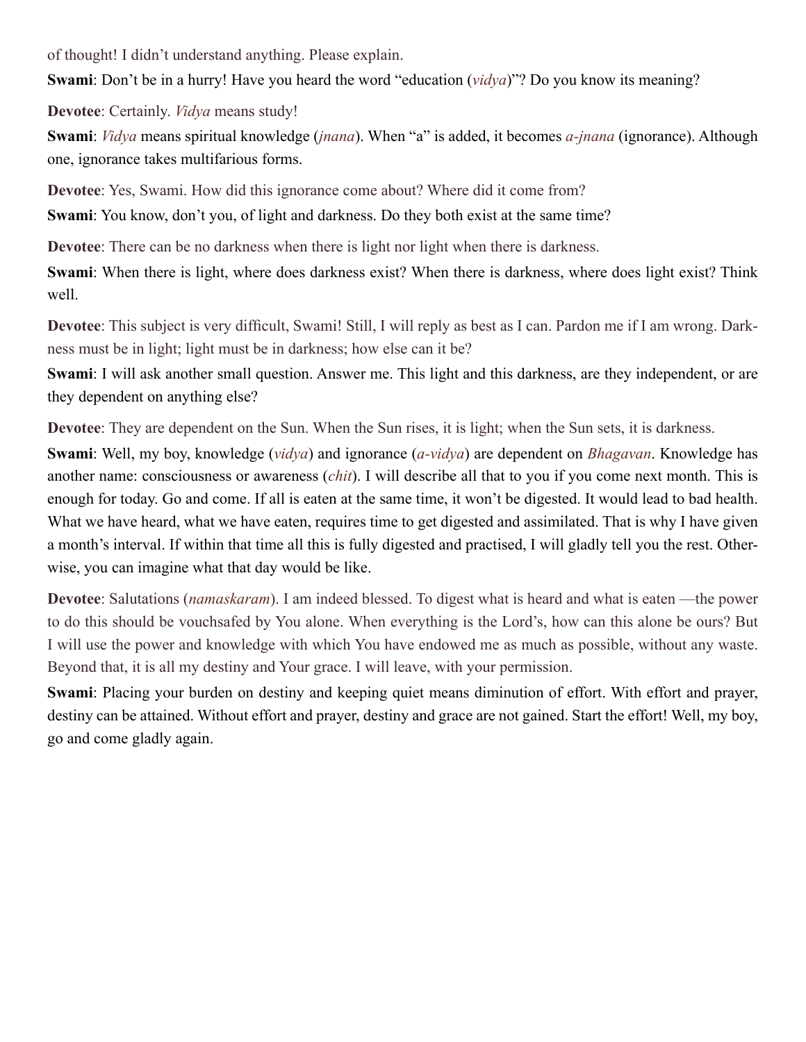of thought! I didn't understand anything. Please explain.

**Swami**: Don't be in a hurry! Have you heard the word "education (*vidya*)"? Do you know its meaning?

**Devotee**: Certainly. *Vidya* means study!

**Swami**: *Vidya* means spiritual knowledge (*jnana*). When "a" is added, it becomes *a-jnana* (ignorance). Although one, ignorance takes multifarious forms.

**Devotee**: Yes, Swami. How did this ignorance come about? Where did it come from?

**Swami**: You know, don't you, of light and darkness. Do they both exist at the same time?

**Devotee**: There can be no darkness when there is light nor light when there is darkness.

**Swami**: When there is light, where does darkness exist? When there is darkness, where does light exist? Think well.

**Devotee**: This subject is very difficult, Swami! Still, I will reply as best as I can. Pardon me if I am wrong. Darkness must be in light; light must be in darkness; how else can it be?

**Swami**: I will ask another small question. Answer me. This light and this darkness, are they independent, or are they dependent on anything else?

**Devotee**: They are dependent on the Sun. When the Sun rises, it is light; when the Sun sets, it is darkness.

**Swami**: Well, my boy, knowledge (*vidya*) and ignorance (*a-vidya*) are dependent on *Bhagavan*. Knowledge has another name: consciousness or awareness (*chit*). I will describe all that to you if you come next month. This is enough for today. Go and come. If all is eaten at the same time, it won't be digested. It would lead to bad health. What we have heard, what we have eaten, requires time to get digested and assimilated. That is why I have given a month's interval. If within that time all this is fully digested and practised, I will gladly tell you the rest. Otherwise, you can imagine what that day would be like.

**Devotee**: Salutations (*namaskaram*). I am indeed blessed. To digest what is heard and what is eaten —the power to do this should be vouchsafed by You alone. When everything is the Lord's, how can this alone be ours? But I will use the power and knowledge with which You have endowed me as much as possible, without any waste. Beyond that, it is all my destiny and Your grace. I will leave, with your permission.

**Swami**: Placing your burden on destiny and keeping quiet means diminution of effort. With effort and prayer, destiny can be attained. Without effort and prayer, destiny and grace are not gained. Start the effort! Well, my boy, go and come gladly again.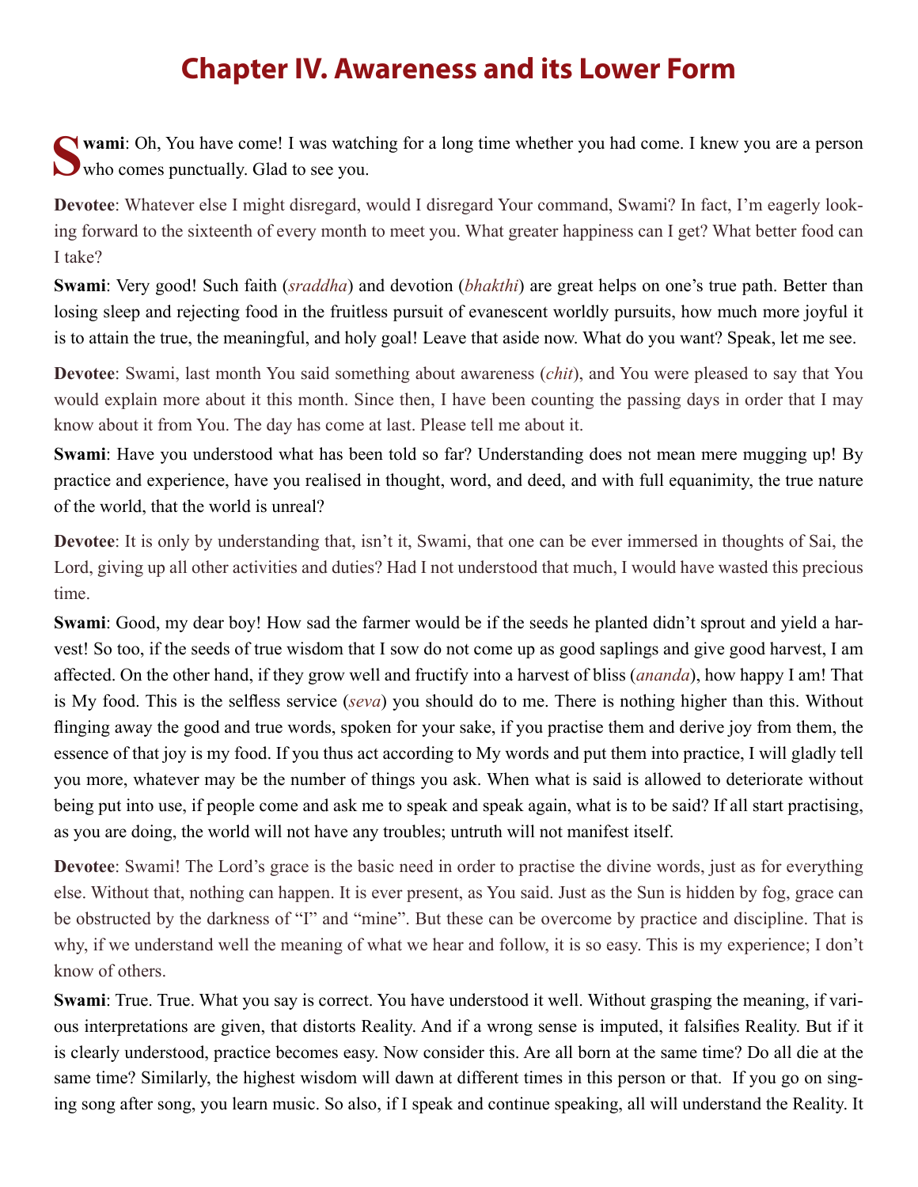# Chapter IV. Awareness and its Lower Form

**Swami**: Oh, You have come! I was watching for a long time whether you had come. I knew you are a person who comes punctually. Glad to see you.

**Devotee**: Whatever else I might disregard, would I disregard Your command, Swami? In fact, I'm eagerly looking forward to the sixteenth of every month to meet you. What greater happiness can I get? What better food can I take?

**Swami**: Very good! Such faith (*sraddha*) and devotion (*bhakthi*) are great helps on one's true path. Better than losing sleep and rejecting food in the fruitless pursuit of evanescent worldly pursuits, how much more joyful it is to attain the true, the meaningful, and holy goal! Leave that aside now. What do you want? Speak, let me see.

**Devotee**: Swami, last month You said something about awareness (*chit*), and You were pleased to say that You would explain more about it this month. Since then, I have been counting the passing days in order that I may know about it from You. The day has come at last. Please tell me about it.

**Swami**: Have you understood what has been told so far? Understanding does not mean mere mugging up! By practice and experience, have you realised in thought, word, and deed, and with full equanimity, the true nature of the world, that the world is unreal?

**Devotee**: It is only by understanding that, isn't it, Swami, that one can be ever immersed in thoughts of Sai, the Lord, giving up all other activities and duties? Had I not understood that much, I would have wasted this precious time.

**Swami**: Good, my dear boy! How sad the farmer would be if the seeds he planted didn't sprout and yield a harvest! So too, if the seeds of true wisdom that I sow do not come up as good saplings and give good harvest, I am affected. On the other hand, if they grow well and fructify into a harvest of bliss (*ananda*), how happy I am! That is My food. This is the selfless service (*seva*) you should do to me. There is nothing higher than this. Without flinging away the good and true words, spoken for your sake, if you practise them and derive joy from them, the essence of that joy is my food. If you thus act according to My words and put them into practice, I will gladly tell you more, whatever may be the number of things you ask. When what is said is allowed to deteriorate without being put into use, if people come and ask me to speak and speak again, what is to be said? If all start practising, as you are doing, the world will not have any troubles; untruth will not manifest itself.

**Devotee**: Swami! The Lord's grace is the basic need in order to practise the divine words, just as for everything else. Without that, nothing can happen. It is ever present, as You said. Just as the Sun is hidden by fog, grace can be obstructed by the darkness of "I" and "mine". But these can be overcome by practice and discipline. That is why, if we understand well the meaning of what we hear and follow, it is so easy. This is my experience; I don't know of others.

**Swami**: True. True. What you say is correct. You have understood it well. Without grasping the meaning, if various interpretations are given, that distorts Reality. And if a wrong sense is imputed, it falsifies Reality. But if it is clearly understood, practice becomes easy. Now consider this. Are all born at the same time? Do all die at the same time? Similarly, the highest wisdom will dawn at different times in this person or that. If you go on singing song after song, you learn music. So also, if I speak and continue speaking, all will understand the Reality. It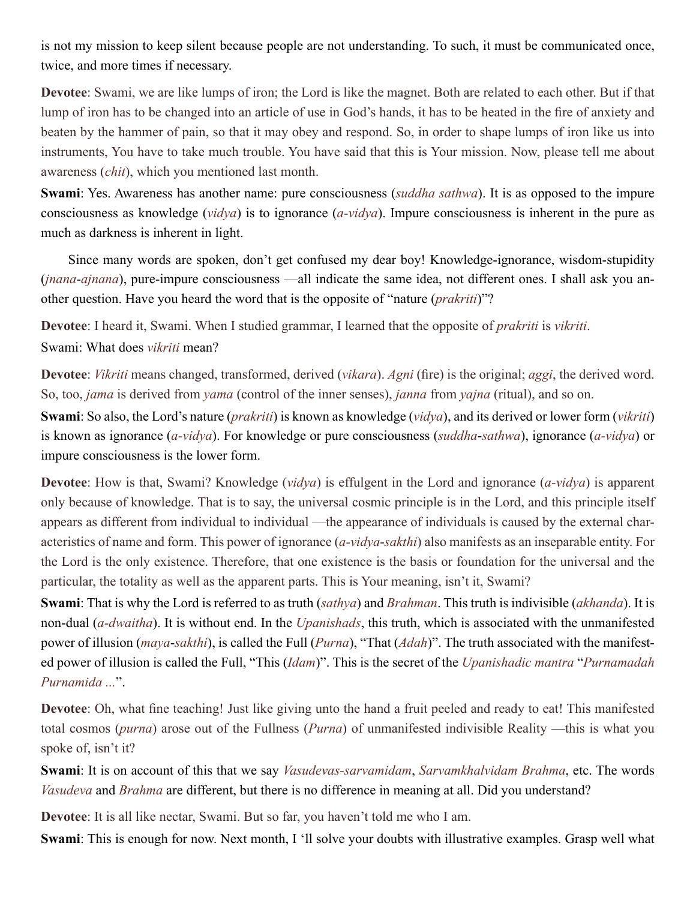is not my mission to keep silent because people are not understanding. To such, it must be communicated once, twice, and more times if necessary.

**Devotee**: Swami, we are like lumps of iron; the Lord is like the magnet. Both are related to each other. But if that lump of iron has to be changed into an article of use in God's hands, it has to be heated in the fire of anxiety and beaten by the hammer of pain, so that it may obey and respond. So, in order to shape lumps of iron like us into instruments, You have to take much trouble. You have said that this is Your mission. Now, please tell me about awareness (*chit*), which you mentioned last month.

**Swami**: Yes. Awareness has another name: pure consciousness (*suddha sathwa*). It is as opposed to the impure consciousness as knowledge (*vidya*) is to ignorance (*a-vidya*). Impure consciousness is inherent in the pure as much as darkness is inherent in light.

Since many words are spoken, don't get confused my dear boy! Knowledge-ignorance, wisdom-stupidity (*jnana*-*ajnana*), pure-impure consciousness —all indicate the same idea, not different ones. I shall ask you another question. Have you heard the word that is the opposite of "nature (*prakriti*)"?

**Devotee**: I heard it, Swami. When I studied grammar, I learned that the opposite of *prakriti* is *vikriti*.

Swami: What does *vikriti* mean?

**Devotee**: *Vikriti* means changed, transformed, derived (*vikara*). *Agni* (fire) is the original; *aggi*, the derived word. So, too, *jama* is derived from *yama* (control of the inner senses), *janna* from *yajna* (ritual), and so on.

**Swami**: So also, the Lord's nature (*prakriti*) is known as knowledge (*vidya*), and its derived or lower form (*vikriti*) is known as ignorance (*a-vidya*). For knowledge or pure consciousness (*suddha*-*sathwa*), ignorance (*a-vidya*) or impure consciousness is the lower form.

**Devotee**: How is that, Swami? Knowledge (*vidya*) is effulgent in the Lord and ignorance (*a-vidya*) is apparent only because of knowledge. That is to say, the universal cosmic principle is in the Lord, and this principle itself appears as different from individual to individual —the appearance of individuals is caused by the external characteristics of name and form. This power of ignorance (*a-vidya*-*sakthi*) also manifests as an inseparable entity. For the Lord is the only existence. Therefore, that one existence is the basis or foundation for the universal and the particular, the totality as well as the apparent parts. This is Your meaning, isn't it, Swami?

**Swami**: That is why the Lord is referred to as truth (*sathya*) and *Brahman*. This truth is indivisible (*akhanda*). It is non-dual (*a-dwaitha*). It is without end. In the *Upanishads*, this truth, which is associated with the unmanifested power of illusion (*maya*-*sakthi*), is called the Full (*Purna*), "That (*Adah*)". The truth associated with the manifested power of illusion is called the Full, "This (*Idam*)". This is the secret of the *Upanishadic mantra* "*Purnamadah Purnamida ...*".

**Devotee**: Oh, what fine teaching! Just like giving unto the hand a fruit peeled and ready to eat! This manifested total cosmos (*purna*) arose out of the Fullness (*Purna*) of unmanifested indivisible Reality —this is what you spoke of, isn't it?

**Swami**: It is on account of this that we say *Vasudevas-sarvamidam*, *Sarvamkhalvidam Brahma*, etc. The words *Vasudeva* and *Brahma* are different, but there is no difference in meaning at all. Did you understand?

**Devotee**: It is all like nectar, Swami. But so far, you haven't told me who I am.

**Swami**: This is enough for now. Next month, I 'll solve your doubts with illustrative examples. Grasp well what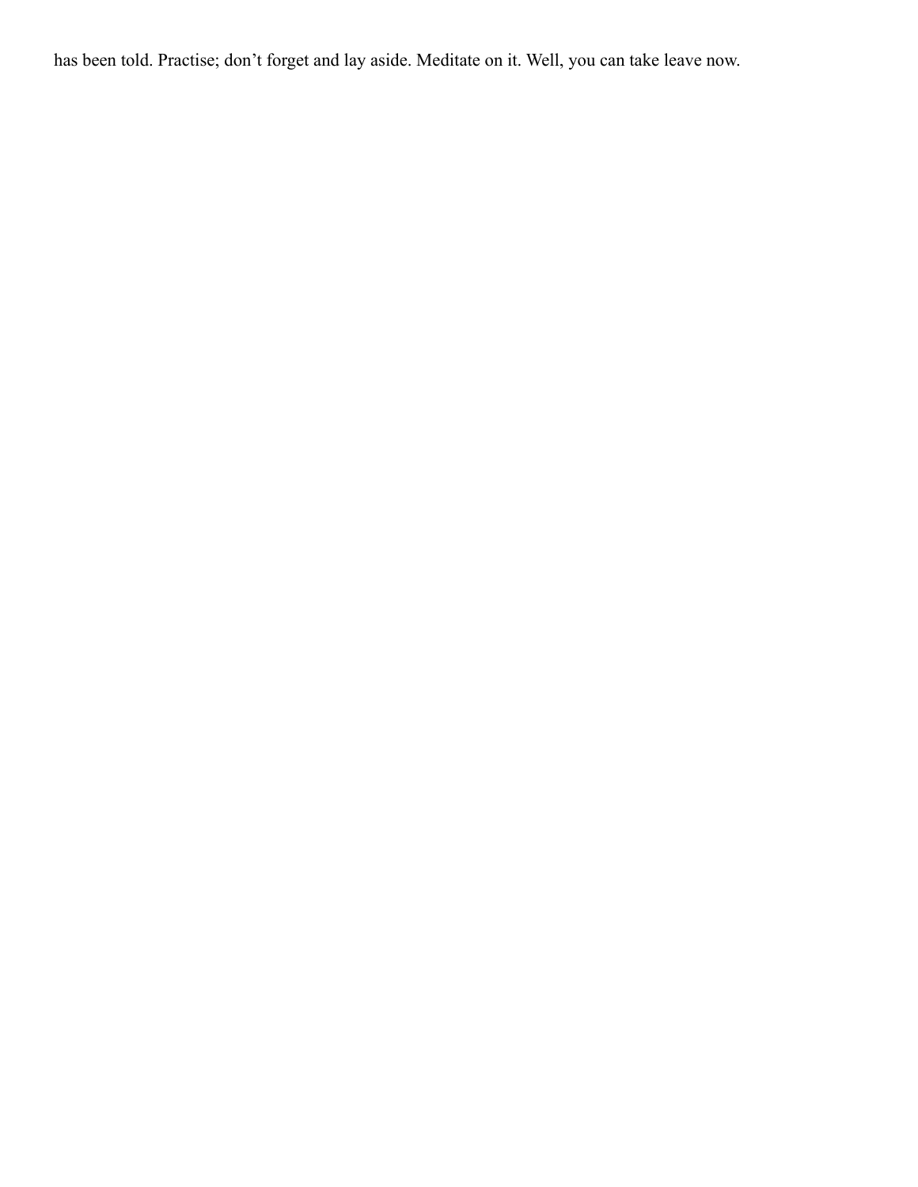has been told. Practise; don’t forget and lay aside. Meditate on it. Well, you can take leave now.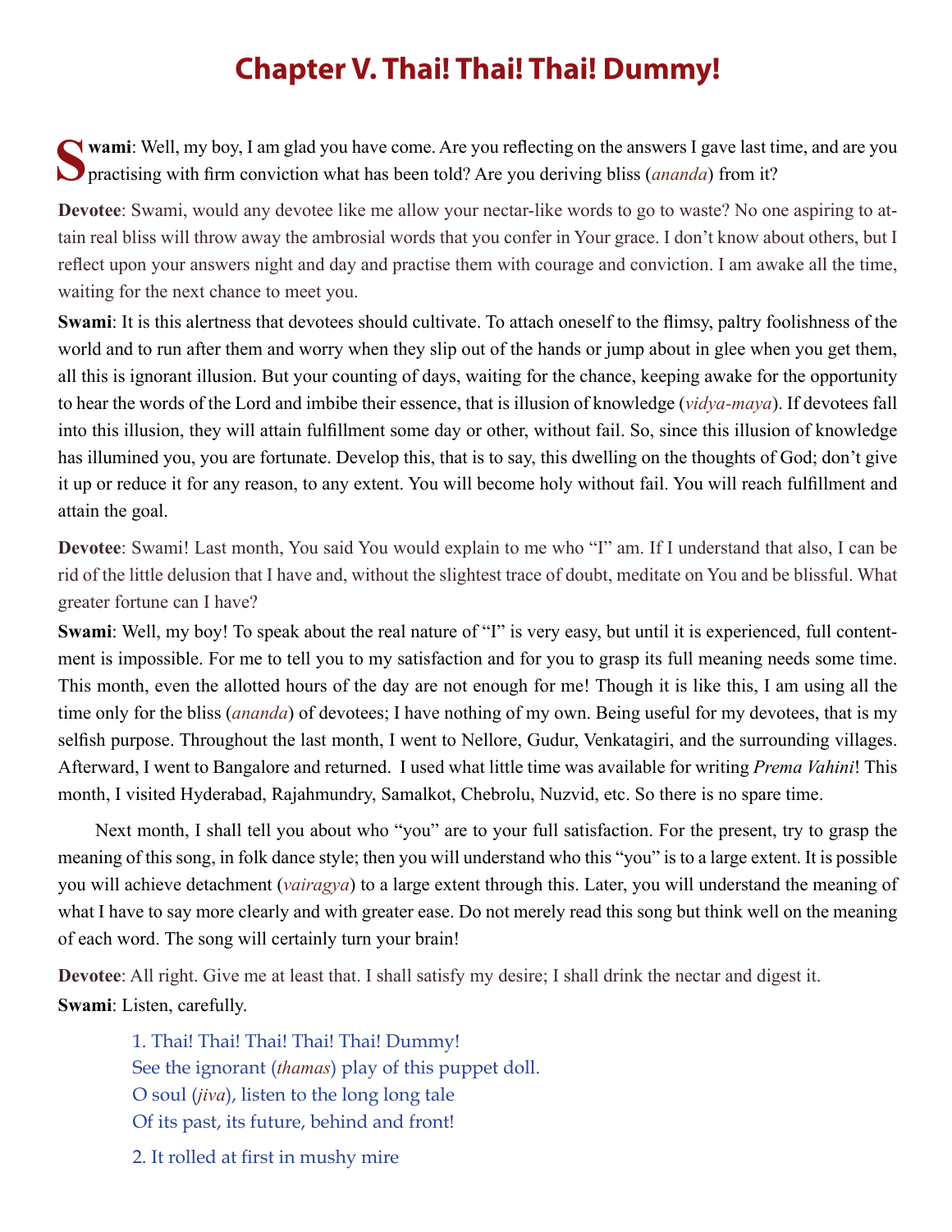# Chapter V. Thai! Thai! Thai! Dummy!

**Swami**: Well, my boy, I am glad you have come. Are you reflecting on the answers I gave last time, and are you practising with firm conviction what has been told? Are you deriving bliss (*ananda*) from it?

**Devotee**: Swami, would any devotee like me allow your nectar-like words to go to waste? No one aspiring to attain real bliss will throw away the ambrosial words that you confer in Your grace. I don't know about others, but I reflect upon your answers night and day and practise them with courage and conviction. I am awake all the time, waiting for the next chance to meet you.

**Swami**: It is this alertness that devotees should cultivate. To attach oneself to the flimsy, paltry foolishness of the world and to run after them and worry when they slip out of the hands or jump about in glee when you get them, all this is ignorant illusion. But your counting of days, waiting for the chance, keeping awake for the opportunity to hear the words of the Lord and imbibe their essence, that is illusion of knowledge (*vidya-maya*). If devotees fall into this illusion, they will attain fulfillment some day or other, without fail. So, since this illusion of knowledge has illumined you, you are fortunate. Develop this, that is to say, this dwelling on the thoughts of God; don't give it up or reduce it for any reason, to any extent. You will become holy without fail. You will reach fulfillment and attain the goal.

**Devotee**: Swami! Last month, You said You would explain to me who "I" am. If I understand that also, I can be rid of the little delusion that I have and, without the slightest trace of doubt, meditate on You and be blissful. What greater fortune can I have?

**Swami**: Well, my boy! To speak about the real nature of "I" is very easy, but until it is experienced, full contentment is impossible. For me to tell you to my satisfaction and for you to grasp its full meaning needs some time. This month, even the allotted hours of the day are not enough for me! Though it is like this, I am using all the time only for the bliss (*ananda*) of devotees; I have nothing of my own. Being useful for my devotees, that is my selfish purpose. Throughout the last month, I went to Nellore, Gudur, Venkatagiri, and the surrounding villages. Afterward, I went to Bangalore and returned. I used what little time was available for writing *Prema Vahini*! This month, I visited Hyderabad, Rajahmundry, Samalkot, Chebrolu, Nuzvid, etc. So there is no spare time.

Next month, I shall tell you about who "you" are to your full satisfaction. For the present, try to grasp the meaning of this song, in folk dance style; then you will understand who this "you" is to a large extent. It is possible you will achieve detachment (*vairagya*) to a large extent through this. Later, you will understand the meaning of what I have to say more clearly and with greater ease. Do not merely read this song but think well on the meaning of each word. The song will certainly turn your brain!

**Devotee**: All right. Give me at least that. I shall satisfy my desire; I shall drink the nectar and digest it.

**Swami**: Listen, carefully.

> 1. Thai! Thai! Thai! Thai! Thai! Dummy!
> See the ignorant (*thamas*) play of this puppet doll.
> O soul (*jiva*), listen to the long long tale
> Of its past, its future, behind and front!
>
> 2. It rolled at first in mushy mire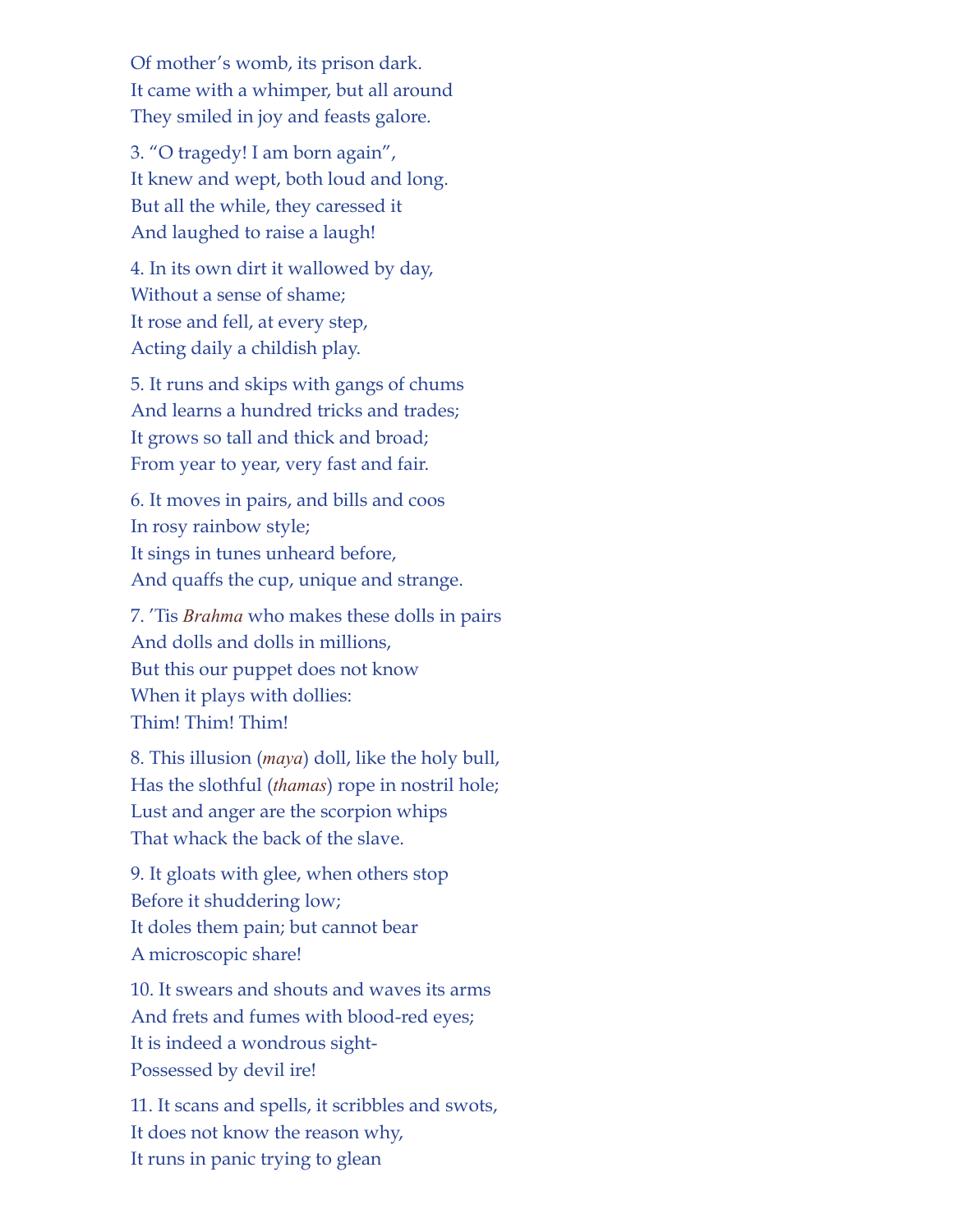Of mother's womb, its prison dark.
It came with a whimper, but all around
They smiled in joy and feasts galore.

3. "O tragedy! I am born again",
It knew and wept, both loud and long.
But all the while, they caressed it
And laughed to raise a laugh!

4. In its own dirt it wallowed by day,
Without a sense of shame;
It rose and fell, at every step,
Acting daily a childish play.

5. It runs and skips with gangs of chums
And learns a hundred tricks and trades;
It grows so tall and thick and broad;
From year to year, very fast and fair.

6. It moves in pairs, and bills and coos
In rosy rainbow style;
It sings in tunes unheard before,
And quaffs the cup, unique and strange.

7. 'Tis *Brahma* who makes these dolls in pairs
And dolls and dolls in millions,
But this our puppet does not know
When it plays with dollies:
Thim! Thim! Thim!

8. This illusion (*maya*) doll, like the holy bull,
Has the slothful (*thamas*) rope in nostril hole;
Lust and anger are the scorpion whips
That whack the back of the slave.

9. It gloats with glee, when others stop
Before it shuddering low;
It doles them pain; but cannot bear
A microscopic share!

10. It swears and shouts and waves its arms
And frets and fumes with blood-red eyes;
It is indeed a wondrous sight-
Possessed by devil ire!

11. It scans and spells, it scribbles and swots,
It does not know the reason why,
It runs in panic trying to glean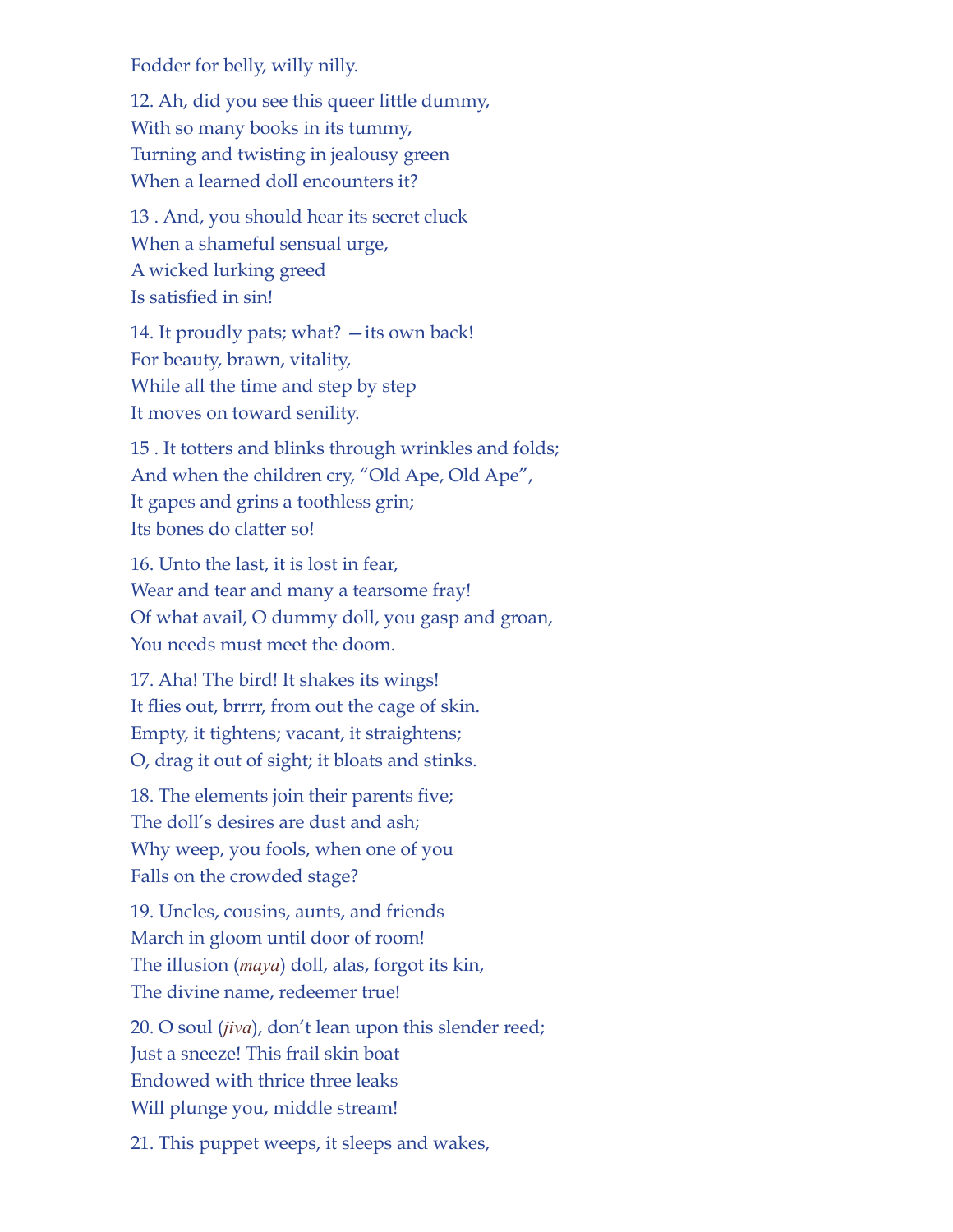Fodder for belly, willy nilly.

12. Ah, did you see this queer little dummy,
With so many books in its tummy,
Turning and twisting in jealousy green
When a learned doll encounters it?

13 . And, you should hear its secret cluck
When a shameful sensual urge,
A wicked lurking greed
Is satisfied in sin!

14. It proudly pats; what? —its own back!
For beauty, brawn, vitality,
While all the time and step by step
It moves on toward senility.

15 . It totters and blinks through wrinkles and folds;
And when the children cry, "Old Ape, Old Ape",
It gapes and grins a toothless grin;
Its bones do clatter so!

16. Unto the last, it is lost in fear,
Wear and tear and many a tearsome fray!
Of what avail, O dummy doll, you gasp and groan,
You needs must meet the doom.

17. Aha! The bird! It shakes its wings!
It flies out, brrrr, from out the cage of skin.
Empty, it tightens; vacant, it straightens;
O, drag it out of sight; it bloats and stinks.

18. The elements join their parents five;
The doll's desires are dust and ash;
Why weep, you fools, when one of you
Falls on the crowded stage?

19. Uncles, cousins, aunts, and friends
March in gloom until door of room!
The illusion (*maya*) doll, alas, forgot its kin,
The divine name, redeemer true!

20. O soul (*jiva*), don't lean upon this slender reed;
Just a sneeze! This frail skin boat
Endowed with thrice three leaks
Will plunge you, middle stream!

21. This puppet weeps, it sleeps and wakes,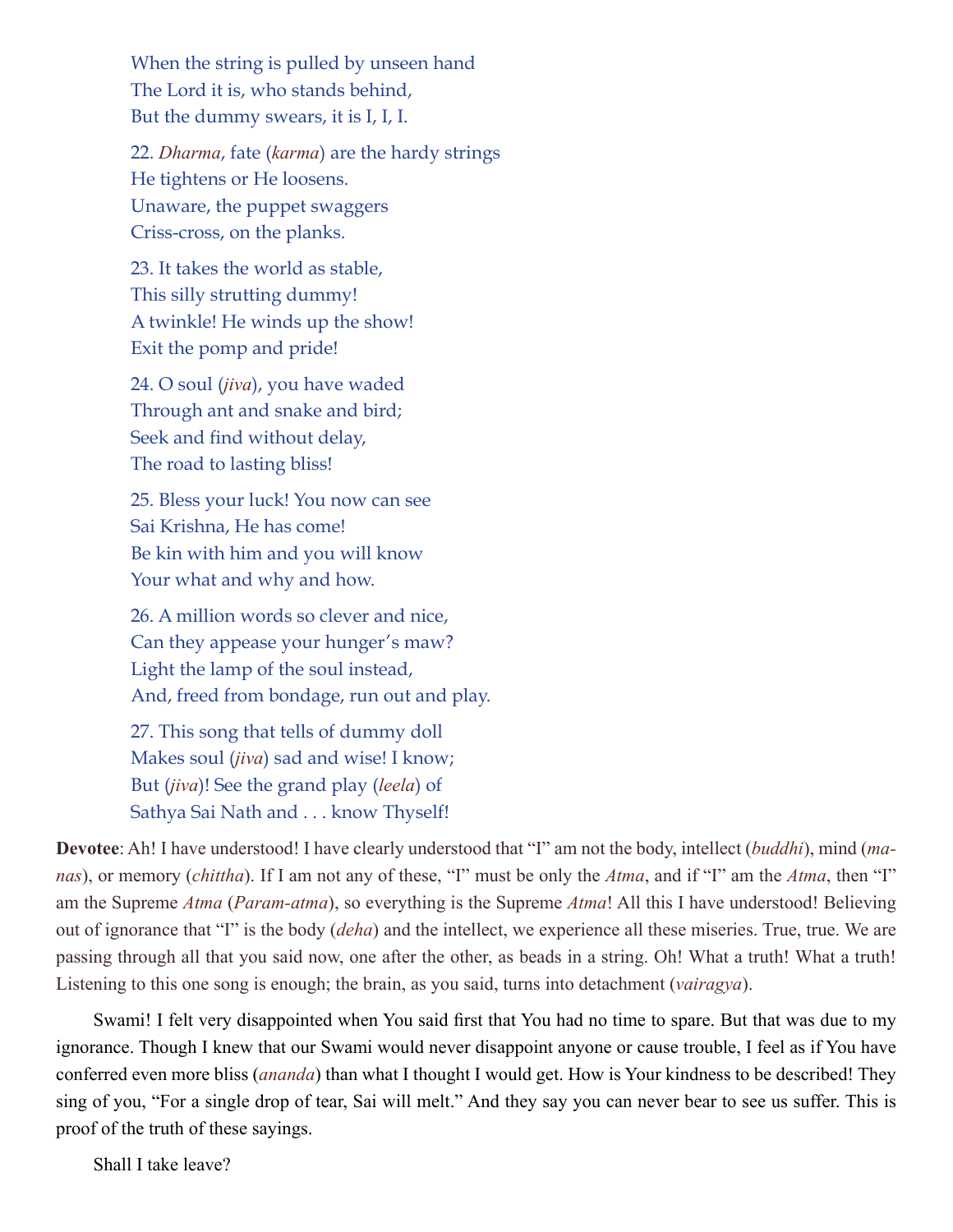When the string is pulled by unseen hand
The Lord it is, who stands behind,
But the dummy swears, it is I, I, I.

22. *Dharma*, fate (*karma*) are the hardy strings
He tightens or He loosens.
Unaware, the puppet swaggers
Criss-cross, on the planks.

23. It takes the world as stable,
This silly strutting dummy!
A twinkle! He winds up the show!
Exit the pomp and pride!

24. O soul (*jiva*), you have waded
Through ant and snake and bird;
Seek and find without delay,
The road to lasting bliss!

25. Bless your luck! You now can see
Sai Krishna, He has come!
Be kin with him and you will know
Your what and why and how.

26. A million words so clever and nice,
Can they appease your hunger's maw?
Light the lamp of the soul instead,
And, freed from bondage, run out and play.

27. This song that tells of dummy doll
Makes soul (*jiva*) sad and wise! I know;
But (*jiva*)! See the grand play (*leela*) of
Sathya Sai Nath and . . . know Thyself!

**Devotee**: Ah! I have understood! I have clearly understood that "I" am not the body, intellect (*buddhi*), mind (*manas*), or memory (*chittha*). If I am not any of these, "I" must be only the *Atma*, and if "I" am the *Atma*, then "I" am the Supreme *Atma* (*Param-atma*), so everything is the Supreme *Atma*! All this I have understood! Believing out of ignorance that "I" is the body (*deha*) and the intellect, we experience all these miseries. True, true. We are passing through all that you said now, one after the other, as beads in a string. Oh! What a truth! What a truth! Listening to this one song is enough; the brain, as you said, turns into detachment (*vairagya*).

Swami! I felt very disappointed when You said first that You had no time to spare. But that was due to my ignorance. Though I knew that our Swami would never disappoint anyone or cause trouble, I feel as if You have conferred even more bliss (*ananda*) than what I thought I would get. How is Your kindness to be described! They sing of you, "For a single drop of tear, Sai will melt." And they say you can never bear to see us suffer. This is proof of the truth of these sayings.

Shall I take leave?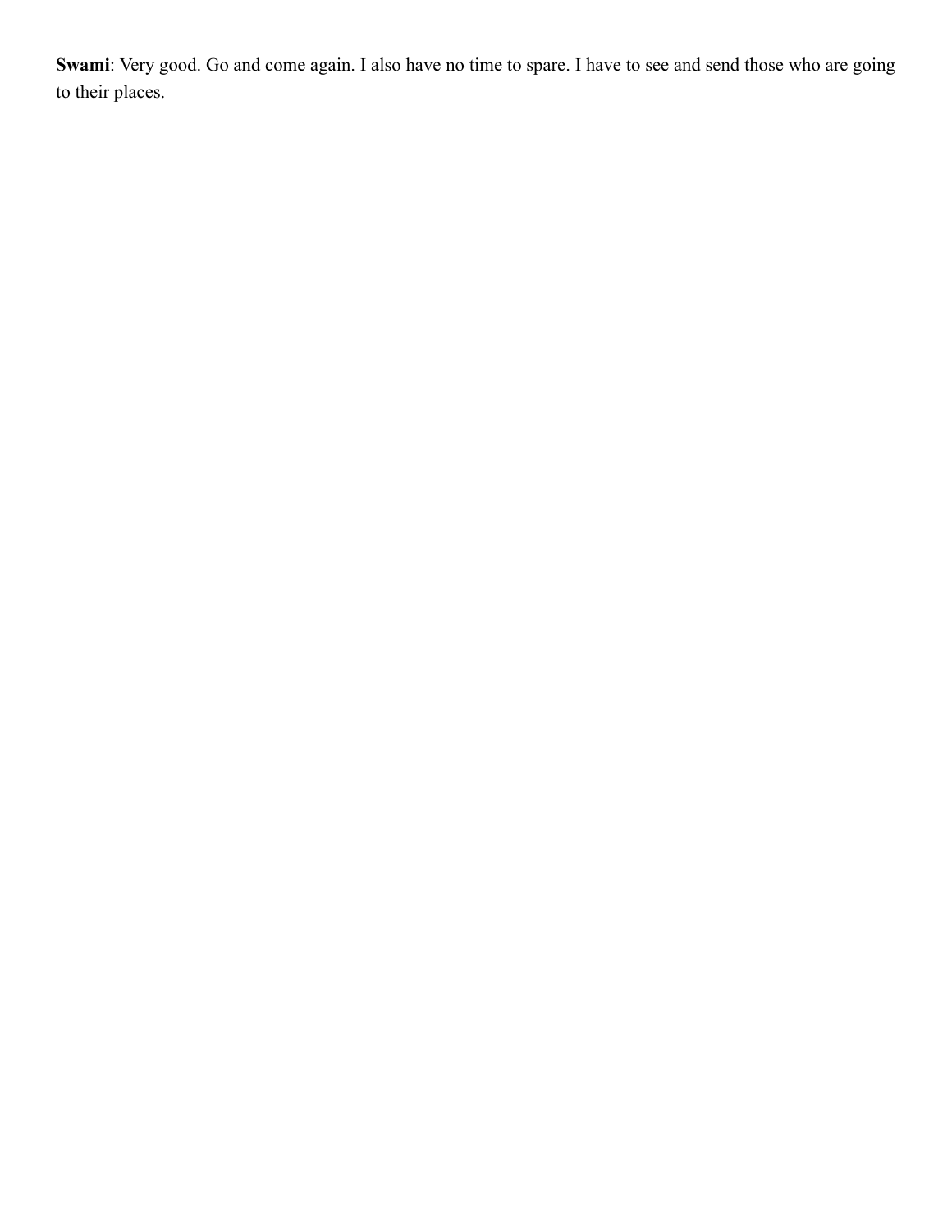**Swami**: Very good. Go and come again. I also have no time to spare. I have to see and send those who are going to their places.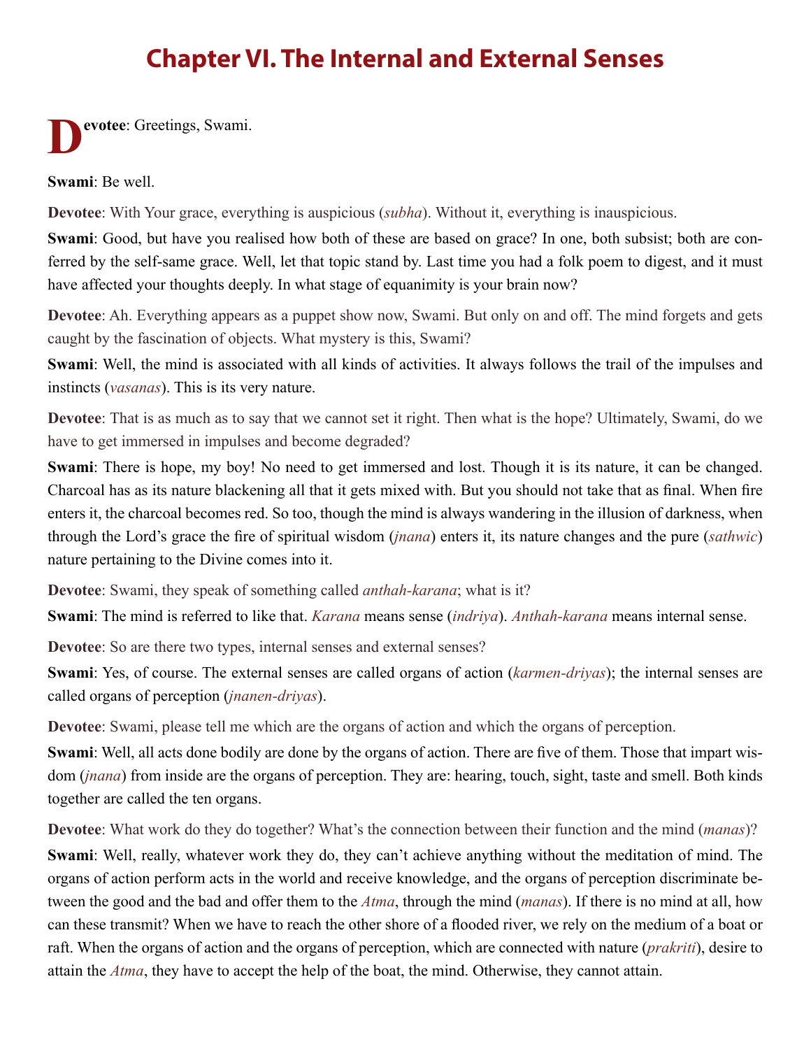# Chapter VI. The Internal and External Senses

**Devotee**: Greetings, Swami.

**Swami**: Be well.

**Devotee**: With Your grace, everything is auspicious (*subha*). Without it, everything is inauspicious.

**Swami**: Good, but have you realised how both of these are based on grace? In one, both subsist; both are conferred by the self-same grace. Well, let that topic stand by. Last time you had a folk poem to digest, and it must have affected your thoughts deeply. In what stage of equanimity is your brain now?

**Devotee**: Ah. Everything appears as a puppet show now, Swami. But only on and off. The mind forgets and gets caught by the fascination of objects. What mystery is this, Swami?

**Swami**: Well, the mind is associated with all kinds of activities. It always follows the trail of the impulses and instincts (*vasanas*). This is its very nature.

**Devotee**: That is as much as to say that we cannot set it right. Then what is the hope? Ultimately, Swami, do we have to get immersed in impulses and become degraded?

**Swami**: There is hope, my boy! No need to get immersed and lost. Though it is its nature, it can be changed. Charcoal has as its nature blackening all that it gets mixed with. But you should not take that as final. When fire enters it, the charcoal becomes red. So too, though the mind is always wandering in the illusion of darkness, when through the Lord's grace the fire of spiritual wisdom (*jnana*) enters it, its nature changes and the pure (*sathwic*) nature pertaining to the Divine comes into it.

**Devotee**: Swami, they speak of something called *anthah-karana*; what is it?

**Swami**: The mind is referred to like that. *Karana* means sense (*indriya*). *Anthah-karana* means internal sense.

**Devotee**: So are there two types, internal senses and external senses?

**Swami**: Yes, of course. The external senses are called organs of action (*karmen-driyas*); the internal senses are called organs of perception (*jnanen-driyas*).

**Devotee**: Swami, please tell me which are the organs of action and which the organs of perception.

**Swami**: Well, all acts done bodily are done by the organs of action. There are five of them. Those that impart wisdom (*jnana*) from inside are the organs of perception. They are: hearing, touch, sight, taste and smell. Both kinds together are called the ten organs.

**Devotee**: What work do they do together? What's the connection between their function and the mind (*manas*)?

**Swami**: Well, really, whatever work they do, they can't achieve anything without the meditation of mind. The organs of action perform acts in the world and receive knowledge, and the organs of perception discriminate between the good and the bad and offer them to the *Atma*, through the mind (*manas*). If there is no mind at all, how can these transmit? When we have to reach the other shore of a flooded river, we rely on the medium of a boat or raft. When the organs of action and the organs of perception, which are connected with nature (*prakriti*), desire to attain the *Atma*, they have to accept the help of the boat, the mind. Otherwise, they cannot attain.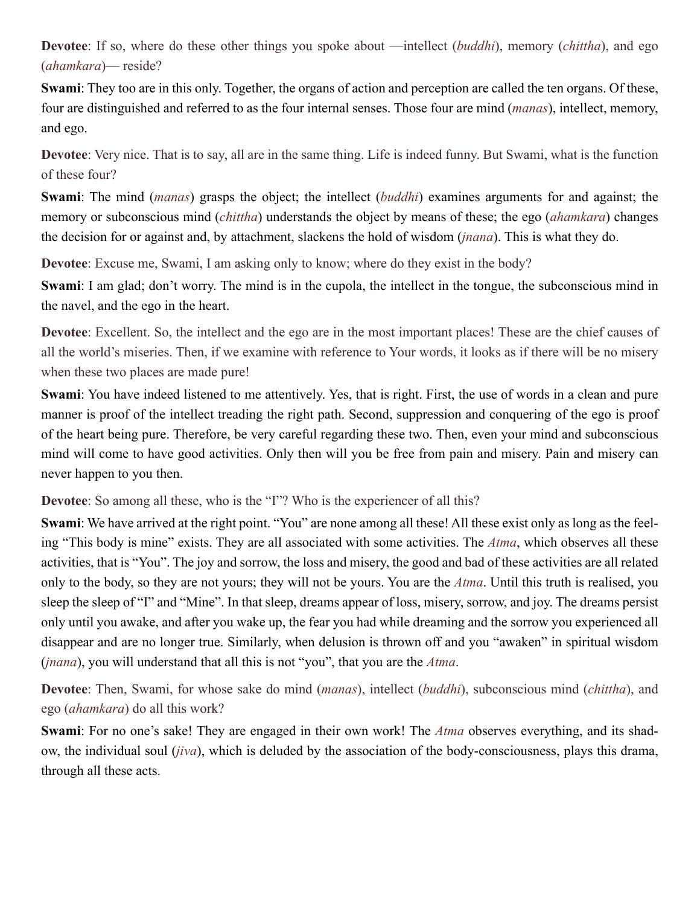**Devotee**: If so, where do these other things you spoke about —intellect (*buddhi*), memory (*chittha*), and ego (*ahamkara*)— reside?

**Swami**: They too are in this only. Together, the organs of action and perception are called the ten organs. Of these, four are distinguished and referred to as the four internal senses. Those four are mind (*manas*), intellect, memory, and ego.

**Devotee**: Very nice. That is to say, all are in the same thing. Life is indeed funny. But Swami, what is the function of these four?

**Swami**: The mind (*manas*) grasps the object; the intellect (*buddhi*) examines arguments for and against; the memory or subconscious mind (*chittha*) understands the object by means of these; the ego (*ahamkara*) changes the decision for or against and, by attachment, slackens the hold of wisdom (*jnana*). This is what they do.

**Devotee**: Excuse me, Swami, I am asking only to know; where do they exist in the body?

**Swami**: I am glad; don't worry. The mind is in the cupola, the intellect in the tongue, the subconscious mind in the navel, and the ego in the heart.

**Devotee**: Excellent. So, the intellect and the ego are in the most important places! These are the chief causes of all the world's miseries. Then, if we examine with reference to Your words, it looks as if there will be no misery when these two places are made pure!

**Swami**: You have indeed listened to me attentively. Yes, that is right. First, the use of words in a clean and pure manner is proof of the intellect treading the right path. Second, suppression and conquering of the ego is proof of the heart being pure. Therefore, be very careful regarding these two. Then, even your mind and subconscious mind will come to have good activities. Only then will you be free from pain and misery. Pain and misery can never happen to you then.

**Devotee**: So among all these, who is the "I"? Who is the experiencer of all this?

**Swami**: We have arrived at the right point. "You" are none among all these! All these exist only as long as the feeling "This body is mine" exists. They are all associated with some activities. The *Atma*, which observes all these activities, that is "You". The joy and sorrow, the loss and misery, the good and bad of these activities are all related only to the body, so they are not yours; they will not be yours. You are the *Atma*. Until this truth is realised, you sleep the sleep of "I" and "Mine". In that sleep, dreams appear of loss, misery, sorrow, and joy. The dreams persist only until you awake, and after you wake up, the fear you had while dreaming and the sorrow you experienced all disappear and are no longer true. Similarly, when delusion is thrown off and you "awaken" in spiritual wisdom (*jnana*), you will understand that all this is not "you", that you are the *Atma*.

**Devotee**: Then, Swami, for whose sake do mind (*manas*), intellect (*buddhi*), subconscious mind (*chittha*), and ego (*ahamkara*) do all this work?

**Swami**: For no one's sake! They are engaged in their own work! The *Atma* observes everything, and its shadow, the individual soul (*jiva*), which is deluded by the association of the body-consciousness, plays this drama, through all these acts.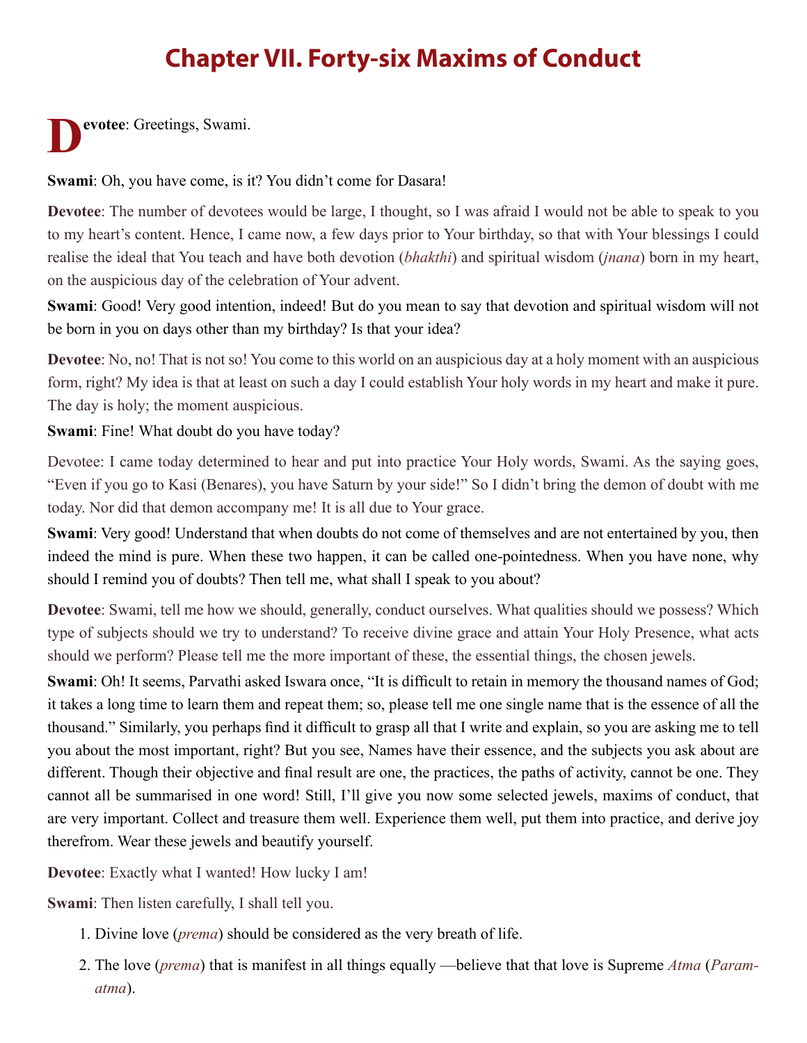# Chapter VII. Forty-six Maxims of Conduct

**Devotee**: Greetings, Swami.

**Swami**: Oh, you have come, is it? You didn't come for Dasara!

**Devotee**: The number of devotees would be large, I thought, so I was afraid I would not be able to speak to you to my heart's content. Hence, I came now, a few days prior to Your birthday, so that with Your blessings I could realise the ideal that You teach and have both devotion (*bhakthi*) and spiritual wisdom (*jnana*) born in my heart, on the auspicious day of the celebration of Your advent.

**Swami**: Good! Very good intention, indeed! But do you mean to say that devotion and spiritual wisdom will not be born in you on days other than my birthday? Is that your idea?

**Devotee**: No, no! That is not so! You come to this world on an auspicious day at a holy moment with an auspicious form, right? My idea is that at least on such a day I could establish Your holy words in my heart and make it pure. The day is holy; the moment auspicious.

**Swami**: Fine! What doubt do you have today?

Devotee: I came today determined to hear and put into practice Your Holy words, Swami. As the saying goes, "Even if you go to Kasi (Benares), you have Saturn by your side!" So I didn't bring the demon of doubt with me today. Nor did that demon accompany me! It is all due to Your grace.

**Swami**: Very good! Understand that when doubts do not come of themselves and are not entertained by you, then indeed the mind is pure. When these two happen, it can be called one-pointedness. When you have none, why should I remind you of doubts? Then tell me, what shall I speak to you about?

**Devotee**: Swami, tell me how we should, generally, conduct ourselves. What qualities should we possess? Which type of subjects should we try to understand? To receive divine grace and attain Your Holy Presence, what acts should we perform? Please tell me the more important of these, the essential things, the chosen jewels.

**Swami**: Oh! It seems, Parvathi asked Iswara once, "It is difficult to retain in memory the thousand names of God; it takes a long time to learn them and repeat them; so, please tell me one single name that is the essence of all the thousand." Similarly, you perhaps find it difficult to grasp all that I write and explain, so you are asking me to tell you about the most important, right? But you see, Names have their essence, and the subjects you ask about are different. Though their objective and final result are one, the practices, the paths of activity, cannot be one. They cannot all be summarised in one word! Still, I'll give you now some selected jewels, maxims of conduct, that are very important. Collect and treasure them well. Experience them well, put them into practice, and derive joy therefrom. Wear these jewels and beautify yourself.

**Devotee**: Exactly what I wanted! How lucky I am!

**Swami**: Then listen carefully, I shall tell you.

1. Divine love (*prema*) should be considered as the very breath of life.
2. The love (*prema*) that is manifest in all things equally —believe that that love is Supreme *Atma* (*Paramatma*).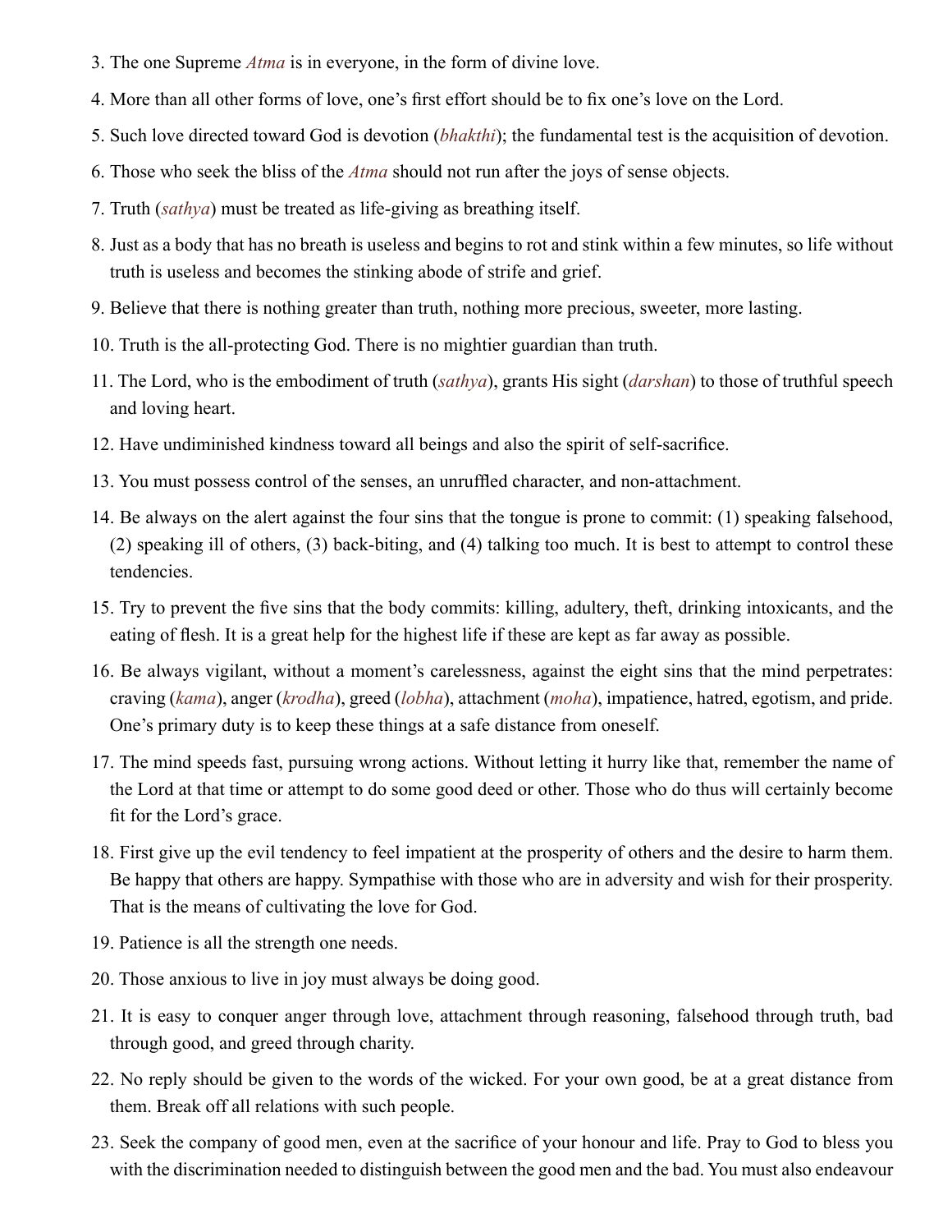3. The one Supreme *Atma* is in everyone, in the form of divine love.

4. More than all other forms of love, one's first effort should be to fix one's love on the Lord.

5. Such love directed toward God is devotion (*bhakthi*); the fundamental test is the acquisition of devotion.

6. Those who seek the bliss of the *Atma* should not run after the joys of sense objects.

7. Truth (*sathya*) must be treated as life-giving as breathing itself.

8. Just as a body that has no breath is useless and begins to rot and stink within a few minutes, so life without truth is useless and becomes the stinking abode of strife and grief.

9. Believe that there is nothing greater than truth, nothing more precious, sweeter, more lasting.

10. Truth is the all-protecting God. There is no mightier guardian than truth.

11. The Lord, who is the embodiment of truth (*sathya*), grants His sight (*darshan*) to those of truthful speech and loving heart.

12. Have undiminished kindness toward all beings and also the spirit of self-sacrifice.

13. You must possess control of the senses, an unruffled character, and non-attachment.

14. Be always on the alert against the four sins that the tongue is prone to commit: (1) speaking falsehood, (2) speaking ill of others, (3) back-biting, and (4) talking too much. It is best to attempt to control these tendencies.

15. Try to prevent the five sins that the body commits: killing, adultery, theft, drinking intoxicants, and the eating of flesh. It is a great help for the highest life if these are kept as far away as possible.

16. Be always vigilant, without a moment's carelessness, against the eight sins that the mind perpetrates: craving (*kama*), anger (*krodha*), greed (*lobha*), attachment (*moha*), impatience, hatred, egotism, and pride. One's primary duty is to keep these things at a safe distance from oneself.

17. The mind speeds fast, pursuing wrong actions. Without letting it hurry like that, remember the name of the Lord at that time or attempt to do some good deed or other. Those who do thus will certainly become fit for the Lord's grace.

18. First give up the evil tendency to feel impatient at the prosperity of others and the desire to harm them. Be happy that others are happy. Sympathise with those who are in adversity and wish for their prosperity. That is the means of cultivating the love for God.

19. Patience is all the strength one needs.

20. Those anxious to live in joy must always be doing good.

21. It is easy to conquer anger through love, attachment through reasoning, falsehood through truth, bad through good, and greed through charity.

22. No reply should be given to the words of the wicked. For your own good, be at a great distance from them. Break off all relations with such people.

23. Seek the company of good men, even at the sacrifice of your honour and life. Pray to God to bless you with the discrimination needed to distinguish between the good men and the bad. You must also endeavour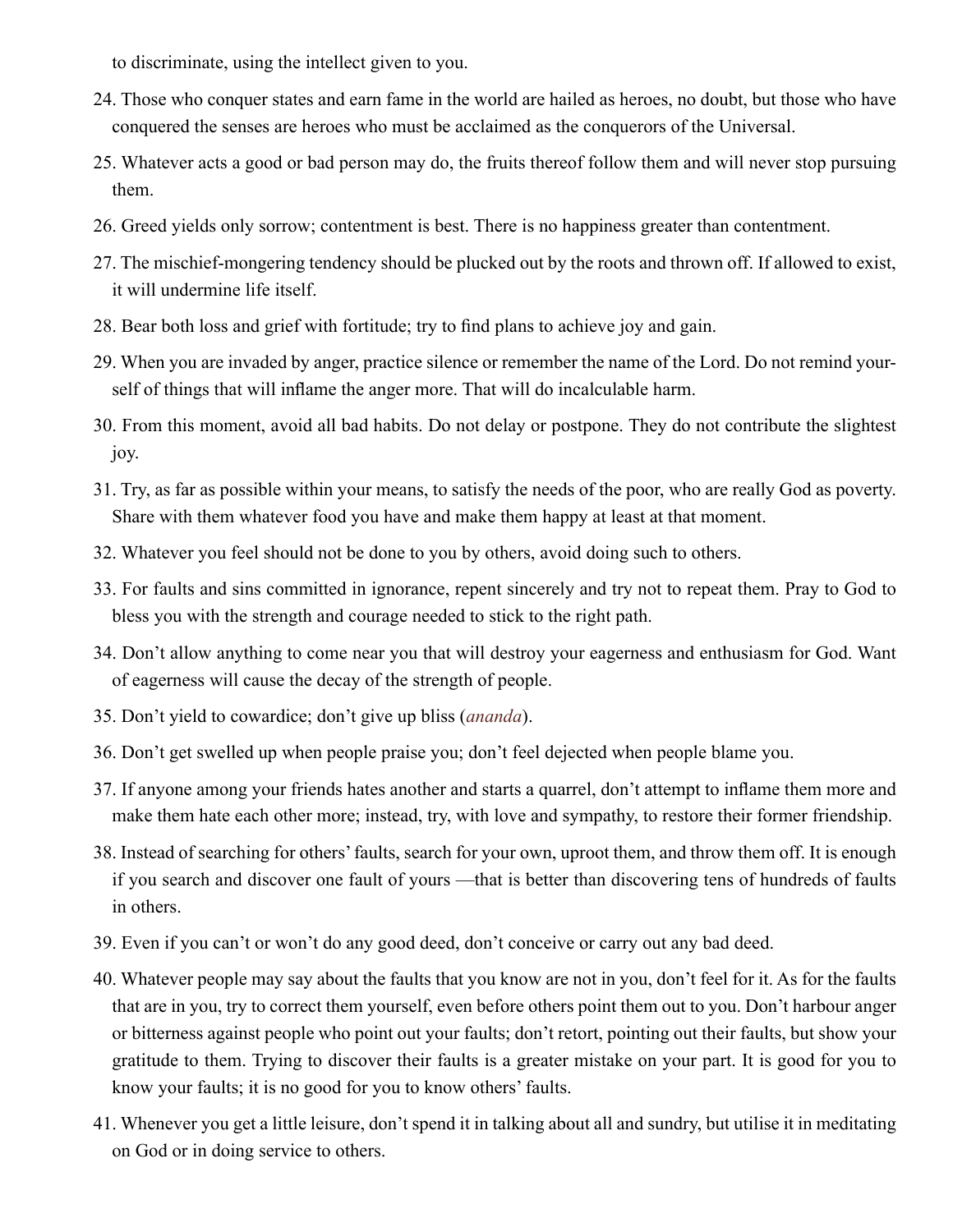to discriminate, using the intellect given to you.

24. Those who conquer states and earn fame in the world are hailed as heroes, no doubt, but those who have conquered the senses are heroes who must be acclaimed as the conquerors of the Universal.
25. Whatever acts a good or bad person may do, the fruits thereof follow them and will never stop pursuing them.
26. Greed yields only sorrow; contentment is best. There is no happiness greater than contentment.
27. The mischief-mongering tendency should be plucked out by the roots and thrown off. If allowed to exist, it will undermine life itself.
28. Bear both loss and grief with fortitude; try to find plans to achieve joy and gain.
29. When you are invaded by anger, practice silence or remember the name of the Lord. Do not remind yourself of things that will inflame the anger more. That will do incalculable harm.
30. From this moment, avoid all bad habits. Do not delay or postpone. They do not contribute the slightest joy.
31. Try, as far as possible within your means, to satisfy the needs of the poor, who are really God as poverty. Share with them whatever food you have and make them happy at least at that moment.
32. Whatever you feel should not be done to you by others, avoid doing such to others.
33. For faults and sins committed in ignorance, repent sincerely and try not to repeat them. Pray to God to bless you with the strength and courage needed to stick to the right path.
34. Don't allow anything to come near you that will destroy your eagerness and enthusiasm for God. Want of eagerness will cause the decay of the strength of people.
35. Don't yield to cowardice; don't give up bliss (*ananda*).
36. Don't get swelled up when people praise you; don't feel dejected when people blame you.
37. If anyone among your friends hates another and starts a quarrel, don't attempt to inflame them more and make them hate each other more; instead, try, with love and sympathy, to restore their former friendship.
38. Instead of searching for others' faults, search for your own, uproot them, and throw them off. It is enough if you search and discover one fault of yours —that is better than discovering tens of hundreds of faults in others.
39. Even if you can't or won't do any good deed, don't conceive or carry out any bad deed.
40. Whatever people may say about the faults that you know are not in you, don't feel for it. As for the faults that are in you, try to correct them yourself, even before others point them out to you. Don't harbour anger or bitterness against people who point out your faults; don't retort, pointing out their faults, but show your gratitude to them. Trying to discover their faults is a greater mistake on your part. It is good for you to know your faults; it is no good for you to know others' faults.
41. Whenever you get a little leisure, don't spend it in talking about all and sundry, but utilise it in meditating on God or in doing service to others.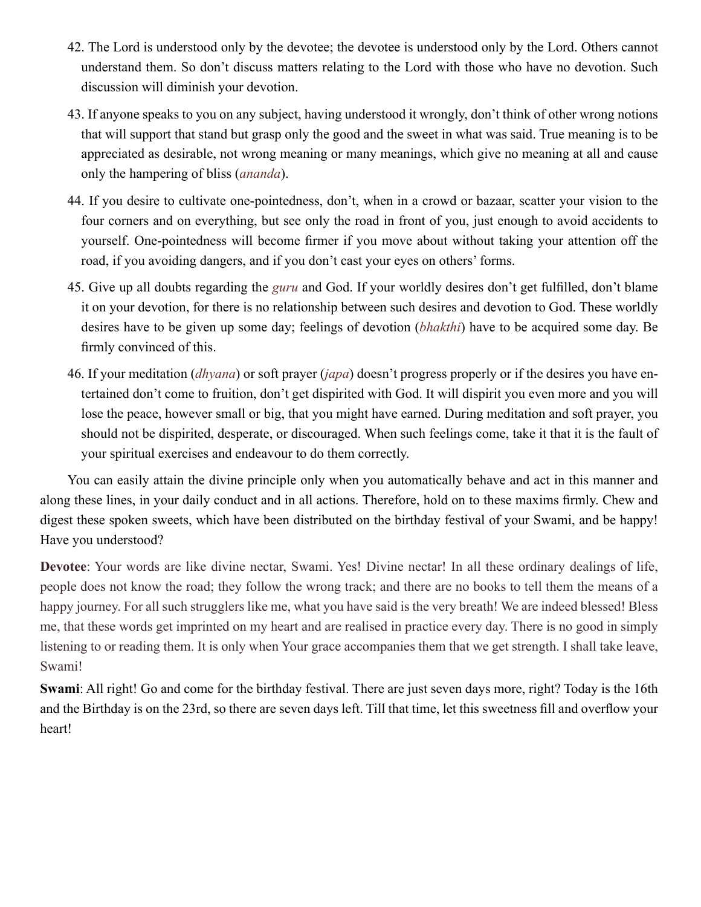42. The Lord is understood only by the devotee; the devotee is understood only by the Lord. Others cannot understand them. So don't discuss matters relating to the Lord with those who have no devotion. Such discussion will diminish your devotion.

43. If anyone speaks to you on any subject, having understood it wrongly, don't think of other wrong notions that will support that stand but grasp only the good and the sweet in what was said. True meaning is to be appreciated as desirable, not wrong meaning or many meanings, which give no meaning at all and cause only the hampering of bliss (*ananda*).

44. If you desire to cultivate one-pointedness, don't, when in a crowd or bazaar, scatter your vision to the four corners and on everything, but see only the road in front of you, just enough to avoid accidents to yourself. One-pointedness will become firmer if you move about without taking your attention off the road, if you avoiding dangers, and if you don't cast your eyes on others' forms.

45. Give up all doubts regarding the *guru* and God. If your worldly desires don't get fulfilled, don't blame it on your devotion, for there is no relationship between such desires and devotion to God. These worldly desires have to be given up some day; feelings of devotion (*bhakthi*) have to be acquired some day. Be firmly convinced of this.

46. If your meditation (*dhyana*) or soft prayer (*japa*) doesn't progress properly or if the desires you have entertained don't come to fruition, don't get dispirited with God. It will dispirit you even more and you will lose the peace, however small or big, that you might have earned. During meditation and soft prayer, you should not be dispirited, desperate, or discouraged. When such feelings come, take it that it is the fault of your spiritual exercises and endeavour to do them correctly.

You can easily attain the divine principle only when you automatically behave and act in this manner and along these lines, in your daily conduct and in all actions. Therefore, hold on to these maxims firmly. Chew and digest these spoken sweets, which have been distributed on the birthday festival of your Swami, and be happy! Have you understood?

**Devotee**: Your words are like divine nectar, Swami. Yes! Divine nectar! In all these ordinary dealings of life, people does not know the road; they follow the wrong track; and there are no books to tell them the means of a happy journey. For all such strugglers like me, what you have said is the very breath! We are indeed blessed! Bless me, that these words get imprinted on my heart and are realised in practice every day. There is no good in simply listening to or reading them. It is only when Your grace accompanies them that we get strength. I shall take leave, Swami!

**Swami**: All right! Go and come for the birthday festival. There are just seven days more, right? Today is the 16th and the Birthday is on the 23rd, so there are seven days left. Till that time, let this sweetness fill and overflow your heart!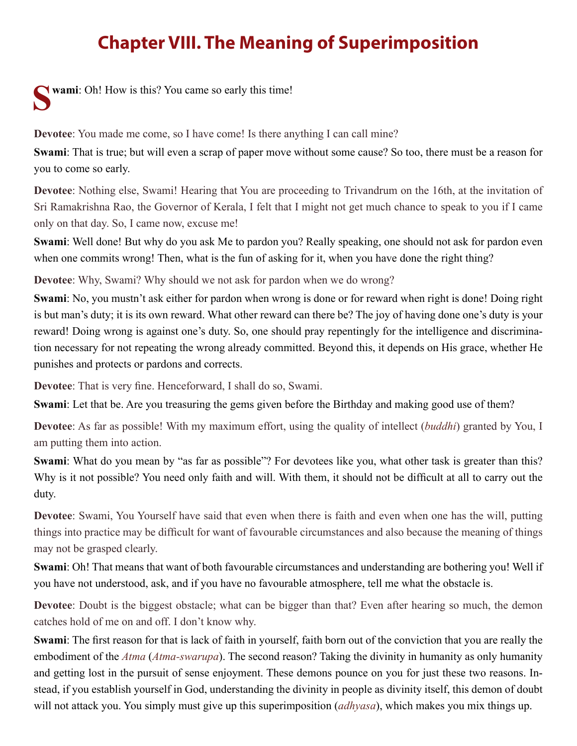# Chapter VIII. The Meaning of Superimposition

**Swami**: Oh! How is this? You came so early this time!

**Devotee**: You made me come, so I have come! Is there anything I can call mine?

**Swami**: That is true; but will even a scrap of paper move without some cause? So too, there must be a reason for you to come so early.

**Devotee**: Nothing else, Swami! Hearing that You are proceeding to Trivandrum on the 16th, at the invitation of Sri Ramakrishna Rao, the Governor of Kerala, I felt that I might not get much chance to speak to you if I came only on that day. So, I came now, excuse me!

**Swami**: Well done! But why do you ask Me to pardon you? Really speaking, one should not ask for pardon even when one commits wrong! Then, what is the fun of asking for it, when you have done the right thing?

**Devotee**: Why, Swami? Why should we not ask for pardon when we do wrong?

**Swami**: No, you mustn't ask either for pardon when wrong is done or for reward when right is done! Doing right is but man's duty; it is its own reward. What other reward can there be? The joy of having done one's duty is your reward! Doing wrong is against one's duty. So, one should pray repentingly for the intelligence and discrimination necessary for not repeating the wrong already committed. Beyond this, it depends on His grace, whether He punishes and protects or pardons and corrects.

**Devotee**: That is very fine. Henceforward, I shall do so, Swami.

**Swami**: Let that be. Are you treasuring the gems given before the Birthday and making good use of them?

**Devotee**: As far as possible! With my maximum effort, using the quality of intellect (*buddhi*) granted by You, I am putting them into action.

**Swami**: What do you mean by "as far as possible"? For devotees like you, what other task is greater than this? Why is it not possible? You need only faith and will. With them, it should not be difficult at all to carry out the duty.

**Devotee**: Swami, You Yourself have said that even when there is faith and even when one has the will, putting things into practice may be difficult for want of favourable circumstances and also because the meaning of things may not be grasped clearly.

**Swami**: Oh! That means that want of both favourable circumstances and understanding are bothering you! Well if you have not understood, ask, and if you have no favourable atmosphere, tell me what the obstacle is.

**Devotee**: Doubt is the biggest obstacle; what can be bigger than that? Even after hearing so much, the demon catches hold of me on and off. I don't know why.

**Swami**: The first reason for that is lack of faith in yourself, faith born out of the conviction that you are really the embodiment of the *Atma* (*Atma-swarupa*). The second reason? Taking the divinity in humanity as only humanity and getting lost in the pursuit of sense enjoyment. These demons pounce on you for just these two reasons. Instead, if you establish yourself in God, understanding the divinity in people as divinity itself, this demon of doubt will not attack you. You simply must give up this superimposition (*adhyasa*), which makes you mix things up.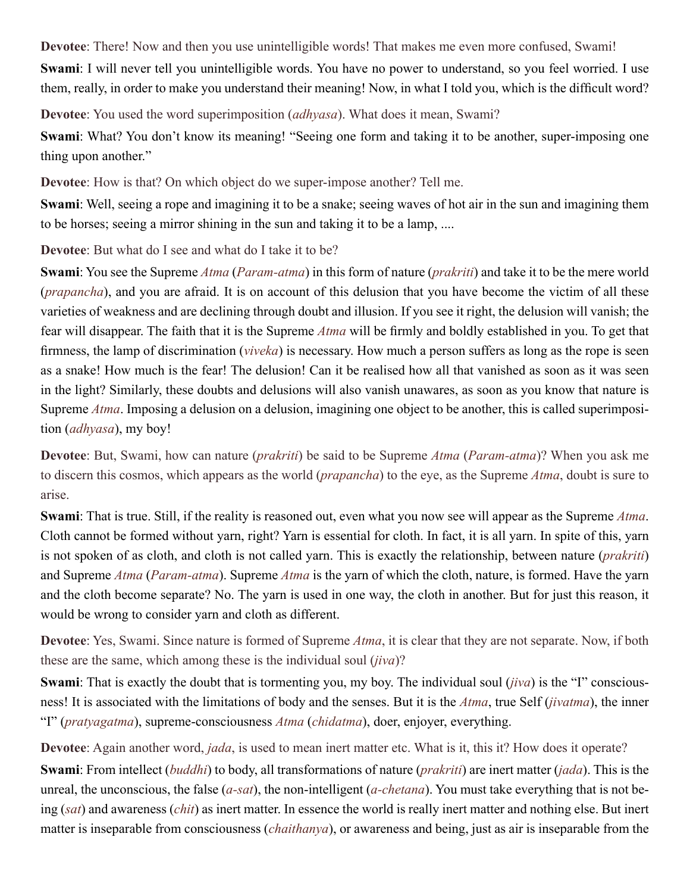**Devotee**: There! Now and then you use unintelligible words! That makes me even more confused, Swami!

**Swami**: I will never tell you unintelligible words. You have no power to understand, so you feel worried. I use them, really, in order to make you understand their meaning! Now, in what I told you, which is the difficult word?

**Devotee**: You used the word superimposition (*adhyasa*). What does it mean, Swami?

**Swami**: What? You don't know its meaning! "Seeing one form and taking it to be another, super-imposing one thing upon another."

**Devotee**: How is that? On which object do we super-impose another? Tell me.

**Swami**: Well, seeing a rope and imagining it to be a snake; seeing waves of hot air in the sun and imagining them to be horses; seeing a mirror shining in the sun and taking it to be a lamp, ....

**Devotee**: But what do I see and what do I take it to be?

**Swami**: You see the Supreme *Atma* (*Param-atma*) in this form of nature (*prakriti*) and take it to be the mere world (*prapancha*), and you are afraid. It is on account of this delusion that you have become the victim of all these varieties of weakness and are declining through doubt and illusion. If you see it right, the delusion will vanish; the fear will disappear. The faith that it is the Supreme *Atma* will be firmly and boldly established in you. To get that firmness, the lamp of discrimination (*viveka*) is necessary. How much a person suffers as long as the rope is seen as a snake! How much is the fear! The delusion! Can it be realised how all that vanished as soon as it was seen in the light? Similarly, these doubts and delusions will also vanish unawares, as soon as you know that nature is Supreme *Atma*. Imposing a delusion on a delusion, imagining one object to be another, this is called superimposition (*adhyasa*), my boy!

**Devotee**: But, Swami, how can nature (*prakriti*) be said to be Supreme *Atma* (*Param-atma*)? When you ask me to discern this cosmos, which appears as the world (*prapancha*) to the eye, as the Supreme *Atma*, doubt is sure to arise.

**Swami**: That is true. Still, if the reality is reasoned out, even what you now see will appear as the Supreme *Atma*. Cloth cannot be formed without yarn, right? Yarn is essential for cloth. In fact, it is all yarn. In spite of this, yarn is not spoken of as cloth, and cloth is not called yarn. This is exactly the relationship, between nature (*prakriti*) and Supreme *Atma* (*Param-atma*). Supreme *Atma* is the yarn of which the cloth, nature, is formed. Have the yarn and the cloth become separate? No. The yarn is used in one way, the cloth in another. But for just this reason, it would be wrong to consider yarn and cloth as different.

**Devotee**: Yes, Swami. Since nature is formed of Supreme *Atma*, it is clear that they are not separate. Now, if both these are the same, which among these is the individual soul (*jiva*)?

**Swami**: That is exactly the doubt that is tormenting you, my boy. The individual soul (*jiva*) is the "I" consciousness! It is associated with the limitations of body and the senses. But it is the *Atma*, true Self (*jivatma*), the inner "I" (*pratyagatma*), supreme-consciousness *Atma* (*chidatma*), doer, enjoyer, everything.

**Devotee**: Again another word, *jada*, is used to mean inert matter etc. What is it, this it? How does it operate?

**Swami**: From intellect (*buddhi*) to body, all transformations of nature (*prakriti*) are inert matter (*jada*). This is the unreal, the unconscious, the false (*a-sat*), the non-intelligent (*a-chetana*). You must take everything that is not being (*sat*) and awareness (*chit*) as inert matter. In essence the world is really inert matter and nothing else. But inert matter is inseparable from consciousness (*chaithanya*), or awareness and being, just as air is inseparable from the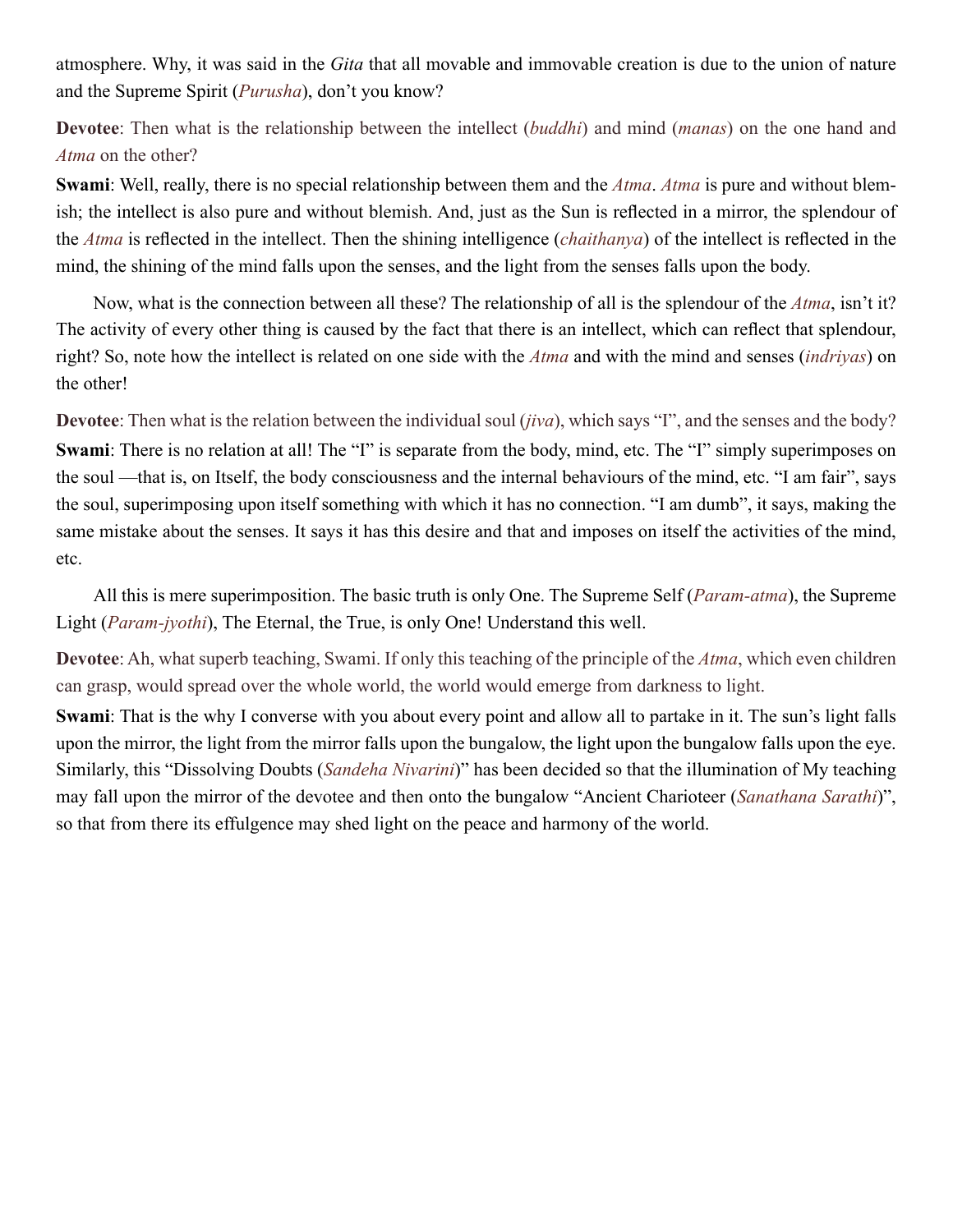atmosphere. Why, it was said in the *Gita* that all movable and immovable creation is due to the union of nature and the Supreme Spirit (*Purusha*), don't you know?

**Devotee**: Then what is the relationship between the intellect (*buddhi*) and mind (*manas*) on the one hand and *Atma* on the other?

**Swami**: Well, really, there is no special relationship between them and the *Atma*. *Atma* is pure and without blemish; the intellect is also pure and without blemish. And, just as the Sun is reflected in a mirror, the splendour of the *Atma* is reflected in the intellect. Then the shining intelligence (*chaithanya*) of the intellect is reflected in the mind, the shining of the mind falls upon the senses, and the light from the senses falls upon the body.

Now, what is the connection between all these? The relationship of all is the splendour of the *Atma*, isn't it? The activity of every other thing is caused by the fact that there is an intellect, which can reflect that splendour, right? So, note how the intellect is related on one side with the *Atma* and with the mind and senses (*indriyas*) on the other!

**Devotee**: Then what is the relation between the individual soul (*jiva*), which says "I", and the senses and the body?

**Swami**: There is no relation at all! The "I" is separate from the body, mind, etc. The "I" simply superimposes on the soul —that is, on Itself, the body consciousness and the internal behaviours of the mind, etc. "I am fair", says the soul, superimposing upon itself something with which it has no connection. "I am dumb", it says, making the same mistake about the senses. It says it has this desire and that and imposes on itself the activities of the mind, etc.

All this is mere superimposition. The basic truth is only One. The Supreme Self (*Param-atma*), the Supreme Light (*Param-jyothi*), The Eternal, the True, is only One! Understand this well.

**Devotee**: Ah, what superb teaching, Swami. If only this teaching of the principle of the *Atma*, which even children can grasp, would spread over the whole world, the world would emerge from darkness to light.

**Swami**: That is the why I converse with you about every point and allow all to partake in it. The sun's light falls upon the mirror, the light from the mirror falls upon the bungalow, the light upon the bungalow falls upon the eye. Similarly, this "Dissolving Doubts (*Sandeha Nivarini*)" has been decided so that the illumination of My teaching may fall upon the mirror of the devotee and then onto the bungalow "Ancient Charioteer (*Sanathana Sarathi*)", so that from there its effulgence may shed light on the peace and harmony of the world.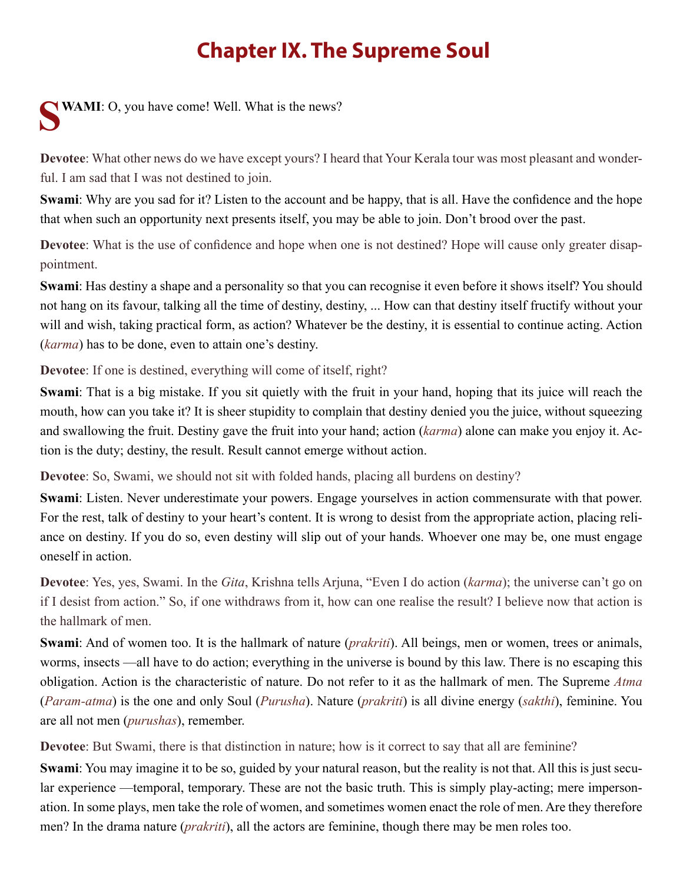# Chapter IX. The Supreme Soul

**Swami**: O, you have come! Well. What is the news?

**Devotee**: What other news do we have except yours? I heard that Your Kerala tour was most pleasant and wonderful. I am sad that I was not destined to join.

**Swami**: Why are you sad for it? Listen to the account and be happy, that is all. Have the confidence and the hope that when such an opportunity next presents itself, you may be able to join. Don't brood over the past.

**Devotee**: What is the use of confidence and hope when one is not destined? Hope will cause only greater disappointment.

**Swami**: Has destiny a shape and a personality so that you can recognise it even before it shows itself? You should not hang on its favour, talking all the time of destiny, destiny, ... How can that destiny itself fructify without your will and wish, taking practical form, as action? Whatever be the destiny, it is essential to continue acting. Action (*karma*) has to be done, even to attain one's destiny.

**Devotee**: If one is destined, everything will come of itself, right?

**Swami**: That is a big mistake. If you sit quietly with the fruit in your hand, hoping that its juice will reach the mouth, how can you take it? It is sheer stupidity to complain that destiny denied you the juice, without squeezing and swallowing the fruit. Destiny gave the fruit into your hand; action (*karma*) alone can make you enjoy it. Action is the duty; destiny, the result. Result cannot emerge without action.

**Devotee**: So, Swami, we should not sit with folded hands, placing all burdens on destiny?

**Swami**: Listen. Never underestimate your powers. Engage yourselves in action commensurate with that power. For the rest, talk of destiny to your heart's content. It is wrong to desist from the appropriate action, placing reliance on destiny. If you do so, even destiny will slip out of your hands. Whoever one may be, one must engage oneself in action.

**Devotee**: Yes, yes, Swami. In the *Gita*, Krishna tells Arjuna, "Even I do action (*karma*); the universe can't go on if I desist from action." So, if one withdraws from it, how can one realise the result? I believe now that action is the hallmark of men.

**Swami**: And of women too. It is the hallmark of nature (*prakriti*). All beings, men or women, trees or animals, worms, insects —all have to do action; everything in the universe is bound by this law. There is no escaping this obligation. Action is the characteristic of nature. Do not refer to it as the hallmark of men. The Supreme *Atma* (*Param-atma*) is the one and only Soul (*Purusha*). Nature (*prakriti*) is all divine energy (*sakthi*), feminine. You are all not men (*purushas*), remember.

**Devotee**: But Swami, there is that distinction in nature; how is it correct to say that all are feminine?

**Swami**: You may imagine it to be so, guided by your natural reason, but the reality is not that. All this is just secular experience —temporal, temporary. These are not the basic truth. This is simply play-acting; mere impersonation. In some plays, men take the role of women, and sometimes women enact the role of men. Are they therefore men? In the drama nature (*prakriti*), all the actors are feminine, though there may be men roles too.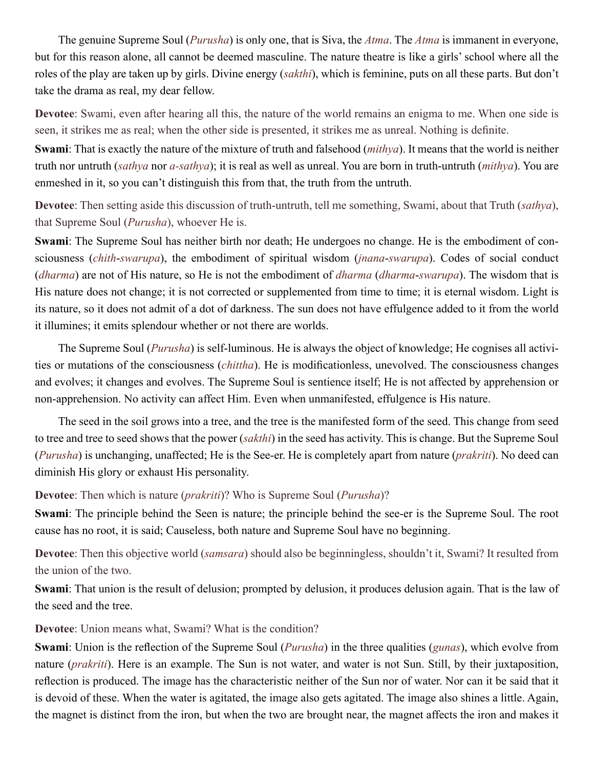The genuine Supreme Soul (*Purusha*) is only one, that is Siva, the *Atma*. The *Atma* is immanent in everyone, but for this reason alone, all cannot be deemed masculine. The nature theatre is like a girls' school where all the roles of the play are taken up by girls. Divine energy (*sakthi*), which is feminine, puts on all these parts. But don't take the drama as real, my dear fellow.

**Devotee**: Swami, even after hearing all this, the nature of the world remains an enigma to me. When one side is seen, it strikes me as real; when the other side is presented, it strikes me as unreal. Nothing is definite.

**Swami**: That is exactly the nature of the mixture of truth and falsehood (*mithya*). It means that the world is neither truth nor untruth (*sathya* nor *a-sathya*); it is real as well as unreal. You are born in truth-untruth (*mithya*). You are enmeshed in it, so you can't distinguish this from that, the truth from the untruth.

**Devotee**: Then setting aside this discussion of truth-untruth, tell me something, Swami, about that Truth (*sathya*), that Supreme Soul (*Purusha*), whoever He is.

**Swami**: The Supreme Soul has neither birth nor death; He undergoes no change. He is the embodiment of consciousness (*chith*-*swarupa*), the embodiment of spiritual wisdom (*jnana*-*swarupa*). Codes of social conduct (*dharma*) are not of His nature, so He is not the embodiment of *dharma* (*dharma*-*swarupa*). The wisdom that is His nature does not change; it is not corrected or supplemented from time to time; it is eternal wisdom. Light is its nature, so it does not admit of a dot of darkness. The sun does not have effulgence added to it from the world it illumines; it emits splendour whether or not there are worlds.

The Supreme Soul (*Purusha*) is self-luminous. He is always the object of knowledge; He cognises all activities or mutations of the consciousness (*chittha*). He is modificationless, unevolved. The consciousness changes and evolves; it changes and evolves. The Supreme Soul is sentience itself; He is not affected by apprehension or non-apprehension. No activity can affect Him. Even when unmanifested, effulgence is His nature.

The seed in the soil grows into a tree, and the tree is the manifested form of the seed. This change from seed to tree and tree to seed shows that the power (*sakthi*) in the seed has activity. This is change. But the Supreme Soul (*Purusha*) is unchanging, unaffected; He is the See-er. He is completely apart from nature (*prakriti*). No deed can diminish His glory or exhaust His personality.

**Devotee**: Then which is nature (*prakriti*)? Who is Supreme Soul (*Purusha*)?

**Swami**: The principle behind the Seen is nature; the principle behind the see-er is the Supreme Soul. The root cause has no root, it is said; Causeless, both nature and Supreme Soul have no beginning.

**Devotee**: Then this objective world (*samsara*) should also be beginningless, shouldn't it, Swami? It resulted from the union of the two.

**Swami**: That union is the result of delusion; prompted by delusion, it produces delusion again. That is the law of the seed and the tree.

**Devotee**: Union means what, Swami? What is the condition?

**Swami**: Union is the reflection of the Supreme Soul (*Purusha*) in the three qualities (*gunas*), which evolve from nature (*prakriti*). Here is an example. The Sun is not water, and water is not Sun. Still, by their juxtaposition, reflection is produced. The image has the characteristic neither of the Sun nor of water. Nor can it be said that it is devoid of these. When the water is agitated, the image also gets agitated. The image also shines a little. Again, the magnet is distinct from the iron, but when the two are brought near, the magnet affects the iron and makes it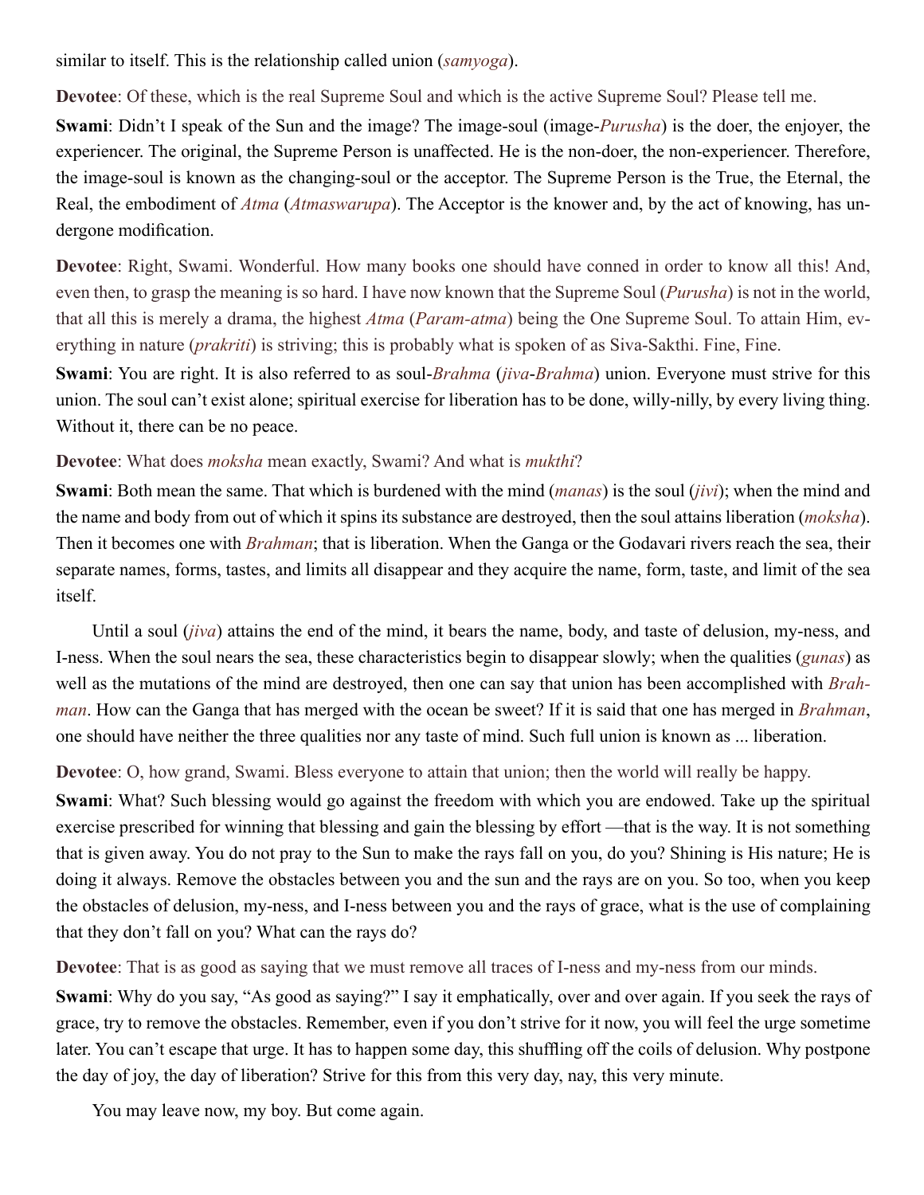similar to itself. This is the relationship called union (*samyoga*).

**Devotee**: Of these, which is the real Supreme Soul and which is the active Supreme Soul? Please tell me.

**Swami**: Didn't I speak of the Sun and the image? The image-soul (image-*Purusha*) is the doer, the enjoyer, the experiencer. The original, the Supreme Person is unaffected. He is the non-doer, the non-experiencer. Therefore, the image-soul is known as the changing-soul or the acceptor. The Supreme Person is the True, the Eternal, the Real, the embodiment of *Atma* (*Atmaswarupa*). The Acceptor is the knower and, by the act of knowing, has undergone modification.

**Devotee**: Right, Swami. Wonderful. How many books one should have conned in order to know all this! And, even then, to grasp the meaning is so hard. I have now known that the Supreme Soul (*Purusha*) is not in the world, that all this is merely a drama, the highest *Atma* (*Param-atma*) being the One Supreme Soul. To attain Him, everything in nature (*prakriti*) is striving; this is probably what is spoken of as Siva-Sakthi. Fine, Fine.

**Swami**: You are right. It is also referred to as soul-*Brahma* (*jiva*-*Brahma*) union. Everyone must strive for this union. The soul can't exist alone; spiritual exercise for liberation has to be done, willy-nilly, by every living thing. Without it, there can be no peace.

**Devotee**: What does *moksha* mean exactly, Swami? And what is *mukthi*?

**Swami**: Both mean the same. That which is burdened with the mind (*manas*) is the soul (*jivi*); when the mind and the name and body from out of which it spins its substance are destroyed, then the soul attains liberation (*moksha*). Then it becomes one with *Brahman*; that is liberation. When the Ganga or the Godavari rivers reach the sea, their separate names, forms, tastes, and limits all disappear and they acquire the name, form, taste, and limit of the sea itself.

Until a soul (*jiva*) attains the end of the mind, it bears the name, body, and taste of delusion, my-ness, and I-ness. When the soul nears the sea, these characteristics begin to disappear slowly; when the qualities (*gunas*) as well as the mutations of the mind are destroyed, then one can say that union has been accomplished with *Brahman*. How can the Ganga that has merged with the ocean be sweet? If it is said that one has merged in *Brahman*, one should have neither the three qualities nor any taste of mind. Such full union is known as ... liberation.

**Devotee**: O, how grand, Swami. Bless everyone to attain that union; then the world will really be happy.

**Swami**: What? Such blessing would go against the freedom with which you are endowed. Take up the spiritual exercise prescribed for winning that blessing and gain the blessing by effort —that is the way. It is not something that is given away. You do not pray to the Sun to make the rays fall on you, do you? Shining is His nature; He is doing it always. Remove the obstacles between you and the sun and the rays are on you. So too, when you keep the obstacles of delusion, my-ness, and I-ness between you and the rays of grace, what is the use of complaining that they don't fall on you? What can the rays do?

**Devotee**: That is as good as saying that we must remove all traces of I-ness and my-ness from our minds.

**Swami**: Why do you say, "As good as saying?" I say it emphatically, over and over again. If you seek the rays of grace, try to remove the obstacles. Remember, even if you don't strive for it now, you will feel the urge sometime later. You can't escape that urge. It has to happen some day, this shuffling off the coils of delusion. Why postpone the day of joy, the day of liberation? Strive for this from this very day, nay, this very minute.

You may leave now, my boy. But come again.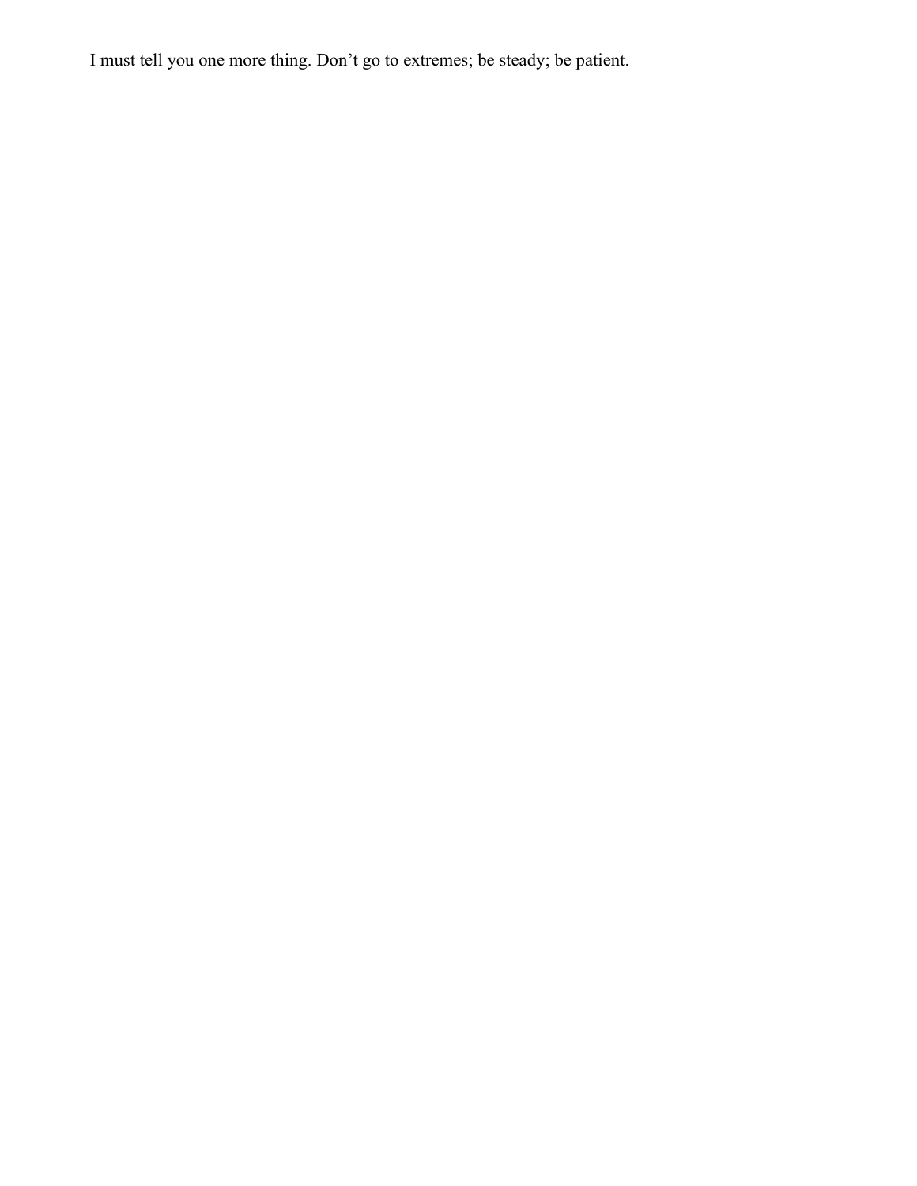I must tell you one more thing. Don’t go to extremes; be steady; be patient.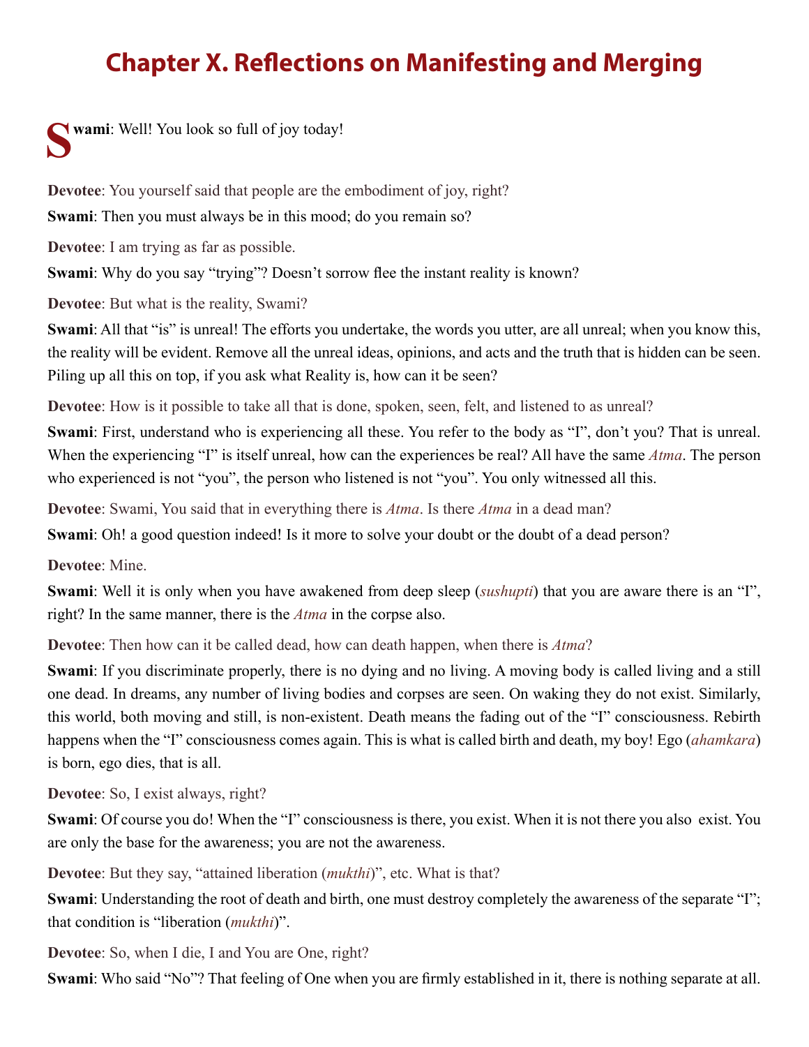# Chapter X. Reflections on Manifesting and Merging

**Swami**: Well! You look so full of joy today!

**Devotee**: You yourself said that people are the embodiment of joy, right?

**Swami**: Then you must always be in this mood; do you remain so?

**Devotee**: I am trying as far as possible.

**Swami**: Why do you say "trying"? Doesn't sorrow flee the instant reality is known?

**Devotee**: But what is the reality, Swami?

**Swami**: All that "is" is unreal! The efforts you undertake, the words you utter, are all unreal; when you know this, the reality will be evident. Remove all the unreal ideas, opinions, and acts and the truth that is hidden can be seen. Piling up all this on top, if you ask what Reality is, how can it be seen?

**Devotee**: How is it possible to take all that is done, spoken, seen, felt, and listened to as unreal?

**Swami**: First, understand who is experiencing all these. You refer to the body as "I", don't you? That is unreal. When the experiencing "I" is itself unreal, how can the experiences be real? All have the same *Atma*. The person who experienced is not "you", the person who listened is not "you". You only witnessed all this.

**Devotee**: Swami, You said that in everything there is *Atma*. Is there *Atma* in a dead man?

**Swami**: Oh! a good question indeed! Is it more to solve your doubt or the doubt of a dead person?

**Devotee**: Mine.

**Swami**: Well it is only when you have awakened from deep sleep (*sushupti*) that you are aware there is an "I", right? In the same manner, there is the *Atma* in the corpse also.

**Devotee**: Then how can it be called dead, how can death happen, when there is *Atma*?

**Swami**: If you discriminate properly, there is no dying and no living. A moving body is called living and a still one dead. In dreams, any number of living bodies and corpses are seen. On waking they do not exist. Similarly, this world, both moving and still, is non-existent. Death means the fading out of the "I" consciousness. Rebirth happens when the "I" consciousness comes again. This is what is called birth and death, my boy! Ego (*ahamkara*) is born, ego dies, that is all.

**Devotee**: So, I exist always, right?

**Swami**: Of course you do! When the "I" consciousness is there, you exist. When it is not there you also exist. You are only the base for the awareness; you are not the awareness.

**Devotee**: But they say, "attained liberation (*mukthi*)", etc. What is that?

**Swami**: Understanding the root of death and birth, one must destroy completely the awareness of the separate "I"; that condition is "liberation (*mukthi*)".

**Devotee**: So, when I die, I and You are One, right?

**Swami**: Who said "No"? That feeling of One when you are firmly established in it, there is nothing separate at all.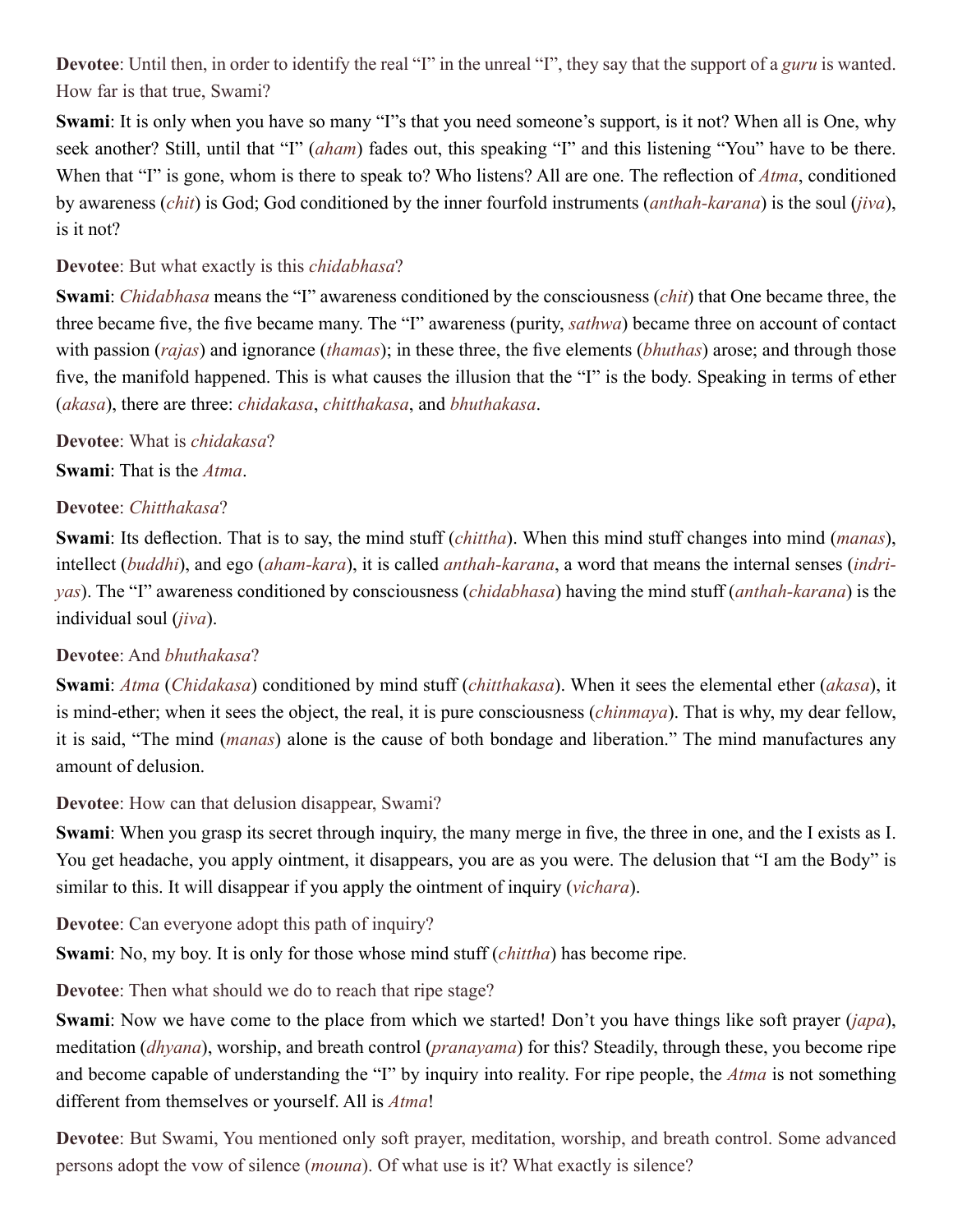**Devotee**: Until then, in order to identify the real "I" in the unreal "I", they say that the support of a *guru* is wanted. How far is that true, Swami?

**Swami**: It is only when you have so many "I"s that you need someone's support, is it not? When all is One, why seek another? Still, until that "I" (*aham*) fades out, this speaking "I" and this listening "You" have to be there. When that "I" is gone, whom is there to speak to? Who listens? All are one. The reflection of *Atma*, conditioned by awareness (*chit*) is God; God conditioned by the inner fourfold instruments (*anthah-karana*) is the soul (*jiva*), is it not?

**Devotee**: But what exactly is this *chidabhasa*?

**Swami**: *Chidabhasa* means the "I" awareness conditioned by the consciousness (*chit*) that One became three, the three became five, the five became many. The "I" awareness (purity, *sathwa*) became three on account of contact with passion (*rajas*) and ignorance (*thamas*); in these three, the five elements (*bhuthas*) arose; and through those five, the manifold happened. This is what causes the illusion that the "I" is the body. Speaking in terms of ether (*akasa*), there are three: *chidakasa*, *chitthakasa*, and *bhuthakasa*.

**Devotee**: What is *chidakasa*?

**Swami**: That is the *Atma*.

**Devotee**: *Chitthakasa*?

**Swami**: Its deflection. That is to say, the mind stuff (*chittha*). When this mind stuff changes into mind (*manas*), intellect (*buddhi*), and ego (*aham-kara*), it is called *anthah-karana*, a word that means the internal senses (*indriyas*). The "I" awareness conditioned by consciousness (*chidabhasa*) having the mind stuff (*anthah-karana*) is the individual soul (*jiva*).

**Devotee**: And *bhuthakasa*?

**Swami**: *Atma* (*Chidakasa*) conditioned by mind stuff (*chitthakasa*). When it sees the elemental ether (*akasa*), it is mind-ether; when it sees the object, the real, it is pure consciousness (*chinmaya*). That is why, my dear fellow, it is said, "The mind (*manas*) alone is the cause of both bondage and liberation." The mind manufactures any amount of delusion.

**Devotee**: How can that delusion disappear, Swami?

**Swami**: When you grasp its secret through inquiry, the many merge in five, the three in one, and the I exists as I. You get headache, you apply ointment, it disappears, you are as you were. The delusion that "I am the Body" is similar to this. It will disappear if you apply the ointment of inquiry (*vichara*).

**Devotee**: Can everyone adopt this path of inquiry?

**Swami**: No, my boy. It is only for those whose mind stuff (*chittha*) has become ripe.

**Devotee**: Then what should we do to reach that ripe stage?

**Swami**: Now we have come to the place from which we started! Don't you have things like soft prayer (*japa*), meditation (*dhyana*), worship, and breath control (*pranayama*) for this? Steadily, through these, you become ripe and become capable of understanding the "I" by inquiry into reality. For ripe people, the *Atma* is not something different from themselves or yourself. All is *Atma*!

**Devotee**: But Swami, You mentioned only soft prayer, meditation, worship, and breath control. Some advanced persons adopt the vow of silence (*mouna*). Of what use is it? What exactly is silence?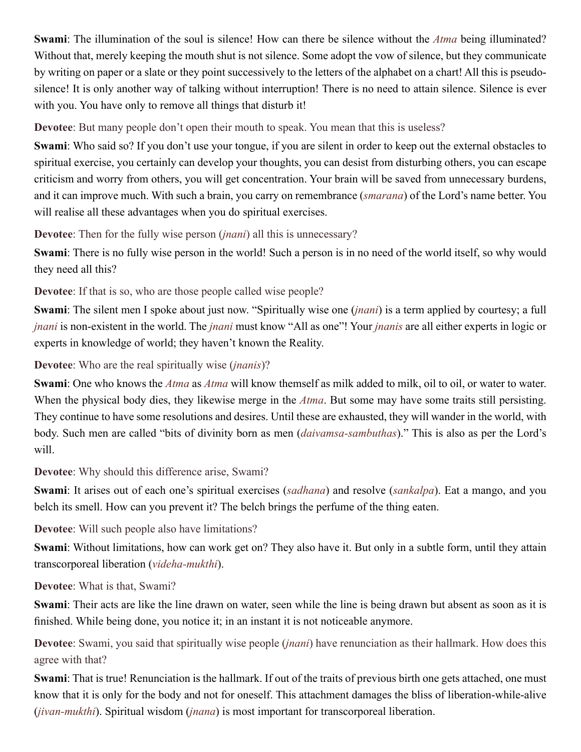**Swami**: The illumination of the soul is silence! How can there be silence without the *Atma* being illuminated? Without that, merely keeping the mouth shut is not silence. Some adopt the vow of silence, but they communicate by writing on paper or a slate or they point successively to the letters of the alphabet on a chart! All this is pseudo-silence! It is only another way of talking without interruption! There is no need to attain silence. Silence is ever with you. You have only to remove all things that disturb it!

**Devotee**: But many people don't open their mouth to speak. You mean that this is useless?

**Swami**: Who said so? If you don't use your tongue, if you are silent in order to keep out the external obstacles to spiritual exercise, you certainly can develop your thoughts, you can desist from disturbing others, you can escape criticism and worry from others, you will get concentration. Your brain will be saved from unnecessary burdens, and it can improve much. With such a brain, you carry on remembrance (*smarana*) of the Lord's name better. You will realise all these advantages when you do spiritual exercises.

**Devotee**: Then for the fully wise person (*jnani*) all this is unnecessary?

**Swami**: There is no fully wise person in the world! Such a person is in no need of the world itself, so why would they need all this?

**Devotee**: If that is so, who are those people called wise people?

**Swami**: The silent men I spoke about just now. "Spiritually wise one (*jnani*) is a term applied by courtesy; a full *jnani* is non-existent in the world. The *jnani* must know "All as one"! Your *jnanis* are all either experts in logic or experts in knowledge of world; they haven't known the Reality.

**Devotee**: Who are the real spiritually wise (*jnanis*)?

**Swami**: One who knows the *Atma* as *Atma* will know themself as milk added to milk, oil to oil, or water to water. When the physical body dies, they likewise merge in the *Atma*. But some may have some traits still persisting. They continue to have some resolutions and desires. Until these are exhausted, they will wander in the world, with body. Such men are called "bits of divinity born as men (*daivamsa-sambuthas*)." This is also as per the Lord's will.

**Devotee**: Why should this difference arise, Swami?

**Swami**: It arises out of each one's spiritual exercises (*sadhana*) and resolve (*sankalpa*). Eat a mango, and you belch its smell. How can you prevent it? The belch brings the perfume of the thing eaten.

**Devotee**: Will such people also have limitations?

**Swami**: Without limitations, how can work get on? They also have it. But only in a subtle form, until they attain transcorporeal liberation (*videha-mukthi*).

**Devotee**: What is that, Swami?

**Swami**: Their acts are like the line drawn on water, seen while the line is being drawn but absent as soon as it is finished. While being done, you notice it; in an instant it is not noticeable anymore.

**Devotee**: Swami, you said that spiritually wise people (*jnani*) have renunciation as their hallmark. How does this agree with that?

**Swami**: That is true! Renunciation is the hallmark. If out of the traits of previous birth one gets attached, one must know that it is only for the body and not for oneself. This attachment damages the bliss of liberation-while-alive (*jivan-mukthi*). Spiritual wisdom (*jnana*) is most important for transcorporeal liberation.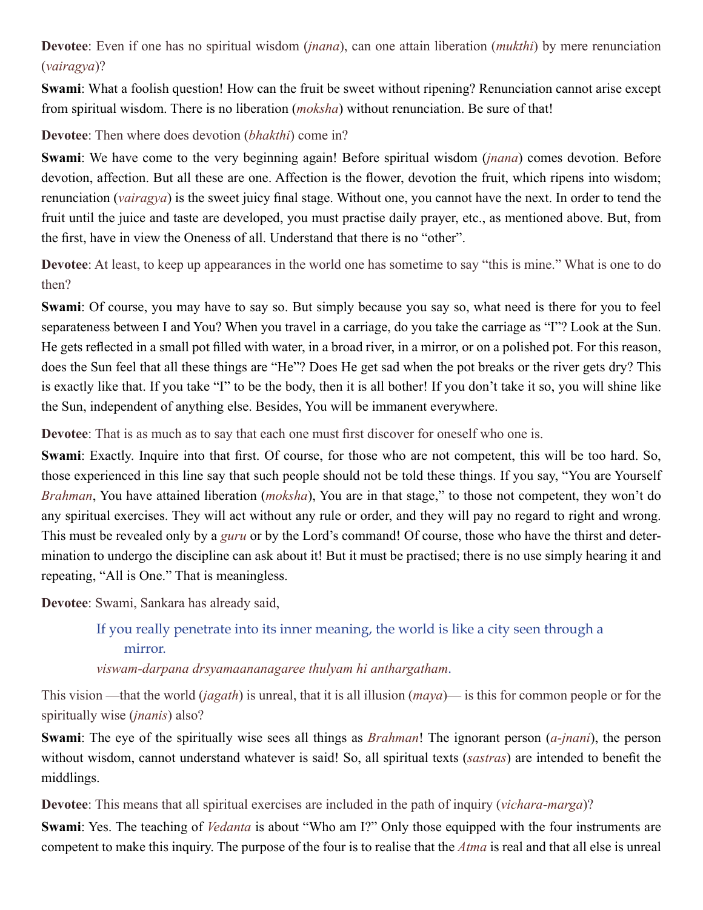**Devotee**: Even if one has no spiritual wisdom (*jnana*), can one attain liberation (*mukthi*) by mere renunciation (*vairagya*)?

**Swami**: What a foolish question! How can the fruit be sweet without ripening? Renunciation cannot arise except from spiritual wisdom. There is no liberation (*moksha*) without renunciation. Be sure of that!

**Devotee**: Then where does devotion (*bhakthi*) come in?

**Swami**: We have come to the very beginning again! Before spiritual wisdom (*jnana*) comes devotion. Before devotion, affection. But all these are one. Affection is the flower, devotion the fruit, which ripens into wisdom; renunciation (*vairagya*) is the sweet juicy final stage. Without one, you cannot have the next. In order to tend the fruit until the juice and taste are developed, you must practise daily prayer, etc., as mentioned above. But, from the first, have in view the Oneness of all. Understand that there is no "other".

**Devotee**: At least, to keep up appearances in the world one has sometime to say "this is mine." What is one to do then?

**Swami**: Of course, you may have to say so. But simply because you say so, what need is there for you to feel separateness between I and You? When you travel in a carriage, do you take the carriage as "I"? Look at the Sun. He gets reflected in a small pot filled with water, in a broad river, in a mirror, or on a polished pot. For this reason, does the Sun feel that all these things are "He"? Does He get sad when the pot breaks or the river gets dry? This is exactly like that. If you take "I" to be the body, then it is all bother! If you don't take it so, you will shine like the Sun, independent of anything else. Besides, You will be immanent everywhere.

**Devotee**: That is as much as to say that each one must first discover for oneself who one is.

**Swami**: Exactly. Inquire into that first. Of course, for those who are not competent, this will be too hard. So, those experienced in this line say that such people should not be told these things. If you say, "You are Yourself *Brahman*, You have attained liberation (*moksha*), You are in that stage," to those not competent, they won't do any spiritual exercises. They will act without any rule or order, and they will pay no regard to right and wrong. This must be revealed only by a *guru* or by the Lord's command! Of course, those who have the thirst and determination to undergo the discipline can ask about it! But it must be practised; there is no use simply hearing it and repeating, "All is One." That is meaningless.

**Devotee**: Swami, Sankara has already said,

> If you really penetrate into its inner meaning, the world is like a city seen through a mirror.
>
> *viswam-darpana drsyamaananagaree thulyam hi anthargatham*.

This vision —that the world (*jagath*) is unreal, that it is all illusion (*maya*)— is this for common people or for the spiritually wise (*jnanis*) also?

**Swami**: The eye of the spiritually wise sees all things as *Brahman*! The ignorant person (*a-jnani*), the person without wisdom, cannot understand whatever is said! So, all spiritual texts (*sastras*) are intended to benefit the middlings.

**Devotee**: This means that all spiritual exercises are included in the path of inquiry (*vichara-marga*)?

**Swami**: Yes. The teaching of *Vedanta* is about "Who am I?" Only those equipped with the four instruments are competent to make this inquiry. The purpose of the four is to realise that the *Atma* is real and that all else is unreal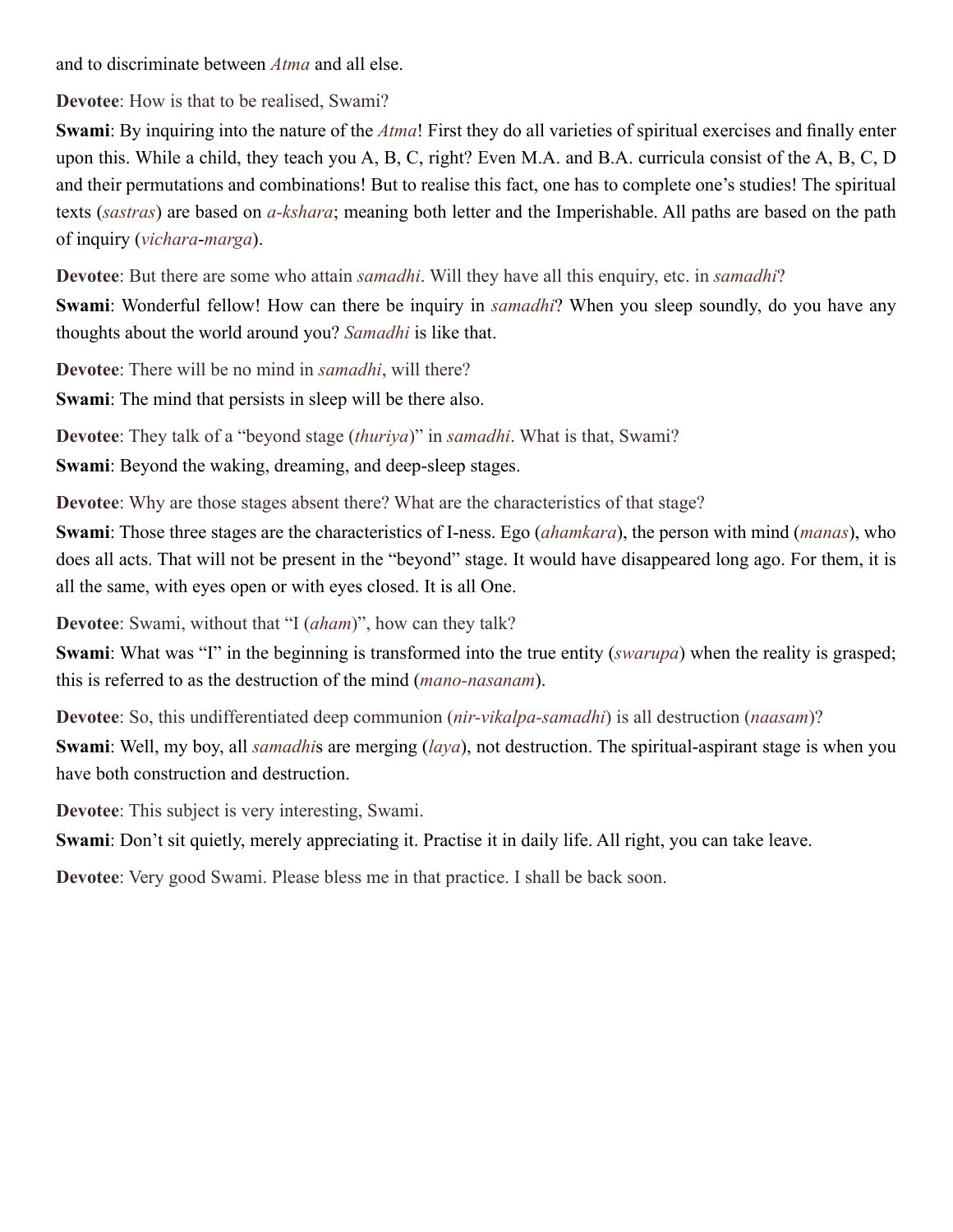and to discriminate between *Atma* and all else.

**Devotee**: How is that to be realised, Swami?

**Swami**: By inquiring into the nature of the *Atma*! First they do all varieties of spiritual exercises and finally enter upon this. While a child, they teach you A, B, C, right? Even M.A. and B.A. curricula consist of the A, B, C, D and their permutations and combinations! But to realise this fact, one has to complete one's studies! The spiritual texts (*sastras*) are based on *a-kshara*; meaning both letter and the Imperishable. All paths are based on the path of inquiry (*vichara*-*marga*).

**Devotee**: But there are some who attain *samadhi*. Will they have all this enquiry, etc. in *samadhi*?

**Swami**: Wonderful fellow! How can there be inquiry in *samadhi*? When you sleep soundly, do you have any thoughts about the world around you? *Samadhi* is like that.

**Devotee**: There will be no mind in *samadhi*, will there?

**Swami**: The mind that persists in sleep will be there also.

**Devotee**: They talk of a "beyond stage (*thuriya*)" in *samadhi*. What is that, Swami?

**Swami**: Beyond the waking, dreaming, and deep-sleep stages.

**Devotee**: Why are those stages absent there? What are the characteristics of that stage?

**Swami**: Those three stages are the characteristics of I-ness. Ego (*ahamkara*), the person with mind (*manas*), who does all acts. That will not be present in the "beyond" stage. It would have disappeared long ago. For them, it is all the same, with eyes open or with eyes closed. It is all One.

**Devotee**: Swami, without that "I (*aham*)", how can they talk?

**Swami**: What was "I" in the beginning is transformed into the true entity (*swarupa*) when the reality is grasped; this is referred to as the destruction of the mind (*mano-nasanam*).

**Devotee**: So, this undifferentiated deep communion (*nir-vikalpa-samadhi*) is all destruction (*naasam*)?

**Swami**: Well, my boy, all *samadhi*s are merging (*laya*), not destruction. The spiritual-aspirant stage is when you have both construction and destruction.

**Devotee**: This subject is very interesting, Swami.

**Swami**: Don't sit quietly, merely appreciating it. Practise it in daily life. All right, you can take leave.

**Devotee**: Very good Swami. Please bless me in that practice. I shall be back soon.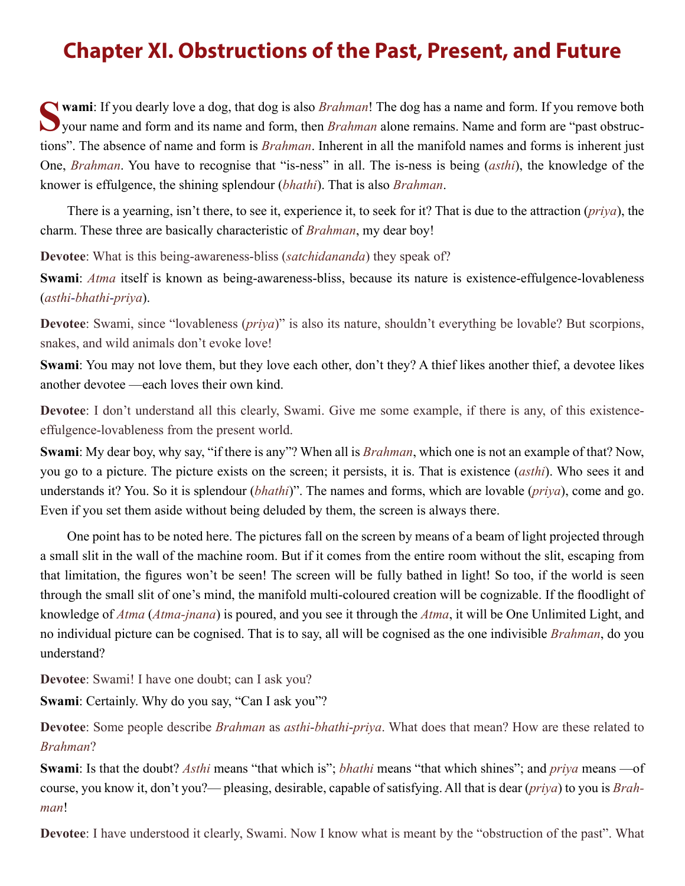# Chapter XI. Obstructions of the Past, Present, and Future

**Swami**: If you dearly love a dog, that dog is also *Brahman*! The dog has a name and form. If you remove both your name and form and its name and form, then *Brahman* alone remains. Name and form are "past obstructions". The absence of name and form is *Brahman*. Inherent in all the manifold names and forms is inherent just One, *Brahman*. You have to recognise that "is-ness" in all. The is-ness is being (*asthi*), the knowledge of the knower is effulgence, the shining splendour (*bhathi*). That is also *Brahman*.

There is a yearning, isn't there, to see it, experience it, to seek for it? That is due to the attraction (*priya*), the charm. These three are basically characteristic of *Brahman*, my dear boy!

**Devotee**: What is this being-awareness-bliss (*satchidananda*) they speak of?

**Swami**: *Atma* itself is known as being-awareness-bliss, because its nature is existence-effulgence-lovableness (*asthi*-*bhathi*-*priya*).

**Devotee**: Swami, since "lovableness (*priya*)" is also its nature, shouldn't everything be lovable? But scorpions, snakes, and wild animals don't evoke love!

**Swami**: You may not love them, but they love each other, don't they? A thief likes another thief, a devotee likes another devotee —each loves their own kind.

**Devotee**: I don't understand all this clearly, Swami. Give me some example, if there is any, of this existence-effulgence-lovableness from the present world.

**Swami**: My dear boy, why say, "if there is any"? When all is *Brahman*, which one is not an example of that? Now, you go to a picture. The picture exists on the screen; it persists, it is. That is existence (*asthi*). Who sees it and understands it? You. So it is splendour (*bhathi*)". The names and forms, which are lovable (*priya*), come and go. Even if you set them aside without being deluded by them, the screen is always there.

One point has to be noted here. The pictures fall on the screen by means of a beam of light projected through a small slit in the wall of the machine room. But if it comes from the entire room without the slit, escaping from that limitation, the figures won't be seen! The screen will be fully bathed in light! So too, if the world is seen through the small slit of one's mind, the manifold multi-coloured creation will be cognizable. If the floodlight of knowledge of *Atma* (*Atma-jnana*) is poured, and you see it through the *Atma*, it will be One Unlimited Light, and no individual picture can be cognised. That is to say, all will be cognised as the one indivisible *Brahman*, do you understand?

**Devotee**: Swami! I have one doubt; can I ask you?

**Swami**: Certainly. Why do you say, "Can I ask you"?

**Devotee**: Some people describe *Brahman* as *asthi*-*bhathi*-*priya*. What does that mean? How are these related to *Brahman*?

**Swami**: Is that the doubt? *Asthi* means "that which is"; *bhathi* means "that which shines"; and *priya* means —of course, you know it, don't you?— pleasing, desirable, capable of satisfying. All that is dear (*priya*) to you is *Brahman*!

**Devotee**: I have understood it clearly, Swami. Now I know what is meant by the "obstruction of the past". What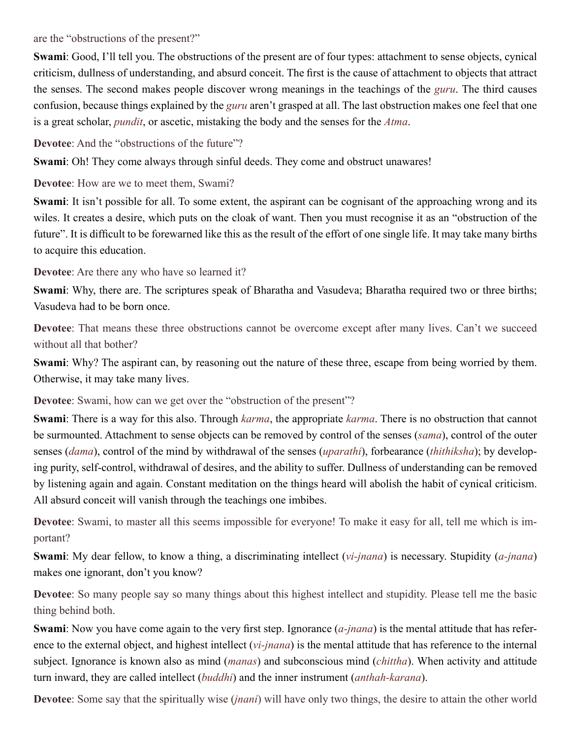are the “obstructions of the present?”

**Swami**: Good, I’ll tell you. The obstructions of the present are of four types: attachment to sense objects, cynical criticism, dullness of understanding, and absurd conceit. The first is the cause of attachment to objects that attract the senses. The second makes people discover wrong meanings in the teachings of the *guru*. The third causes confusion, because things explained by the *guru* aren’t grasped at all. The last obstruction makes one feel that one is a great scholar, *pundit*, or ascetic, mistaking the body and the senses for the *Atma*.

**Devotee**: And the “obstructions of the future”?

**Swami**: Oh! They come always through sinful deeds. They come and obstruct unawares!

**Devotee**: How are we to meet them, Swami?

**Swami**: It isn’t possible for all. To some extent, the aspirant can be cognisant of the approaching wrong and its wiles. It creates a desire, which puts on the cloak of want. Then you must recognise it as an “obstruction of the future”. It is difficult to be forewarned like this as the result of the effort of one single life. It may take many births to acquire this education.

**Devotee**: Are there any who have so learned it?

**Swami**: Why, there are. The scriptures speak of Bharatha and Vasudeva; Bharatha required two or three births; Vasudeva had to be born once.

**Devotee**: That means these three obstructions cannot be overcome except after many lives. Can’t we succeed without all that bother?

**Swami**: Why? The aspirant can, by reasoning out the nature of these three, escape from being worried by them. Otherwise, it may take many lives.

**Devotee**: Swami, how can we get over the “obstruction of the present”?

**Swami**: There is a way for this also. Through *karma*, the appropriate *karma*. There is no obstruction that cannot be surmounted. Attachment to sense objects can be removed by control of the senses (*sama*), control of the outer senses (*dama*), control of the mind by withdrawal of the senses (*uparathi*), forbearance (*thithiksha*); by developing purity, self-control, withdrawal of desires, and the ability to suffer. Dullness of understanding can be removed by listening again and again. Constant meditation on the things heard will abolish the habit of cynical criticism. All absurd conceit will vanish through the teachings one imbibes.

**Devotee**: Swami, to master all this seems impossible for everyone! To make it easy for all, tell me which is important?

**Swami**: My dear fellow, to know a thing, a discriminating intellect (*vi-jnana*) is necessary. Stupidity (*a-jnana*) makes one ignorant, don’t you know?

**Devotee**: So many people say so many things about this highest intellect and stupidity. Please tell me the basic thing behind both.

**Swami**: Now you have come again to the very first step. Ignorance (*a-jnana*) is the mental attitude that has reference to the external object, and highest intellect (*vi-jnana*) is the mental attitude that has reference to the internal subject. Ignorance is known also as mind (*manas*) and subconscious mind (*chittha*). When activity and attitude turn inward, they are called intellect (*buddhi*) and the inner instrument (*anthah-karana*).

**Devotee**: Some say that the spiritually wise (*jnani*) will have only two things, the desire to attain the other world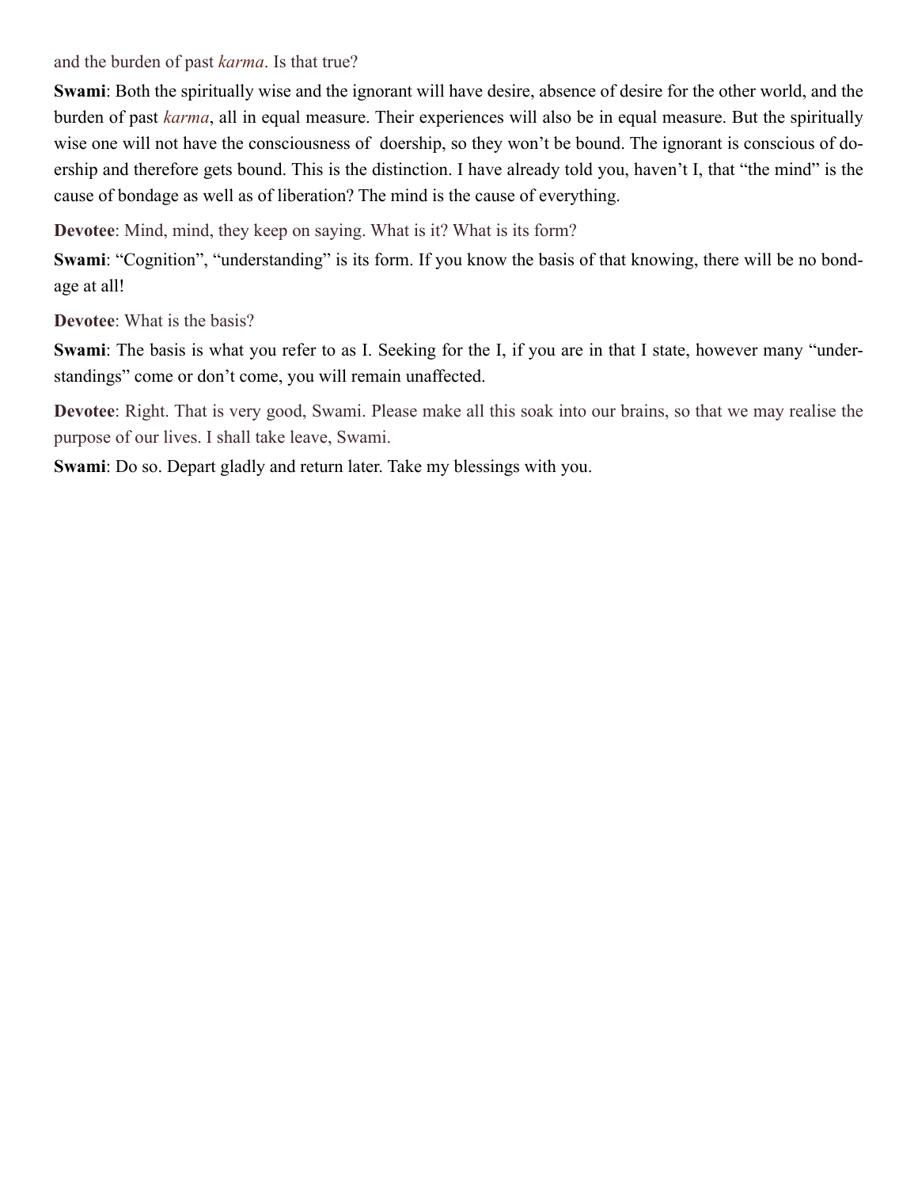and the burden of past *karma*. Is that true?

**Swami**: Both the spiritually wise and the ignorant will have desire, absence of desire for the other world, and the burden of past *karma*, all in equal measure. Their experiences will also be in equal measure. But the spiritually wise one will not have the consciousness of doership, so they won't be bound. The ignorant is conscious of doership and therefore gets bound. This is the distinction. I have already told you, haven't I, that "the mind" is the cause of bondage as well as of liberation? The mind is the cause of everything.

**Devotee**: Mind, mind, they keep on saying. What is it? What is its form?

**Swami**: "Cognition", "understanding" is its form. If you know the basis of that knowing, there will be no bondage at all!

**Devotee**: What is the basis?

**Swami**: The basis is what you refer to as I. Seeking for the I, if you are in that I state, however many "understandings" come or don't come, you will remain unaffected.

**Devotee**: Right. That is very good, Swami. Please make all this soak into our brains, so that we may realise the purpose of our lives. I shall take leave, Swami.

**Swami**: Do so. Depart gladly and return later. Take my blessings with you.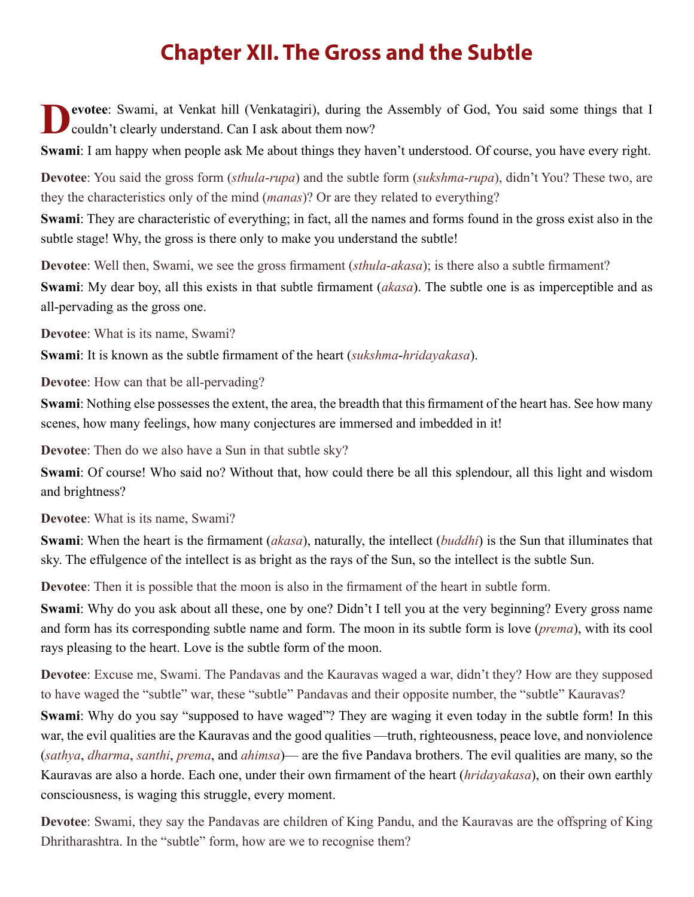# Chapter XII. The Gross and the Subtle

**Devotee**: Swami, at Venkat hill (Venkatagiri), during the Assembly of God, You said some things that I couldn't clearly understand. Can I ask about them now?

**Swami**: I am happy when people ask Me about things they haven't understood. Of course, you have every right.

**Devotee**: You said the gross form (*sthula-rupa*) and the subtle form (*sukshma-rupa*), didn't You? These two, are they the characteristics only of the mind (*manas*)? Or are they related to everything?

**Swami**: They are characteristic of everything; in fact, all the names and forms found in the gross exist also in the subtle stage! Why, the gross is there only to make you understand the subtle!

**Devotee**: Well then, Swami, we see the gross firmament (*sthula-akasa*); is there also a subtle firmament?

**Swami**: My dear boy, all this exists in that subtle firmament (*akasa*). The subtle one is as imperceptible and as all-pervading as the gross one.

**Devotee**: What is its name, Swami?

**Swami**: It is known as the subtle firmament of the heart (*sukshma-hridayakasa*).

**Devotee**: How can that be all-pervading?

**Swami**: Nothing else possesses the extent, the area, the breadth that this firmament of the heart has. See how many scenes, how many feelings, how many conjectures are immersed and imbedded in it!

**Devotee**: Then do we also have a Sun in that subtle sky?

**Swami**: Of course! Who said no? Without that, how could there be all this splendour, all this light and wisdom and brightness?

**Devotee**: What is its name, Swami?

**Swami**: When the heart is the firmament (*akasa*), naturally, the intellect (*buddhi*) is the Sun that illuminates that sky. The effulgence of the intellect is as bright as the rays of the Sun, so the intellect is the subtle Sun.

**Devotee**: Then it is possible that the moon is also in the firmament of the heart in subtle form.

**Swami**: Why do you ask about all these, one by one? Didn't I tell you at the very beginning? Every gross name and form has its corresponding subtle name and form. The moon in its subtle form is love (*prema*), with its cool rays pleasing to the heart. Love is the subtle form of the moon.

**Devotee**: Excuse me, Swami. The Pandavas and the Kauravas waged a war, didn't they? How are they supposed to have waged the "subtle" war, these "subtle" Pandavas and their opposite number, the "subtle" Kauravas?

**Swami**: Why do you say "supposed to have waged"? They are waging it even today in the subtle form! In this war, the evil qualities are the Kauravas and the good qualities —truth, righteousness, peace love, and nonviolence (*sathya*, *dharma*, *santhi*, *prema*, and *ahimsa*)— are the five Pandava brothers. The evil qualities are many, so the Kauravas are also a horde. Each one, under their own firmament of the heart (*hridayakasa*), on their own earthly consciousness, is waging this struggle, every moment.

**Devotee**: Swami, they say the Pandavas are children of King Pandu, and the Kauravas are the offspring of King Dhritharashtra. In the "subtle" form, how are we to recognise them?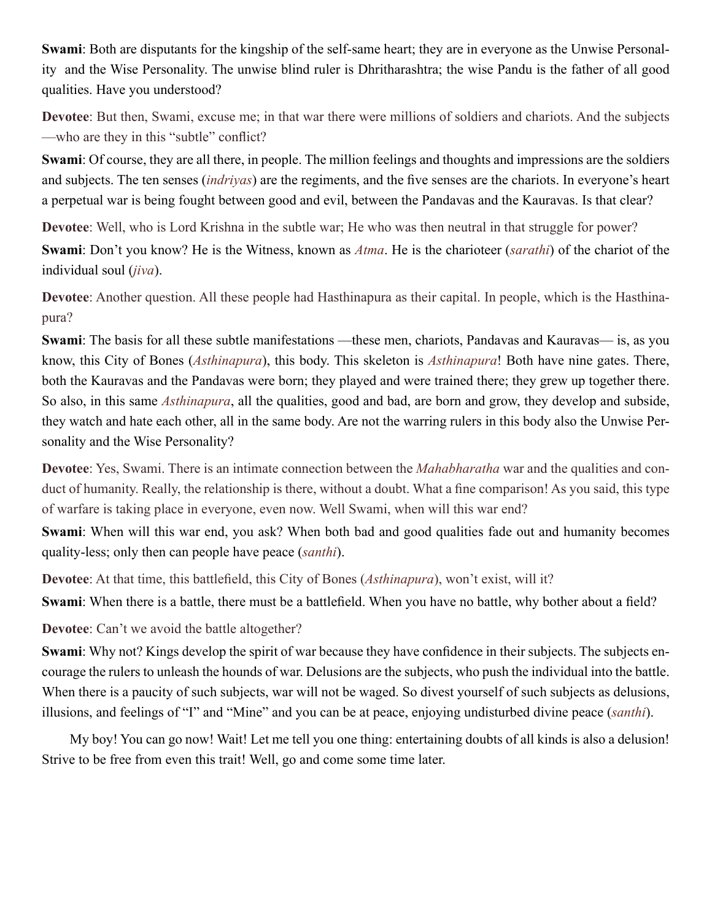**Swami**: Both are disputants for the kingship of the self-same heart; they are in everyone as the Unwise Personality and the Wise Personality. The unwise blind ruler is Dhritharashtra; the wise Pandu is the father of all good qualities. Have you understood?

**Devotee**: But then, Swami, excuse me; in that war there were millions of soldiers and chariots. And the subjects —who are they in this "subtle" conflict?

**Swami**: Of course, they are all there, in people. The million feelings and thoughts and impressions are the soldiers and subjects. The ten senses (*indriyas*) are the regiments, and the five senses are the chariots. In everyone's heart a perpetual war is being fought between good and evil, between the Pandavas and the Kauravas. Is that clear?

**Devotee**: Well, who is Lord Krishna in the subtle war; He who was then neutral in that struggle for power?

**Swami**: Don't you know? He is the Witness, known as *Atma*. He is the charioteer (*sarathi*) of the chariot of the individual soul (*jiva*).

**Devotee**: Another question. All these people had Hasthinapura as their capital. In people, which is the Hasthinapura?

**Swami**: The basis for all these subtle manifestations —these men, chariots, Pandavas and Kauravas— is, as you know, this City of Bones (*Asthinapura*), this body. This skeleton is *Asthinapura*! Both have nine gates. There, both the Kauravas and the Pandavas were born; they played and were trained there; they grew up together there. So also, in this same *Asthinapura*, all the qualities, good and bad, are born and grow, they develop and subside, they watch and hate each other, all in the same body. Are not the warring rulers in this body also the Unwise Personality and the Wise Personality?

**Devotee**: Yes, Swami. There is an intimate connection between the *Mahabharatha* war and the qualities and conduct of humanity. Really, the relationship is there, without a doubt. What a fine comparison! As you said, this type of warfare is taking place in everyone, even now. Well Swami, when will this war end?

**Swami**: When will this war end, you ask? When both bad and good qualities fade out and humanity becomes quality-less; only then can people have peace (*santhi*).

**Devotee**: At that time, this battlefield, this City of Bones (*Asthinapura*), won't exist, will it?

**Swami**: When there is a battle, there must be a battlefield. When you have no battle, why bother about a field?

**Devotee**: Can't we avoid the battle altogether?

**Swami**: Why not? Kings develop the spirit of war because they have confidence in their subjects. The subjects encourage the rulers to unleash the hounds of war. Delusions are the subjects, who push the individual into the battle. When there is a paucity of such subjects, war will not be waged. So divest yourself of such subjects as delusions, illusions, and feelings of "I" and "Mine" and you can be at peace, enjoying undisturbed divine peace (*santhi*).

My boy! You can go now! Wait! Let me tell you one thing: entertaining doubts of all kinds is also a delusion! Strive to be free from even this trait! Well, go and come some time later.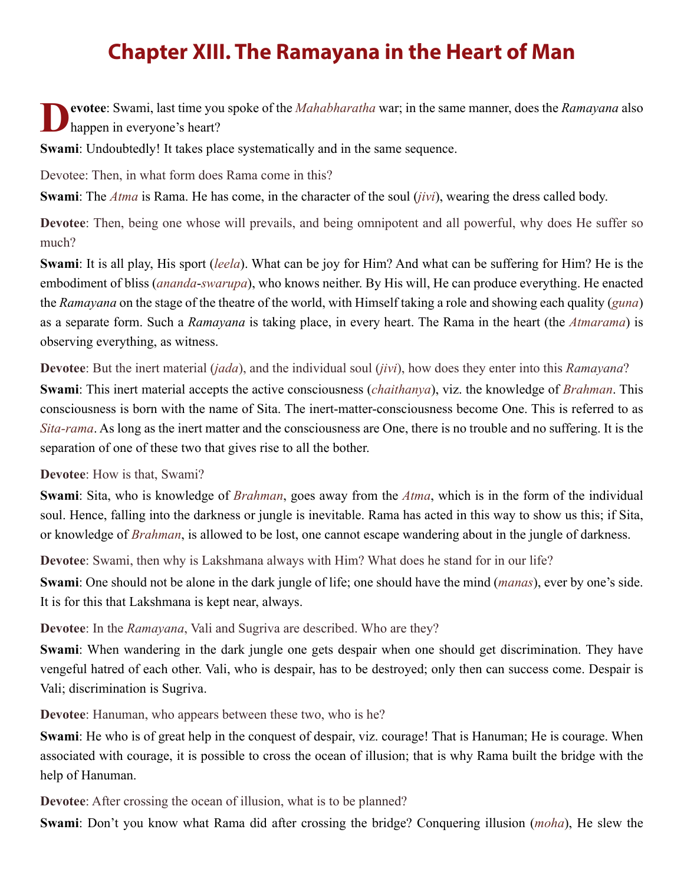# Chapter XIII. The Ramayana in the Heart of Man

**Devotee**: Swami, last time you spoke of the *Mahabharatha* war; in the same manner, does the *Ramayana* also happen in everyone's heart?

**Swami**: Undoubtedly! It takes place systematically and in the same sequence.

Devotee: Then, in what form does Rama come in this?

**Swami**: The *Atma* is Rama. He has come, in the character of the soul (*jivi*), wearing the dress called body.

**Devotee**: Then, being one whose will prevails, and being omnipotent and all powerful, why does He suffer so much?

**Swami**: It is all play, His sport (*leela*). What can be joy for Him? And what can be suffering for Him? He is the embodiment of bliss (*ananda-swarupa*), who knows neither. By His will, He can produce everything. He enacted the *Ramayana* on the stage of the theatre of the world, with Himself taking a role and showing each quality (*guna*) as a separate form. Such a *Ramayana* is taking place, in every heart. The Rama in the heart (the *Atmarama*) is observing everything, as witness.

**Devotee**: But the inert material (*jada*), and the individual soul (*jivi*), how does they enter into this *Ramayana*?

**Swami**: This inert material accepts the active consciousness (*chaithanya*), viz. the knowledge of *Brahman*. This consciousness is born with the name of Sita. The inert-matter-consciousness become One. This is referred to as *Sita-rama*. As long as the inert matter and the consciousness are One, there is no trouble and no suffering. It is the separation of one of these two that gives rise to all the bother.

**Devotee**: How is that, Swami?

**Swami**: Sita, who is knowledge of *Brahman*, goes away from the *Atma*, which is in the form of the individual soul. Hence, falling into the darkness or jungle is inevitable. Rama has acted in this way to show us this; if Sita, or knowledge of *Brahman*, is allowed to be lost, one cannot escape wandering about in the jungle of darkness.

**Devotee**: Swami, then why is Lakshmana always with Him? What does he stand for in our life?

**Swami**: One should not be alone in the dark jungle of life; one should have the mind (*manas*), ever by one's side. It is for this that Lakshmana is kept near, always.

**Devotee**: In the *Ramayana*, Vali and Sugriva are described. Who are they?

**Swami**: When wandering in the dark jungle one gets despair when one should get discrimination. They have vengeful hatred of each other. Vali, who is despair, has to be destroyed; only then can success come. Despair is Vali; discrimination is Sugriva.

**Devotee**: Hanuman, who appears between these two, who is he?

**Swami**: He who is of great help in the conquest of despair, viz. courage! That is Hanuman; He is courage. When associated with courage, it is possible to cross the ocean of illusion; that is why Rama built the bridge with the help of Hanuman.

**Devotee**: After crossing the ocean of illusion, what is to be planned?

**Swami**: Don't you know what Rama did after crossing the bridge? Conquering illusion (*moha*), He slew the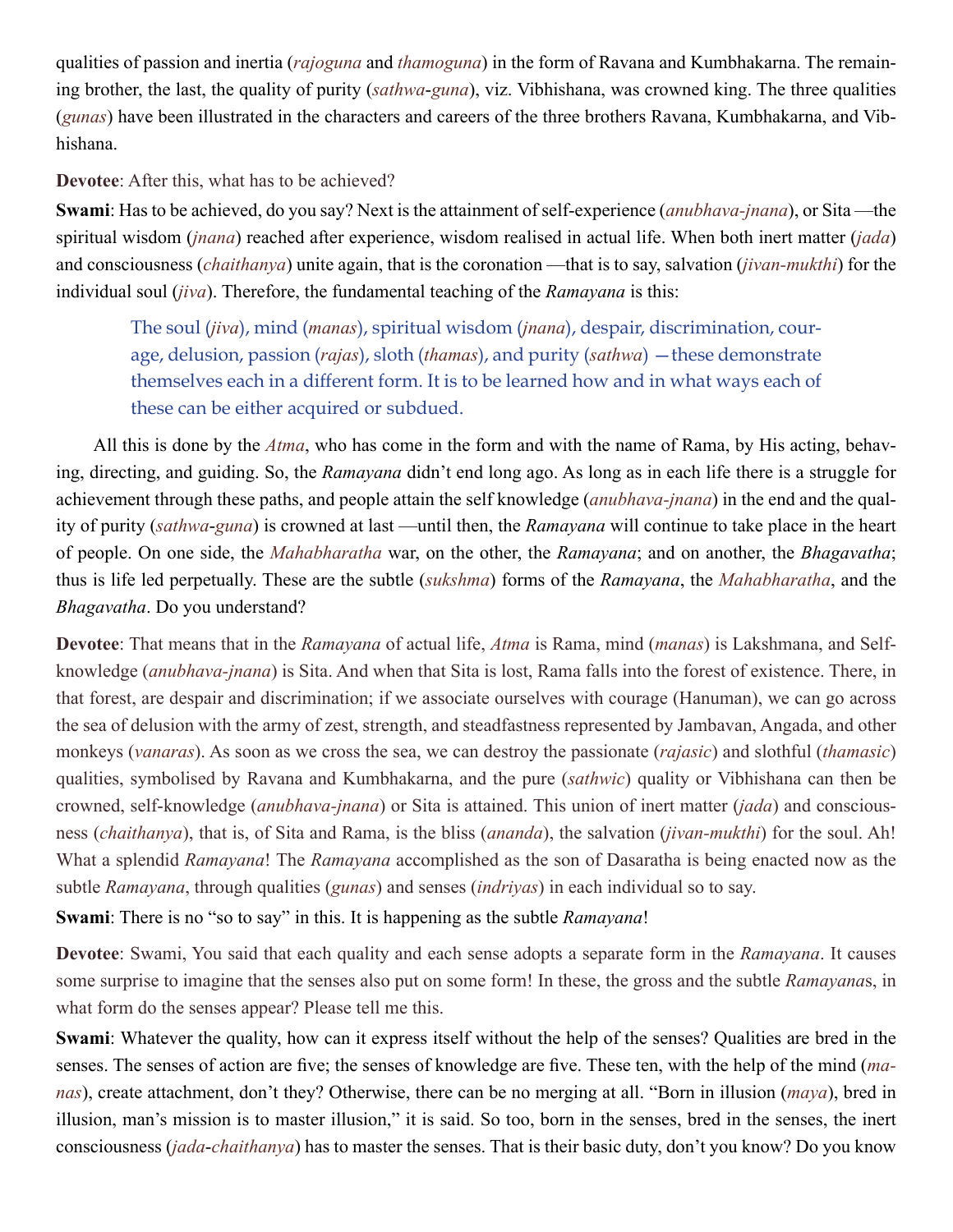qualities of passion and inertia (*rajoguna* and *thamoguna*) in the form of Ravana and Kumbhakarna. The remaining brother, the last, the quality of purity (*sathwa*-*guna*), viz. Vibhishana, was crowned king. The three qualities (*gunas*) have been illustrated in the characters and careers of the three brothers Ravana, Kumbhakarna, and Vibhishana.

**Devotee**: After this, what has to be achieved?

**Swami**: Has to be achieved, do you say? Next is the attainment of self-experience (*anubhava-jnana*), or Sita —the spiritual wisdom (*jnana*) reached after experience, wisdom realised in actual life. When both inert matter (*jada*) and consciousness (*chaithanya*) unite again, that is the coronation —that is to say, salvation (*jivan-mukthi*) for the individual soul (*jiva*). Therefore, the fundamental teaching of the *Ramayana* is this:

> The soul (*jiva*), mind (*manas*), spiritual wisdom (*jnana*), despair, discrimination, courage, delusion, passion (*rajas*), sloth (*thamas*), and purity (*sathwa*) —these demonstrate themselves each in a different form. It is to be learned how and in what ways each of these can be either acquired or subdued.

All this is done by the *Atma*, who has come in the form and with the name of Rama, by His acting, behaving, directing, and guiding. So, the *Ramayana* didn't end long ago. As long as in each life there is a struggle for achievement through these paths, and people attain the self knowledge (*anubhava-jnana*) in the end and the quality of purity (*sathwa*-*guna*) is crowned at last —until then, the *Ramayana* will continue to take place in the heart of people. On one side, the *Mahabharatha* war, on the other, the *Ramayana*; and on another, the *Bhagavatha*; thus is life led perpetually. These are the subtle (*sukshma*) forms of the *Ramayana*, the *Mahabharatha*, and the *Bhagavatha*. Do you understand?

**Devotee**: That means that in the *Ramayana* of actual life, *Atma* is Rama, mind (*manas*) is Lakshmana, and Self-knowledge (*anubhava-jnana*) is Sita. And when that Sita is lost, Rama falls into the forest of existence. There, in that forest, are despair and discrimination; if we associate ourselves with courage (Hanuman), we can go across the sea of delusion with the army of zest, strength, and steadfastness represented by Jambavan, Angada, and other monkeys (*vanaras*). As soon as we cross the sea, we can destroy the passionate (*rajasic*) and slothful (*thamasic*) qualities, symbolised by Ravana and Kumbhakarna, and the pure (*sathwic*) quality or Vibhishana can then be crowned, self-knowledge (*anubhava-jnana*) or Sita is attained. This union of inert matter (*jada*) and consciousness (*chaithanya*), that is, of Sita and Rama, is the bliss (*ananda*), the salvation (*jivan-mukthi*) for the soul. Ah! What a splendid *Ramayana*! The *Ramayana* accomplished as the son of Dasaratha is being enacted now as the subtle *Ramayana*, through qualities (*gunas*) and senses (*indriyas*) in each individual so to say.

**Swami**: There is no "so to say" in this. It is happening as the subtle *Ramayana*!

**Devotee**: Swami, You said that each quality and each sense adopts a separate form in the *Ramayana*. It causes some surprise to imagine that the senses also put on some form! In these, the gross and the subtle *Ramayana*s, in what form do the senses appear? Please tell me this.

**Swami**: Whatever the quality, how can it express itself without the help of the senses? Qualities are bred in the senses. The senses of action are five; the senses of knowledge are five. These ten, with the help of the mind (*manas*), create attachment, don't they? Otherwise, there can be no merging at all. "Born in illusion (*maya*), bred in illusion, man's mission is to master illusion," it is said. So too, born in the senses, bred in the senses, the inert consciousness (*jada*-*chaithanya*) has to master the senses. That is their basic duty, don't you know? Do you know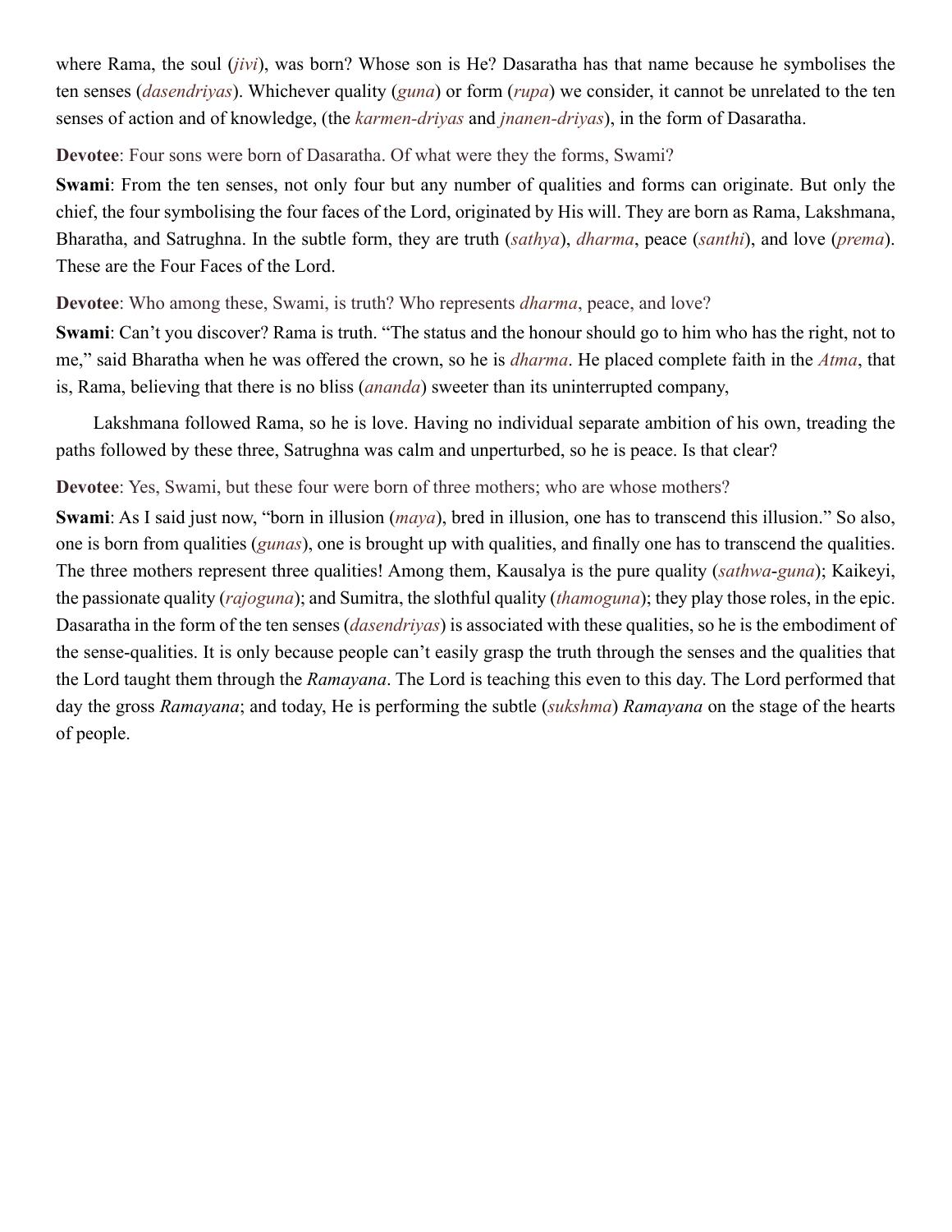where Rama, the soul (*jivi*), was born? Whose son is He? Dasaratha has that name because he symbolises the ten senses (*dasendriyas*). Whichever quality (*guna*) or form (*rupa*) we consider, it cannot be unrelated to the ten senses of action and of knowledge, (the *karmen-driyas* and *jnanen-driyas*), in the form of Dasaratha.

**Devotee**: Four sons were born of Dasaratha. Of what were they the forms, Swami?

**Swami**: From the ten senses, not only four but any number of qualities and forms can originate. But only the chief, the four symbolising the four faces of the Lord, originated by His will. They are born as Rama, Lakshmana, Bharatha, and Satrughna. In the subtle form, they are truth (*sathya*), *dharma*, peace (*santhi*), and love (*prema*). These are the Four Faces of the Lord.

**Devotee**: Who among these, Swami, is truth? Who represents *dharma*, peace, and love?

**Swami**: Can't you discover? Rama is truth. "The status and the honour should go to him who has the right, not to me," said Bharatha when he was offered the crown, so he is *dharma*. He placed complete faith in the *Atma*, that is, Rama, believing that there is no bliss (*ananda*) sweeter than its uninterrupted company,

Lakshmana followed Rama, so he is love. Having no individual separate ambition of his own, treading the paths followed by these three, Satrughna was calm and unperturbed, so he is peace. Is that clear?

**Devotee**: Yes, Swami, but these four were born of three mothers; who are whose mothers?

**Swami**: As I said just now, "born in illusion (*maya*), bred in illusion, one has to transcend this illusion." So also, one is born from qualities (*gunas*), one is brought up with qualities, and finally one has to transcend the qualities. The three mothers represent three qualities! Among them, Kausalya is the pure quality (*sathwa*-*guna*); Kaikeyi, the passionate quality (*rajoguna*); and Sumitra, the slothful quality (*thamoguna*); they play those roles, in the epic. Dasaratha in the form of the ten senses (*dasendriyas*) is associated with these qualities, so he is the embodiment of the sense-qualities. It is only because people can't easily grasp the truth through the senses and the qualities that the Lord taught them through the *Ramayana*. The Lord is teaching this even to this day. The Lord performed that day the gross *Ramayana*; and today, He is performing the subtle (*sukshma*) *Ramayana* on the stage of the hearts of people.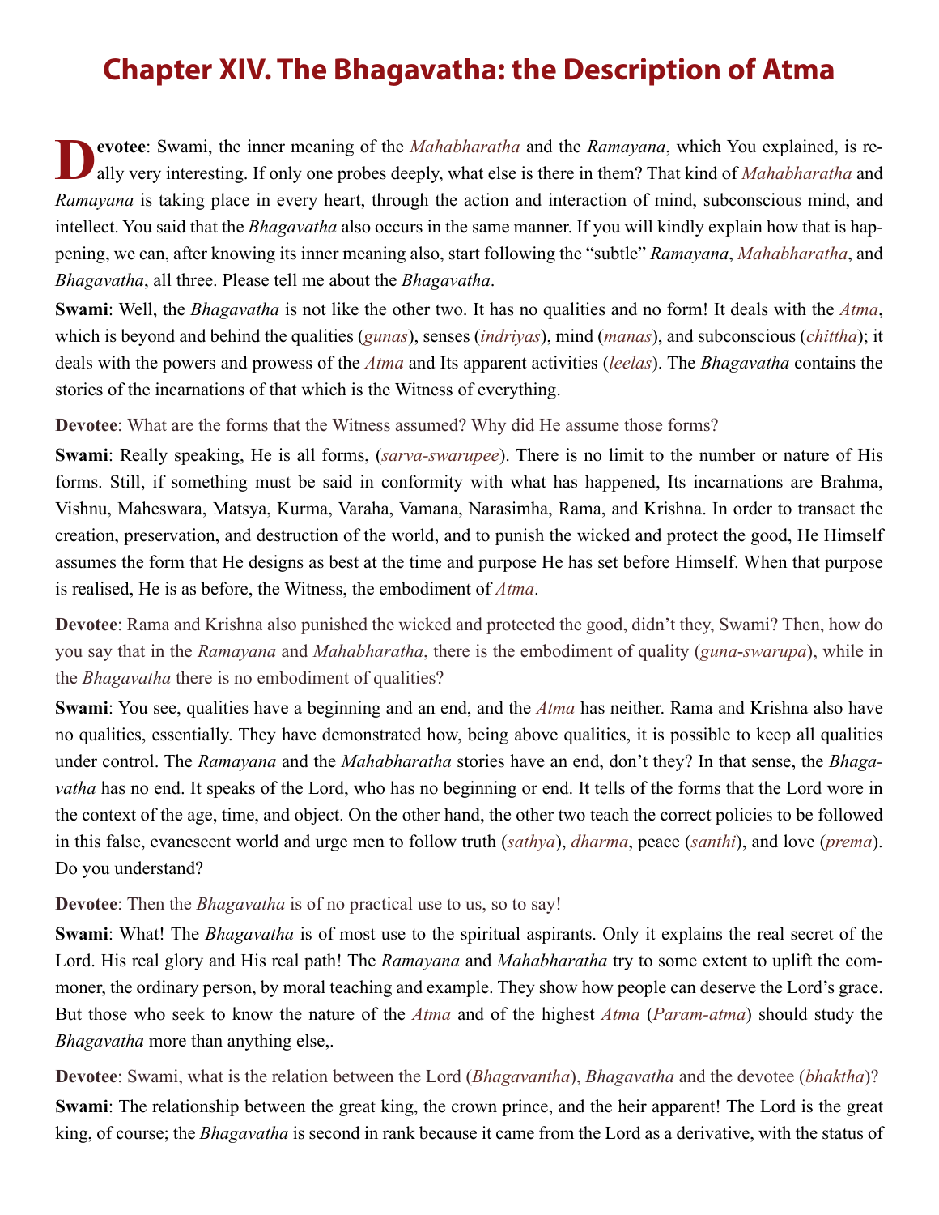# Chapter XIV. The Bhagavatha: the Description of Atma

**Devotee**: Swami, the inner meaning of the *Mahabharatha* and the *Ramayana*, which You explained, is really very interesting. If only one probes deeply, what else is there in them? That kind of *Mahabharatha* and *Ramayana* is taking place in every heart, through the action and interaction of mind, subconscious mind, and intellect. You said that the *Bhagavatha* also occurs in the same manner. If you will kindly explain how that is happening, we can, after knowing its inner meaning also, start following the "subtle" *Ramayana*, *Mahabharatha*, and *Bhagavatha*, all three. Please tell me about the *Bhagavatha*.

**Swami**: Well, the *Bhagavatha* is not like the other two. It has no qualities and no form! It deals with the *Atma*, which is beyond and behind the qualities (*gunas*), senses (*indriyas*), mind (*manas*), and subconscious (*chittha*); it deals with the powers and prowess of the *Atma* and Its apparent activities (*leelas*). The *Bhagavatha* contains the stories of the incarnations of that which is the Witness of everything.

**Devotee**: What are the forms that the Witness assumed? Why did He assume those forms?

**Swami**: Really speaking, He is all forms, (*sarva-swarupee*). There is no limit to the number or nature of His forms. Still, if something must be said in conformity with what has happened, Its incarnations are Brahma, Vishnu, Maheswara, Matsya, Kurma, Varaha, Vamana, Narasimha, Rama, and Krishna. In order to transact the creation, preservation, and destruction of the world, and to punish the wicked and protect the good, He Himself assumes the form that He designs as best at the time and purpose He has set before Himself. When that purpose is realised, He is as before, the Witness, the embodiment of *Atma*.

**Devotee**: Rama and Krishna also punished the wicked and protected the good, didn't they, Swami? Then, how do you say that in the *Ramayana* and *Mahabharatha*, there is the embodiment of quality (*guna-swarupa*), while in the *Bhagavatha* there is no embodiment of qualities?

**Swami**: You see, qualities have a beginning and an end, and the *Atma* has neither. Rama and Krishna also have no qualities, essentially. They have demonstrated how, being above qualities, it is possible to keep all qualities under control. The *Ramayana* and the *Mahabharatha* stories have an end, don't they? In that sense, the *Bhagavatha* has no end. It speaks of the Lord, who has no beginning or end. It tells of the forms that the Lord wore in the context of the age, time, and object. On the other hand, the other two teach the correct policies to be followed in this false, evanescent world and urge men to follow truth (*sathya*), *dharma*, peace (*santhi*), and love (*prema*). Do you understand?

**Devotee**: Then the *Bhagavatha* is of no practical use to us, so to say!

**Swami**: What! The *Bhagavatha* is of most use to the spiritual aspirants. Only it explains the real secret of the Lord. His real glory and His real path! The *Ramayana* and *Mahabharatha* try to some extent to uplift the commoner, the ordinary person, by moral teaching and example. They show how people can deserve the Lord's grace. But those who seek to know the nature of the *Atma* and of the highest *Atma* (*Param-atma*) should study the *Bhagavatha* more than anything else,.

**Devotee**: Swami, what is the relation between the Lord (*Bhagavantha*), *Bhagavatha* and the devotee (*bhaktha*)?

**Swami**: The relationship between the great king, the crown prince, and the heir apparent! The Lord is the great king, of course; the *Bhagavatha* is second in rank because it came from the Lord as a derivative, with the status of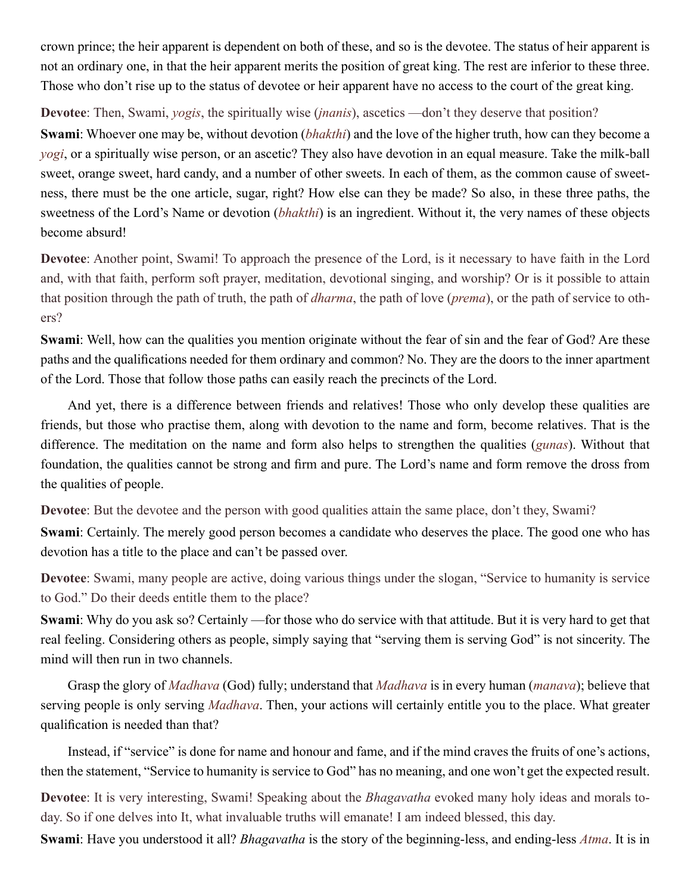crown prince; the heir apparent is dependent on both of these, and so is the devotee. The status of heir apparent is not an ordinary one, in that the heir apparent merits the position of great king. The rest are inferior to these three. Those who don't rise up to the status of devotee or heir apparent have no access to the court of the great king.

**Devotee**: Then, Swami, *yogis*, the spiritually wise (*jnanis*), ascetics —don't they deserve that position?

**Swami**: Whoever one may be, without devotion (*bhakthi*) and the love of the higher truth, how can they become a *yogi*, or a spiritually wise person, or an ascetic? They also have devotion in an equal measure. Take the milk-ball sweet, orange sweet, hard candy, and a number of other sweets. In each of them, as the common cause of sweetness, there must be the one article, sugar, right? How else can they be made? So also, in these three paths, the sweetness of the Lord's Name or devotion (*bhakthi*) is an ingredient. Without it, the very names of these objects become absurd!

**Devotee**: Another point, Swami! To approach the presence of the Lord, is it necessary to have faith in the Lord and, with that faith, perform soft prayer, meditation, devotional singing, and worship? Or is it possible to attain that position through the path of truth, the path of *dharma*, the path of love (*prema*), or the path of service to others?

**Swami**: Well, how can the qualities you mention originate without the fear of sin and the fear of God? Are these paths and the qualifications needed for them ordinary and common? No. They are the doors to the inner apartment of the Lord. Those that follow those paths can easily reach the precincts of the Lord.

And yet, there is a difference between friends and relatives! Those who only develop these qualities are friends, but those who practise them, along with devotion to the name and form, become relatives. That is the difference. The meditation on the name and form also helps to strengthen the qualities (*gunas*). Without that foundation, the qualities cannot be strong and firm and pure. The Lord's name and form remove the dross from the qualities of people.

**Devotee**: But the devotee and the person with good qualities attain the same place, don't they, Swami?

**Swami**: Certainly. The merely good person becomes a candidate who deserves the place. The good one who has devotion has a title to the place and can't be passed over.

**Devotee**: Swami, many people are active, doing various things under the slogan, "Service to humanity is service to God." Do their deeds entitle them to the place?

**Swami**: Why do you ask so? Certainly —for those who do service with that attitude. But it is very hard to get that real feeling. Considering others as people, simply saying that "serving them is serving God" is not sincerity. The mind will then run in two channels.

Grasp the glory of *Madhava* (God) fully; understand that *Madhava* is in every human (*manava*); believe that serving people is only serving *Madhava*. Then, your actions will certainly entitle you to the place. What greater qualification is needed than that?

Instead, if "service" is done for name and honour and fame, and if the mind craves the fruits of one's actions, then the statement, "Service to humanity is service to God" has no meaning, and one won't get the expected result.

**Devotee**: It is very interesting, Swami! Speaking about the *Bhagavatha* evoked many holy ideas and morals today. So if one delves into It, what invaluable truths will emanate! I am indeed blessed, this day.

**Swami**: Have you understood it all? *Bhagavatha* is the story of the beginning-less, and ending-less *Atma*. It is in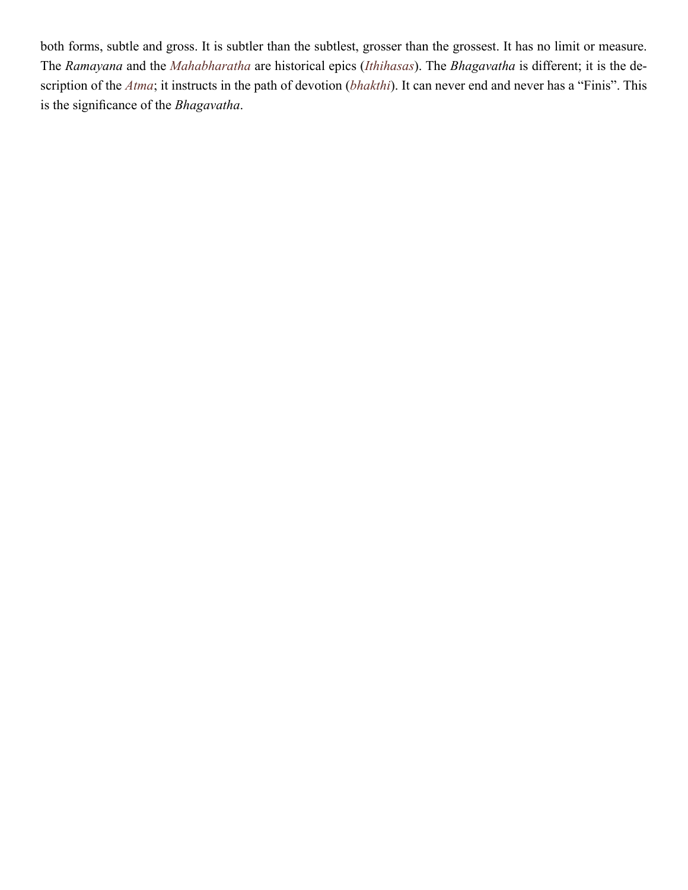both forms, subtle and gross. It is subtler than the subtlest, grosser than the grossest. It has no limit or measure. The *Ramayana* and the *Mahabharatha* are historical epics (*Ithihasas*). The *Bhagavatha* is different; it is the description of the *Atma*; it instructs in the path of devotion (*bhakthi*). It can never end and never has a "Finis". This is the significance of the *Bhagavatha*.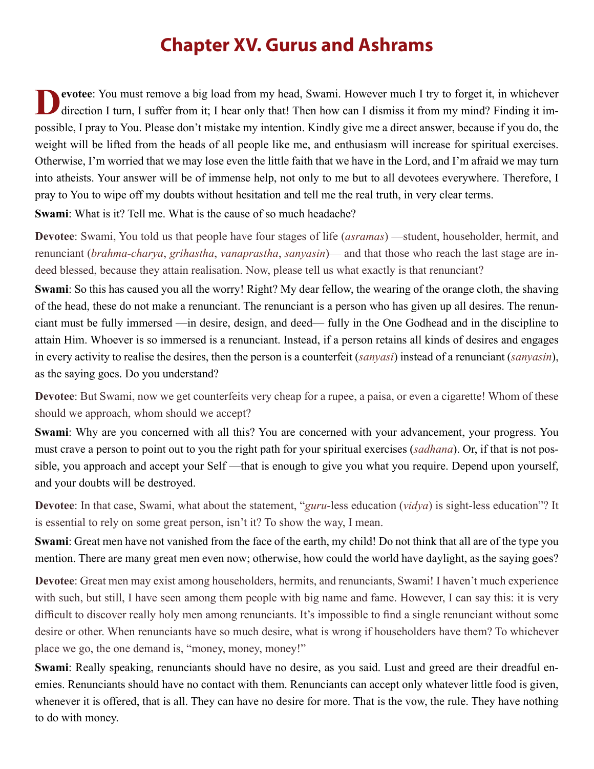# Chapter XV. Gurus and Ashrams

**Devotee**: You must remove a big load from my head, Swami. However much I try to forget it, in whichever direction I turn, I suffer from it; I hear only that! Then how can I dismiss it from my mind? Finding it impossible, I pray to You. Please don't mistake my intention. Kindly give me a direct answer, because if you do, the weight will be lifted from the heads of all people like me, and enthusiasm will increase for spiritual exercises. Otherwise, I'm worried that we may lose even the little faith that we have in the Lord, and I'm afraid we may turn into atheists. Your answer will be of immense help, not only to me but to all devotees everywhere. Therefore, I pray to You to wipe off my doubts without hesitation and tell me the real truth, in very clear terms.

**Swami**: What is it? Tell me. What is the cause of so much headache?

**Devotee**: Swami, You told us that people have four stages of life (*asramas*) —student, householder, hermit, and renunciant (*brahma-charya*, *grihastha*, *vanaprastha*, *sanyasin*)— and that those who reach the last stage are indeed blessed, because they attain realisation. Now, please tell us what exactly is that renunciant?

**Swami**: So this has caused you all the worry! Right? My dear fellow, the wearing of the orange cloth, the shaving of the head, these do not make a renunciant. The renunciant is a person who has given up all desires. The renunciant must be fully immersed —in desire, design, and deed— fully in the One Godhead and in the discipline to attain Him. Whoever is so immersed is a renunciant. Instead, if a person retains all kinds of desires and engages in every activity to realise the desires, then the person is a counterfeit (*sanyasi*) instead of a renunciant (*sanyasin*), as the saying goes. Do you understand?

**Devotee**: But Swami, now we get counterfeits very cheap for a rupee, a paisa, or even a cigarette! Whom of these should we approach, whom should we accept?

**Swami**: Why are you concerned with all this? You are concerned with your advancement, your progress. You must crave a person to point out to you the right path for your spiritual exercises (*sadhana*). Or, if that is not possible, you approach and accept your Self —that is enough to give you what you require. Depend upon yourself, and your doubts will be destroyed.

**Devotee**: In that case, Swami, what about the statement, "*guru*-less education (*vidya*) is sight-less education"? It is essential to rely on some great person, isn't it? To show the way, I mean.

**Swami**: Great men have not vanished from the face of the earth, my child! Do not think that all are of the type you mention. There are many great men even now; otherwise, how could the world have daylight, as the saying goes?

**Devotee**: Great men may exist among householders, hermits, and renunciants, Swami! I haven't much experience with such, but still, I have seen among them people with big name and fame. However, I can say this: it is very difficult to discover really holy men among renunciants. It's impossible to find a single renunciant without some desire or other. When renunciants have so much desire, what is wrong if householders have them? To whichever place we go, the one demand is, "money, money, money!"

**Swami**: Really speaking, renunciants should have no desire, as you said. Lust and greed are their dreadful enemies. Renunciants should have no contact with them. Renunciants can accept only whatever little food is given, whenever it is offered, that is all. They can have no desire for more. That is the vow, the rule. They have nothing to do with money.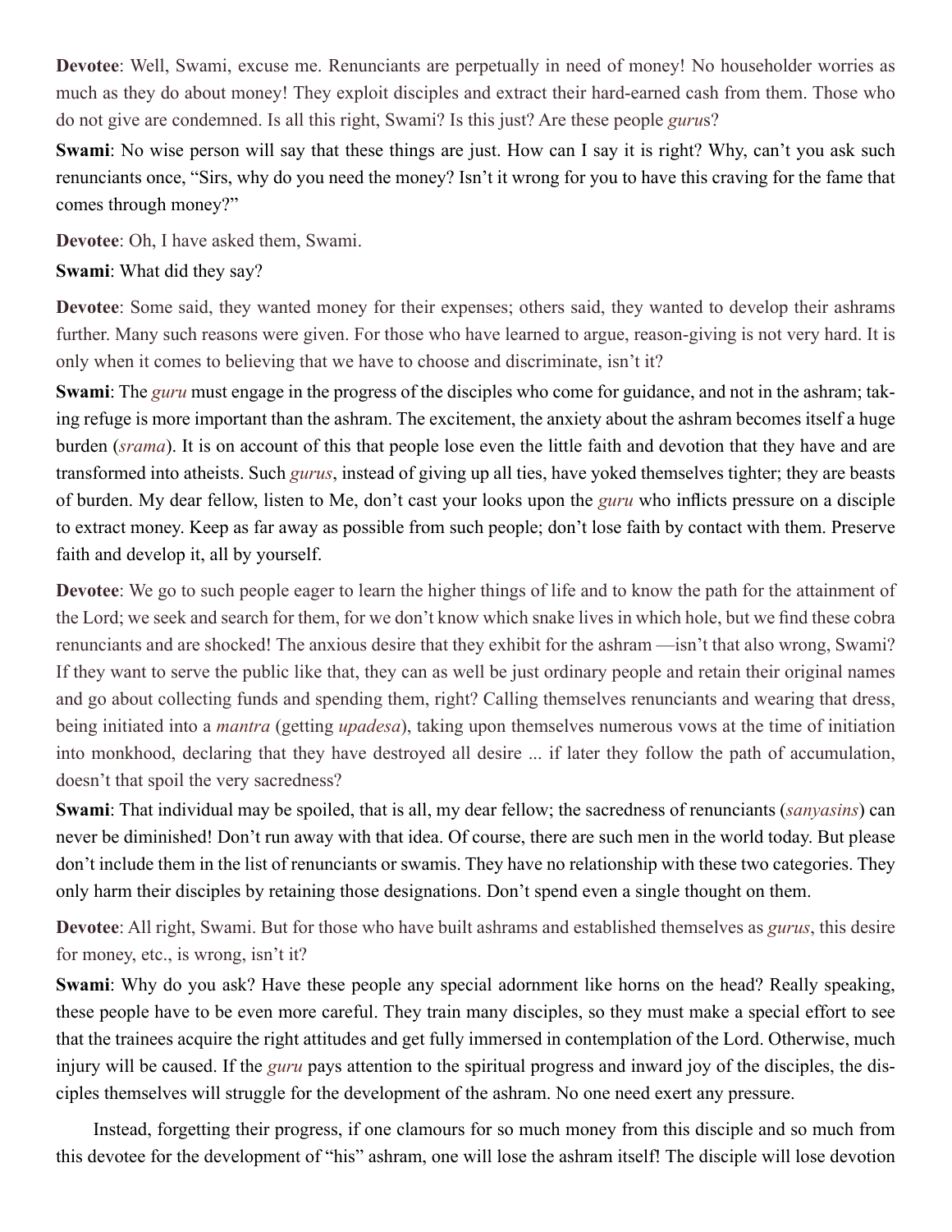**Devotee**: Well, Swami, excuse me. Renunciants are perpetually in need of money! No householder worries as much as they do about money! They exploit disciples and extract their hard-earned cash from them. Those who do not give are condemned. Is all this right, Swami? Is this just? Are these people *guru*s?

**Swami**: No wise person will say that these things are just. How can I say it is right? Why, can't you ask such renunciants once, "Sirs, why do you need the money? Isn't it wrong for you to have this craving for the fame that comes through money?"

**Devotee**: Oh, I have asked them, Swami.

**Swami**: What did they say?

**Devotee**: Some said, they wanted money for their expenses; others said, they wanted to develop their ashrams further. Many such reasons were given. For those who have learned to argue, reason-giving is not very hard. It is only when it comes to believing that we have to choose and discriminate, isn't it?

**Swami**: The *guru* must engage in the progress of the disciples who come for guidance, and not in the ashram; taking refuge is more important than the ashram. The excitement, the anxiety about the ashram becomes itself a huge burden (*srama*). It is on account of this that people lose even the little faith and devotion that they have and are transformed into atheists. Such *gurus*, instead of giving up all ties, have yoked themselves tighter; they are beasts of burden. My dear fellow, listen to Me, don't cast your looks upon the *guru* who inflicts pressure on a disciple to extract money. Keep as far away as possible from such people; don't lose faith by contact with them. Preserve faith and develop it, all by yourself.

**Devotee**: We go to such people eager to learn the higher things of life and to know the path for the attainment of the Lord; we seek and search for them, for we don't know which snake lives in which hole, but we find these cobra renunciants and are shocked! The anxious desire that they exhibit for the ashram —isn't that also wrong, Swami? If they want to serve the public like that, they can as well be just ordinary people and retain their original names and go about collecting funds and spending them, right? Calling themselves renunciants and wearing that dress, being initiated into a *mantra* (getting *upadesa*), taking upon themselves numerous vows at the time of initiation into monkhood, declaring that they have destroyed all desire ... if later they follow the path of accumulation, doesn't that spoil the very sacredness?

**Swami**: That individual may be spoiled, that is all, my dear fellow; the sacredness of renunciants (*sanyasins*) can never be diminished! Don't run away with that idea. Of course, there are such men in the world today. But please don't include them in the list of renunciants or swamis. They have no relationship with these two categories. They only harm their disciples by retaining those designations. Don't spend even a single thought on them.

**Devotee**: All right, Swami. But for those who have built ashrams and established themselves as *gurus*, this desire for money, etc., is wrong, isn't it?

**Swami**: Why do you ask? Have these people any special adornment like horns on the head? Really speaking, these people have to be even more careful. They train many disciples, so they must make a special effort to see that the trainees acquire the right attitudes and get fully immersed in contemplation of the Lord. Otherwise, much injury will be caused. If the *guru* pays attention to the spiritual progress and inward joy of the disciples, the disciples themselves will struggle for the development of the ashram. No one need exert any pressure.

Instead, forgetting their progress, if one clamours for so much money from this disciple and so much from this devotee for the development of "his" ashram, one will lose the ashram itself! The disciple will lose devotion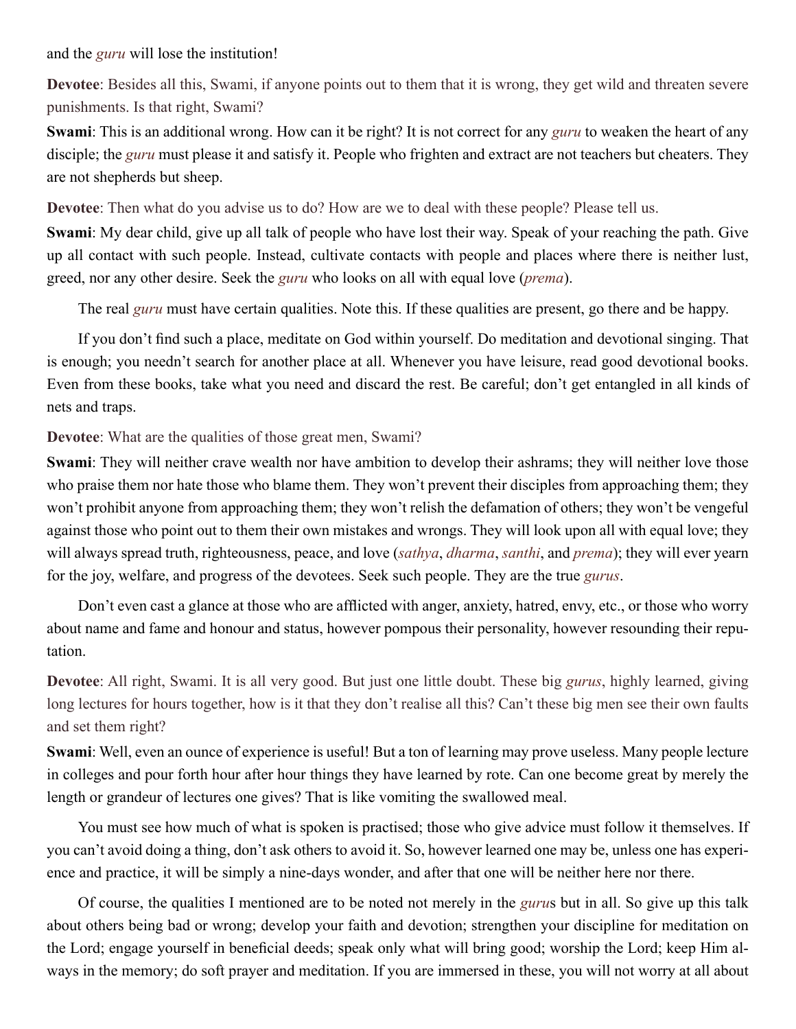and the *guru* will lose the institution!

**Devotee**: Besides all this, Swami, if anyone points out to them that it is wrong, they get wild and threaten severe punishments. Is that right, Swami?

**Swami**: This is an additional wrong. How can it be right? It is not correct for any *guru* to weaken the heart of any disciple; the *guru* must please it and satisfy it. People who frighten and extract are not teachers but cheaters. They are not shepherds but sheep.

**Devotee**: Then what do you advise us to do? How are we to deal with these people? Please tell us.

**Swami**: My dear child, give up all talk of people who have lost their way. Speak of your reaching the path. Give up all contact with such people. Instead, cultivate contacts with people and places where there is neither lust, greed, nor any other desire. Seek the *guru* who looks on all with equal love (*prema*).

The real *guru* must have certain qualities. Note this. If these qualities are present, go there and be happy.

If you don't find such a place, meditate on God within yourself. Do meditation and devotional singing. That is enough; you needn't search for another place at all. Whenever you have leisure, read good devotional books. Even from these books, take what you need and discard the rest. Be careful; don't get entangled in all kinds of nets and traps.

**Devotee**: What are the qualities of those great men, Swami?

**Swami**: They will neither crave wealth nor have ambition to develop their ashrams; they will neither love those who praise them nor hate those who blame them. They won't prevent their disciples from approaching them; they won't prohibit anyone from approaching them; they won't relish the defamation of others; they won't be vengeful against those who point out to them their own mistakes and wrongs. They will look upon all with equal love; they will always spread truth, righteousness, peace, and love (*sathya*, *dharma*, *santhi*, and *prema*); they will ever yearn for the joy, welfare, and progress of the devotees. Seek such people. They are the true *gurus*.

Don't even cast a glance at those who are afflicted with anger, anxiety, hatred, envy, etc., or those who worry about name and fame and honour and status, however pompous their personality, however resounding their reputation.

**Devotee**: All right, Swami. It is all very good. But just one little doubt. These big *gurus*, highly learned, giving long lectures for hours together, how is it that they don't realise all this? Can't these big men see their own faults and set them right?

**Swami**: Well, even an ounce of experience is useful! But a ton of learning may prove useless. Many people lecture in colleges and pour forth hour after hour things they have learned by rote. Can one become great by merely the length or grandeur of lectures one gives? That is like vomiting the swallowed meal.

You must see how much of what is spoken is practised; those who give advice must follow it themselves. If you can't avoid doing a thing, don't ask others to avoid it. So, however learned one may be, unless one has experience and practice, it will be simply a nine-days wonder, and after that one will be neither here nor there.

Of course, the qualities I mentioned are to be noted not merely in the *guru*s but in all. So give up this talk about others being bad or wrong; develop your faith and devotion; strengthen your discipline for meditation on the Lord; engage yourself in beneficial deeds; speak only what will bring good; worship the Lord; keep Him always in the memory; do soft prayer and meditation. If you are immersed in these, you will not worry at all about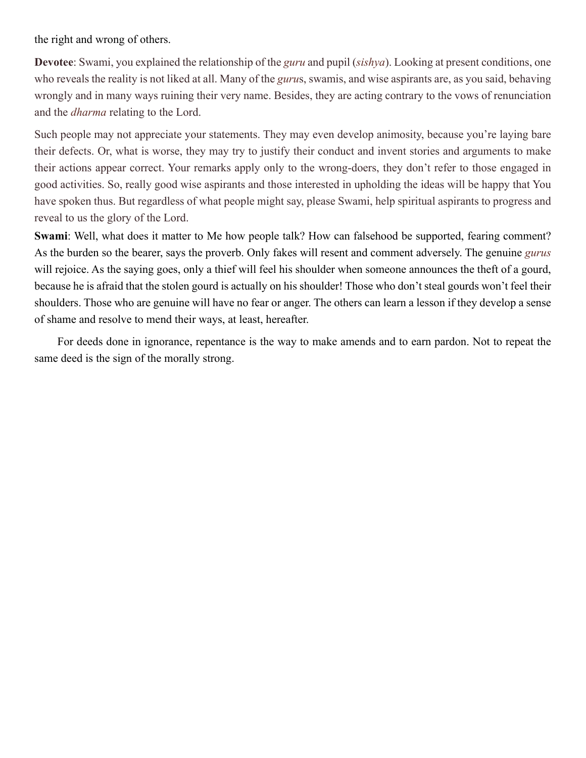the right and wrong of others.

**Devotee**: Swami, you explained the relationship of the *guru* and pupil (*sishya*). Looking at present conditions, one who reveals the reality is not liked at all. Many of the *guru*s, swamis, and wise aspirants are, as you said, behaving wrongly and in many ways ruining their very name. Besides, they are acting contrary to the vows of renunciation and the *dharma* relating to the Lord.

Such people may not appreciate your statements. They may even develop animosity, because you're laying bare their defects. Or, what is worse, they may try to justify their conduct and invent stories and arguments to make their actions appear correct. Your remarks apply only to the wrong-doers, they don't refer to those engaged in good activities. So, really good wise aspirants and those interested in upholding the ideas will be happy that You have spoken thus. But regardless of what people might say, please Swami, help spiritual aspirants to progress and reveal to us the glory of the Lord.

**Swami**: Well, what does it matter to Me how people talk? How can falsehood be supported, fearing comment? As the burden so the bearer, says the proverb. Only fakes will resent and comment adversely. The genuine *gurus* will rejoice. As the saying goes, only a thief will feel his shoulder when someone announces the theft of a gourd, because he is afraid that the stolen gourd is actually on his shoulder! Those who don't steal gourds won't feel their shoulders. Those who are genuine will have no fear or anger. The others can learn a lesson if they develop a sense of shame and resolve to mend their ways, at least, hereafter.

For deeds done in ignorance, repentance is the way to make amends and to earn pardon. Not to repeat the same deed is the sign of the morally strong.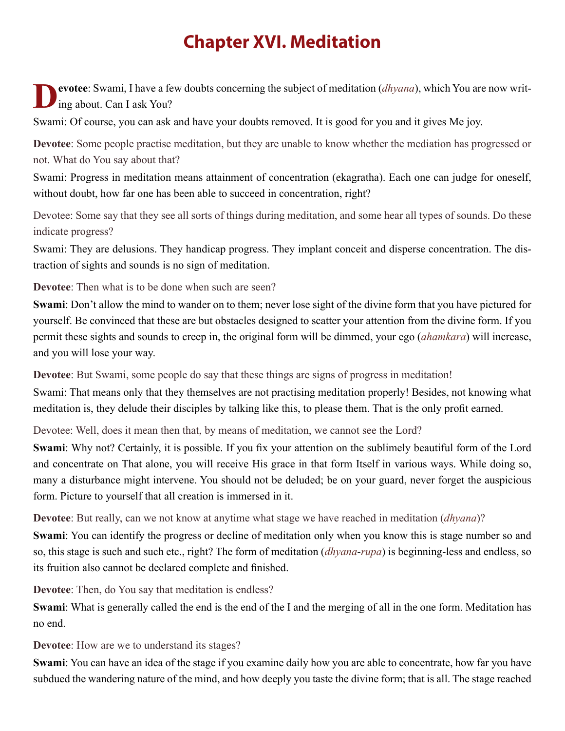# Chapter XVI. Meditation

**Devotee**: Swami, I have a few doubts concerning the subject of meditation (*dhyana*), which You are now writing about. Can I ask You?

Swami: Of course, you can ask and have your doubts removed. It is good for you and it gives Me joy.

**Devotee**: Some people practise meditation, but they are unable to know whether the mediation has progressed or not. What do You say about that?

Swami: Progress in meditation means attainment of concentration (ekagratha). Each one can judge for oneself, without doubt, how far one has been able to succeed in concentration, right?

Devotee: Some say that they see all sorts of things during meditation, and some hear all types of sounds. Do these indicate progress?

Swami: They are delusions. They handicap progress. They implant conceit and disperse concentration. The distraction of sights and sounds is no sign of meditation.

**Devotee**: Then what is to be done when such are seen?

**Swami**: Don't allow the mind to wander on to them; never lose sight of the divine form that you have pictured for yourself. Be convinced that these are but obstacles designed to scatter your attention from the divine form. If you permit these sights and sounds to creep in, the original form will be dimmed, your ego (*ahamkara*) will increase, and you will lose your way.

**Devotee**: But Swami, some people do say that these things are signs of progress in meditation!

Swami: That means only that they themselves are not practising meditation properly! Besides, not knowing what meditation is, they delude their disciples by talking like this, to please them. That is the only profit earned.

Devotee: Well, does it mean then that, by means of meditation, we cannot see the Lord?

**Swami**: Why not? Certainly, it is possible. If you fix your attention on the sublimely beautiful form of the Lord and concentrate on That alone, you will receive His grace in that form Itself in various ways. While doing so, many a disturbance might intervene. You should not be deluded; be on your guard, never forget the auspicious form. Picture to yourself that all creation is immersed in it.

**Devotee**: But really, can we not know at anytime what stage we have reached in meditation (*dhyana*)?

**Swami**: You can identify the progress or decline of meditation only when you know this is stage number so and so, this stage is such and such etc., right? The form of meditation (*dhyana*-*rupa*) is beginning-less and endless, so its fruition also cannot be declared complete and finished.

**Devotee**: Then, do You say that meditation is endless?

**Swami**: What is generally called the end is the end of the I and the merging of all in the one form. Meditation has no end.

**Devotee**: How are we to understand its stages?

**Swami**: You can have an idea of the stage if you examine daily how you are able to concentrate, how far you have subdued the wandering nature of the mind, and how deeply you taste the divine form; that is all. The stage reached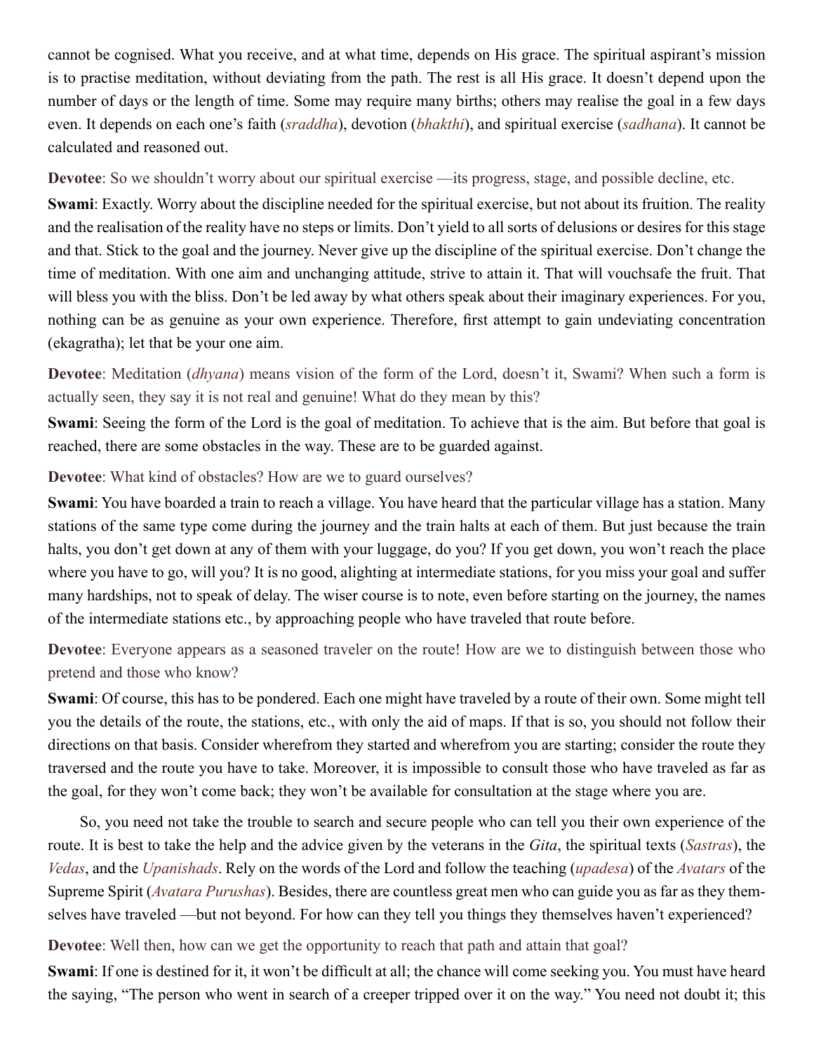cannot be cognised. What you receive, and at what time, depends on His grace. The spiritual aspirant's mission is to practise meditation, without deviating from the path. The rest is all His grace. It doesn't depend upon the number of days or the length of time. Some may require many births; others may realise the goal in a few days even. It depends on each one's faith (*sraddha*), devotion (*bhakthi*), and spiritual exercise (*sadhana*). It cannot be calculated and reasoned out.

**Devotee**: So we shouldn't worry about our spiritual exercise —its progress, stage, and possible decline, etc.

**Swami**: Exactly. Worry about the discipline needed for the spiritual exercise, but not about its fruition. The reality and the realisation of the reality have no steps or limits. Don't yield to all sorts of delusions or desires for this stage and that. Stick to the goal and the journey. Never give up the discipline of the spiritual exercise. Don't change the time of meditation. With one aim and unchanging attitude, strive to attain it. That will vouchsafe the fruit. That will bless you with the bliss. Don't be led away by what others speak about their imaginary experiences. For you, nothing can be as genuine as your own experience. Therefore, first attempt to gain undeviating concentration (ekagratha); let that be your one aim.

**Devotee**: Meditation (*dhyana*) means vision of the form of the Lord, doesn't it, Swami? When such a form is actually seen, they say it is not real and genuine! What do they mean by this?

**Swami**: Seeing the form of the Lord is the goal of meditation. To achieve that is the aim. But before that goal is reached, there are some obstacles in the way. These are to be guarded against.

**Devotee**: What kind of obstacles? How are we to guard ourselves?

**Swami**: You have boarded a train to reach a village. You have heard that the particular village has a station. Many stations of the same type come during the journey and the train halts at each of them. But just because the train halts, you don't get down at any of them with your luggage, do you? If you get down, you won't reach the place where you have to go, will you? It is no good, alighting at intermediate stations, for you miss your goal and suffer many hardships, not to speak of delay. The wiser course is to note, even before starting on the journey, the names of the intermediate stations etc., by approaching people who have traveled that route before.

**Devotee**: Everyone appears as a seasoned traveler on the route! How are we to distinguish between those who pretend and those who know?

**Swami**: Of course, this has to be pondered. Each one might have traveled by a route of their own. Some might tell you the details of the route, the stations, etc., with only the aid of maps. If that is so, you should not follow their directions on that basis. Consider wherefrom they started and wherefrom you are starting; consider the route they traversed and the route you have to take. Moreover, it is impossible to consult those who have traveled as far as the goal, for they won't come back; they won't be available for consultation at the stage where you are.

So, you need not take the trouble to search and secure people who can tell you their own experience of the route. It is best to take the help and the advice given by the veterans in the *Gita*, the spiritual texts (*Sastras*), the *Vedas*, and the *Upanishads*. Rely on the words of the Lord and follow the teaching (*upadesa*) of the *Avatars* of the Supreme Spirit (*Avatara Purushas*). Besides, there are countless great men who can guide you as far as they themselves have traveled —but not beyond. For how can they tell you things they themselves haven't experienced?

**Devotee**: Well then, how can we get the opportunity to reach that path and attain that goal?

**Swami**: If one is destined for it, it won't be difficult at all; the chance will come seeking you. You must have heard the saying, "The person who went in search of a creeper tripped over it on the way." You need not doubt it; this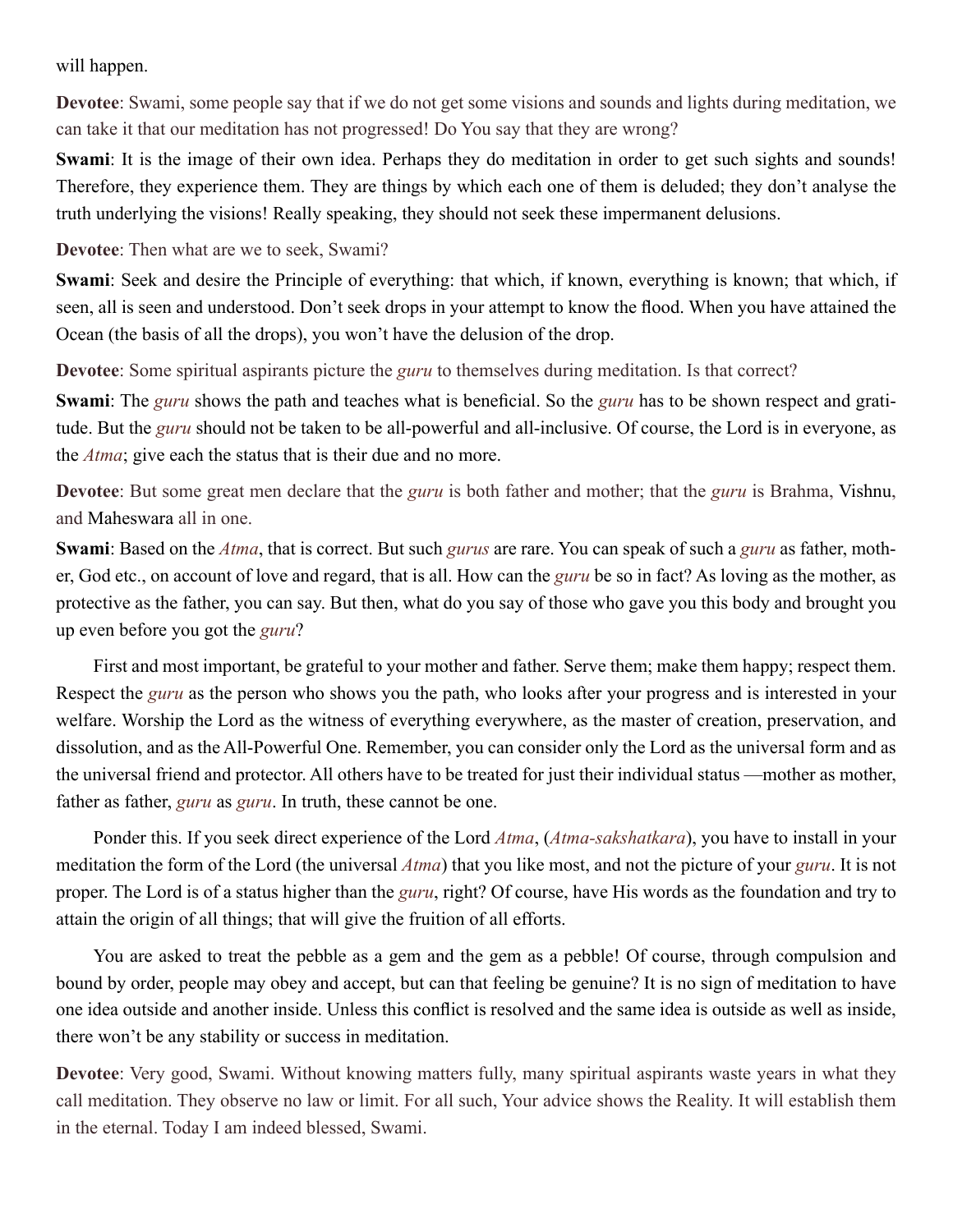will happen.

**Devotee**: Swami, some people say that if we do not get some visions and sounds and lights during meditation, we can take it that our meditation has not progressed! Do You say that they are wrong?

**Swami**: It is the image of their own idea. Perhaps they do meditation in order to get such sights and sounds! Therefore, they experience them. They are things by which each one of them is deluded; they don't analyse the truth underlying the visions! Really speaking, they should not seek these impermanent delusions.

**Devotee**: Then what are we to seek, Swami?

**Swami**: Seek and desire the Principle of everything: that which, if known, everything is known; that which, if seen, all is seen and understood. Don't seek drops in your attempt to know the flood. When you have attained the Ocean (the basis of all the drops), you won't have the delusion of the drop.

**Devotee**: Some spiritual aspirants picture the *guru* to themselves during meditation. Is that correct?

**Swami**: The *guru* shows the path and teaches what is beneficial. So the *guru* has to be shown respect and gratitude. But the *guru* should not be taken to be all-powerful and all-inclusive. Of course, the Lord is in everyone, as the *Atma*; give each the status that is their due and no more.

**Devotee**: But some great men declare that the *guru* is both father and mother; that the *guru* is Brahma, Vishnu, and Maheswara all in one.

**Swami**: Based on the *Atma*, that is correct. But such *gurus* are rare. You can speak of such a *guru* as father, mother, God etc., on account of love and regard, that is all. How can the *guru* be so in fact? As loving as the mother, as protective as the father, you can say. But then, what do you say of those who gave you this body and brought you up even before you got the *guru*?

First and most important, be grateful to your mother and father. Serve them; make them happy; respect them. Respect the *guru* as the person who shows you the path, who looks after your progress and is interested in your welfare. Worship the Lord as the witness of everything everywhere, as the master of creation, preservation, and dissolution, and as the All-Powerful One. Remember, you can consider only the Lord as the universal form and as the universal friend and protector. All others have to be treated for just their individual status —mother as mother, father as father, *guru* as *guru*. In truth, these cannot be one.

Ponder this. If you seek direct experience of the Lord *Atma*, (*Atma-sakshatkara*), you have to install in your meditation the form of the Lord (the universal *Atma*) that you like most, and not the picture of your *guru*. It is not proper. The Lord is of a status higher than the *guru*, right? Of course, have His words as the foundation and try to attain the origin of all things; that will give the fruition of all efforts.

You are asked to treat the pebble as a gem and the gem as a pebble! Of course, through compulsion and bound by order, people may obey and accept, but can that feeling be genuine? It is no sign of meditation to have one idea outside and another inside. Unless this conflict is resolved and the same idea is outside as well as inside, there won't be any stability or success in meditation.

**Devotee**: Very good, Swami. Without knowing matters fully, many spiritual aspirants waste years in what they call meditation. They observe no law or limit. For all such, Your advice shows the Reality. It will establish them in the eternal. Today I am indeed blessed, Swami.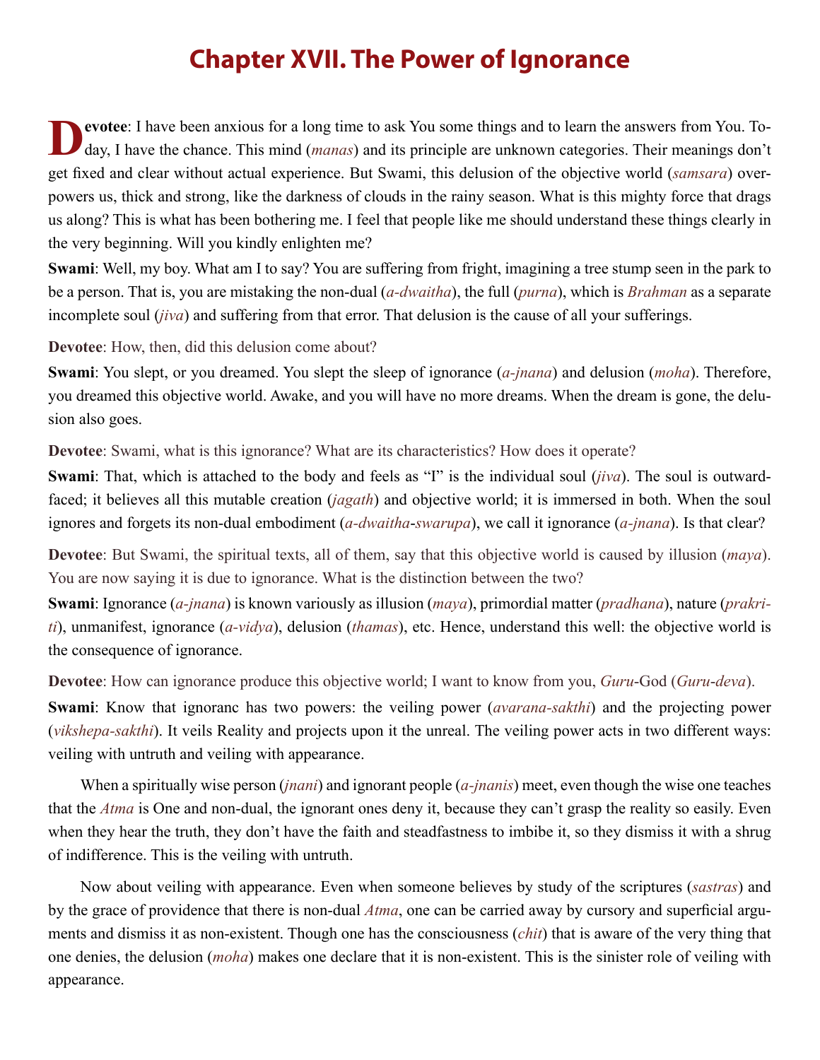# Chapter XVII. The Power of Ignorance

**Devotee**: I have been anxious for a long time to ask You some things and to learn the answers from You. Today, I have the chance. This mind (*manas*) and its principle are unknown categories. Their meanings don't get fixed and clear without actual experience. But Swami, this delusion of the objective world (*samsara*) overpowers us, thick and strong, like the darkness of clouds in the rainy season. What is this mighty force that drags us along? This is what has been bothering me. I feel that people like me should understand these things clearly in the very beginning. Will you kindly enlighten me?

**Swami**: Well, my boy. What am I to say? You are suffering from fright, imagining a tree stump seen in the park to be a person. That is, you are mistaking the non-dual (*a-dwaitha*), the full (*purna*), which is *Brahman* as a separate incomplete soul (*jiva*) and suffering from that error. That delusion is the cause of all your sufferings.

**Devotee**: How, then, did this delusion come about?

**Swami**: You slept, or you dreamed. You slept the sleep of ignorance (*a-jnana*) and delusion (*moha*). Therefore, you dreamed this objective world. Awake, and you will have no more dreams. When the dream is gone, the delusion also goes.

**Devotee**: Swami, what is this ignorance? What are its characteristics? How does it operate?

**Swami**: That, which is attached to the body and feels as "I" is the individual soul (*jiva*). The soul is outward-faced; it believes all this mutable creation (*jagath*) and objective world; it is immersed in both. When the soul ignores and forgets its non-dual embodiment (*a-dwaitha-swarupa*), we call it ignorance (*a-jnana*). Is that clear?

**Devotee**: But Swami, the spiritual texts, all of them, say that this objective world is caused by illusion (*maya*). You are now saying it is due to ignorance. What is the distinction between the two?

**Swami**: Ignorance (*a-jnana*) is known variously as illusion (*maya*), primordial matter (*pradhana*), nature (*prakriti*), unmanifest, ignorance (*a-vidya*), delusion (*thamas*), etc. Hence, understand this well: the objective world is the consequence of ignorance.

**Devotee**: How can ignorance produce this objective world; I want to know from you, *Guru*-God (*Guru-deva*).

**Swami**: Know that ignoranc has two powers: the veiling power (*avarana-sakthi*) and the projecting power (*vikshepa-sakthi*). It veils Reality and projects upon it the unreal. The veiling power acts in two different ways: veiling with untruth and veiling with appearance.

When a spiritually wise person (*jnani*) and ignorant people (*a-jnanis*) meet, even though the wise one teaches that the *Atma* is One and non-dual, the ignorant ones deny it, because they can't grasp the reality so easily. Even when they hear the truth, they don't have the faith and steadfastness to imbibe it, so they dismiss it with a shrug of indifference. This is the veiling with untruth.

Now about veiling with appearance. Even when someone believes by study of the scriptures (*sastras*) and by the grace of providence that there is non-dual *Atma*, one can be carried away by cursory and superficial arguments and dismiss it as non-existent. Though one has the consciousness (*chit*) that is aware of the very thing that one denies, the delusion (*moha*) makes one declare that it is non-existent. This is the sinister role of veiling with appearance.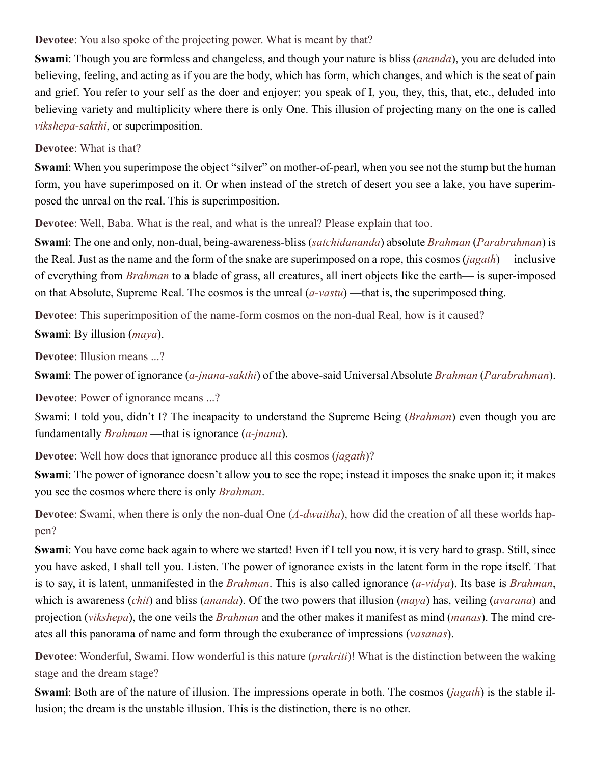**Devotee**: You also spoke of the projecting power. What is meant by that?

**Swami**: Though you are formless and changeless, and though your nature is bliss (*ananda*), you are deluded into believing, feeling, and acting as if you are the body, which has form, which changes, and which is the seat of pain and grief. You refer to your self as the doer and enjoyer; you speak of I, you, they, this, that, etc., deluded into believing variety and multiplicity where there is only One. This illusion of projecting many on the one is called *vikshepa-sakthi*, or superimposition.

**Devotee**: What is that?

**Swami**: When you superimpose the object "silver" on mother-of-pearl, when you see not the stump but the human form, you have superimposed on it. Or when instead of the stretch of desert you see a lake, you have superimposed the unreal on the real. This is superimposition.

**Devotee**: Well, Baba. What is the real, and what is the unreal? Please explain that too.

**Swami**: The one and only, non-dual, being-awareness-bliss (*satchidananda*) absolute *Brahman* (*Parabrahman*) is the Real. Just as the name and the form of the snake are superimposed on a rope, this cosmos (*jagath*) —inclusive of everything from *Brahman* to a blade of grass, all creatures, all inert objects like the earth— is super-imposed on that Absolute, Supreme Real. The cosmos is the unreal (*a-vastu*) —that is, the superimposed thing.

**Devotee**: This superimposition of the name-form cosmos on the non-dual Real, how is it caused?

**Swami**: By illusion (*maya*).

**Devotee**: Illusion means ...?

**Swami**: The power of ignorance (*a-jnana*-*sakthi*) of the above-said Universal Absolute *Brahman* (*Parabrahman*).

**Devotee**: Power of ignorance means ...?

Swami: I told you, didn't I? The incapacity to understand the Supreme Being (*Brahman*) even though you are fundamentally *Brahman* —that is ignorance (*a-jnana*).

**Devotee**: Well how does that ignorance produce all this cosmos (*jagath*)?

**Swami**: The power of ignorance doesn't allow you to see the rope; instead it imposes the snake upon it; it makes you see the cosmos where there is only *Brahman*.

**Devotee**: Swami, when there is only the non-dual One (*A-dwaitha*), how did the creation of all these worlds happen?

**Swami**: You have come back again to where we started! Even if I tell you now, it is very hard to grasp. Still, since you have asked, I shall tell you. Listen. The power of ignorance exists in the latent form in the rope itself. That is to say, it is latent, unmanifested in the *Brahman*. This is also called ignorance (*a-vidya*). Its base is *Brahman*, which is awareness (*chit*) and bliss (*ananda*). Of the two powers that illusion (*maya*) has, veiling (*avarana*) and projection (*vikshepa*), the one veils the *Brahman* and the other makes it manifest as mind (*manas*). The mind creates all this panorama of name and form through the exuberance of impressions (*vasanas*).

**Devotee**: Wonderful, Swami. How wonderful is this nature (*prakriti*)! What is the distinction between the waking stage and the dream stage?

**Swami**: Both are of the nature of illusion. The impressions operate in both. The cosmos (*jagath*) is the stable illusion; the dream is the unstable illusion. This is the distinction, there is no other.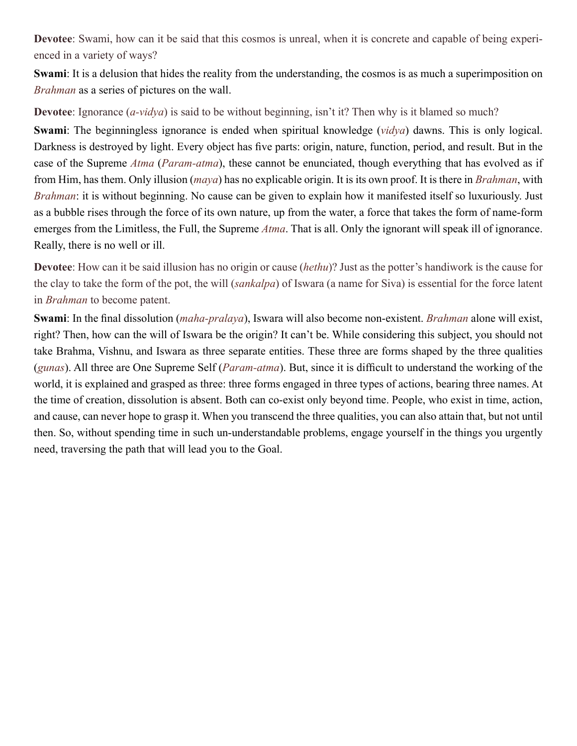**Devotee**: Swami, how can it be said that this cosmos is unreal, when it is concrete and capable of being experienced in a variety of ways?

**Swami**: It is a delusion that hides the reality from the understanding, the cosmos is as much a superimposition on *Brahman* as a series of pictures on the wall.

**Devotee**: Ignorance (*a-vidya*) is said to be without beginning, isn't it? Then why is it blamed so much?

**Swami**: The beginningless ignorance is ended when spiritual knowledge (*vidya*) dawns. This is only logical. Darkness is destroyed by light. Every object has five parts: origin, nature, function, period, and result. But in the case of the Supreme *Atma* (*Param-atma*), these cannot be enunciated, though everything that has evolved as if from Him, has them. Only illusion (*maya*) has no explicable origin. It is its own proof. It is there in *Brahman*, with *Brahman*: it is without beginning. No cause can be given to explain how it manifested itself so luxuriously. Just as a bubble rises through the force of its own nature, up from the water, a force that takes the form of name-form emerges from the Limitless, the Full, the Supreme *Atma*. That is all. Only the ignorant will speak ill of ignorance. Really, there is no well or ill.

**Devotee**: How can it be said illusion has no origin or cause (*hethu*)? Just as the potter's handiwork is the cause for the clay to take the form of the pot, the will (*sankalpa*) of Iswara (a name for Siva) is essential for the force latent in *Brahman* to become patent.

**Swami**: In the final dissolution (*maha-pralaya*), Iswara will also become non-existent. *Brahman* alone will exist, right? Then, how can the will of Iswara be the origin? It can't be. While considering this subject, you should not take Brahma, Vishnu, and Iswara as three separate entities. These three are forms shaped by the three qualities (*gunas*). All three are One Supreme Self (*Param-atma*). But, since it is difficult to understand the working of the world, it is explained and grasped as three: three forms engaged in three types of actions, bearing three names. At the time of creation, dissolution is absent. Both can co-exist only beyond time. People, who exist in time, action, and cause, can never hope to grasp it. When you transcend the three qualities, you can also attain that, but not until then. So, without spending time in such un-understandable problems, engage yourself in the things you urgently need, traversing the path that will lead you to the Goal.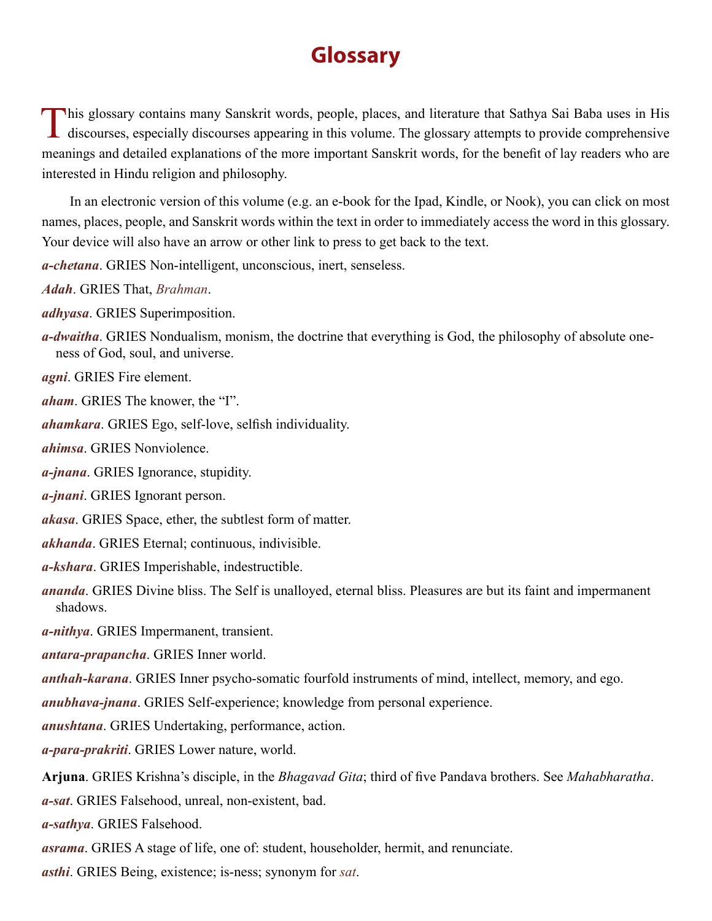# Glossary

This glossary contains many Sanskrit words, people, places, and literature that Sathya Sai Baba uses in His discourses, especially discourses appearing in this volume. The glossary attempts to provide comprehensive meanings and detailed explanations of the more important Sanskrit words, for the benefit of lay readers who are interested in Hindu religion and philosophy.

In an electronic version of this volume (e.g. an e-book for the Ipad, Kindle, or Nook), you can click on most names, places, people, and Sanskrit words within the text in order to immediately access the word in this glossary. Your device will also have an arrow or other link to press to get back to the text.

***a-chetana***. GRIES Non-intelligent, unconscious, inert, senseless.

***Adah***. GRIES That, *Brahman*.

***adhyasa***. GRIES Superimposition.

***a-dwaitha***. GRIES Nondualism, monism, the doctrine that everything is God, the philosophy of absolute oneness of God, soul, and universe.

***agni***. GRIES Fire element.

***aham***. GRIES The knower, the "I".

***ahamkara***. GRIES Ego, self-love, selfish individuality.

***ahimsa***. GRIES Nonviolence.

***a-jnana***. GRIES Ignorance, stupidity.

***a-jnani***. GRIES Ignorant person.

***akasa***. GRIES Space, ether, the subtlest form of matter.

***akhanda***. GRIES Eternal; continuous, indivisible.

***a-kshara***. GRIES Imperishable, indestructible.

***ananda***. GRIES Divine bliss. The Self is unalloyed, eternal bliss. Pleasures are but its faint and impermanent shadows.

***a-nithya***. GRIES Impermanent, transient.

***antara-prapancha***. GRIES Inner world.

***anthah-karana***. GRIES Inner psycho-somatic fourfold instruments of mind, intellect, memory, and ego.

***anubhava-jnana***. GRIES Self-experience; knowledge from personal experience.

***anushtana***. GRIES Undertaking, performance, action.

***a-para-prakriti***. GRIES Lower nature, world.

**Arjuna**. GRIES Krishna's disciple, in the *Bhagavad Gita*; third of five Pandava brothers. See *Mahabharatha*.

***a-sat***. GRIES Falsehood, unreal, non-existent, bad.

***a-sathya***. GRIES Falsehood.

***asrama***. GRIES A stage of life, one of: student, householder, hermit, and renunciate.

***asthi***. GRIES Being, existence; is-ness; synonym for *sat*.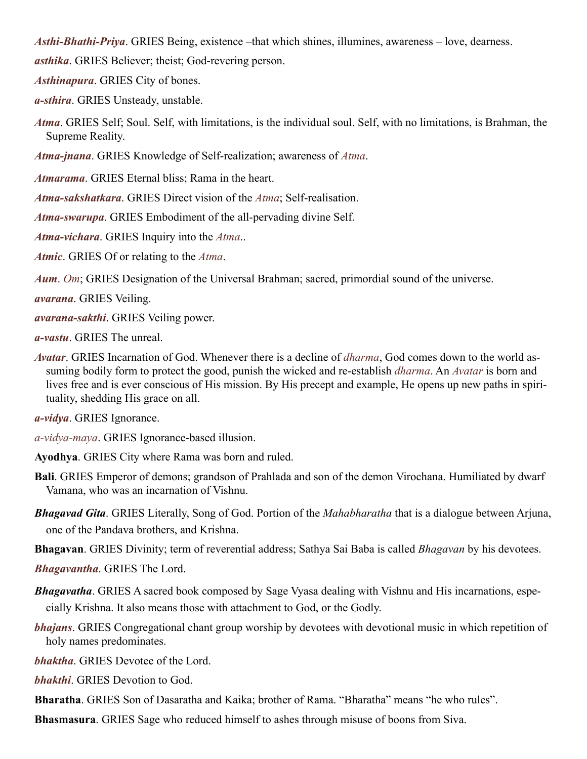***Asthi-Bhathi-Priya***. GRIES Being, existence –that which shines, illumines, awareness – love, dearness.

***asthika***. GRIES Believer; theist; God-revering person.

***Asthinapura***. GRIES City of bones.

***a-sthira***. GRIES Unsteady, unstable.

***Atma***. GRIES Self; Soul. Self, with limitations, is the individual soul. Self, with no limitations, is Brahman, the Supreme Reality.

***Atma-jnana***. GRIES Knowledge of Self-realization; awareness of *Atma*.

***Atmarama***. GRIES Eternal bliss; Rama in the heart.

***Atma-sakshatkara***. GRIES Direct vision of the *Atma*; Self-realisation.

***Atma-swarupa***. GRIES Embodiment of the all-pervading divine Self.

***Atma-vichara***. GRIES Inquiry into the *Atma*..

***Atmic***. GRIES Of or relating to the *Atma*.

***Aum***. *Om*; GRIES Designation of the Universal Brahman; sacred, primordial sound of the universe.

***avarana***. GRIES Veiling.

***avarana-sakthi***. GRIES Veiling power.

***a-vastu***. GRIES The unreal.

***Avatar***. GRIES Incarnation of God. Whenever there is a decline of *dharma*, God comes down to the world assuming bodily form to protect the good, punish the wicked and re-establish *dharma*. An *Avatar* is born and lives free and is ever conscious of His mission. By His precept and example, He opens up new paths in spirituality, shedding His grace on all.

***a-vidya***. GRIES Ignorance.

*a-vidya-maya*. GRIES Ignorance-based illusion.

**Ayodhya**. GRIES City where Rama was born and ruled.

**Bali**. GRIES Emperor of demons; grandson of Prahlada and son of the demon Virochana. Humiliated by dwarf Vamana, who was an incarnation of Vishnu.

***Bhagavad Gita***. GRIES Literally, Song of God. Portion of the *Mahabharatha* that is a dialogue between Arjuna, one of the Pandava brothers, and Krishna.

**Bhagavan**. GRIES Divinity; term of reverential address; Sathya Sai Baba is called *Bhagavan* by his devotees.

***Bhagavantha***. GRIES The Lord.

***Bhagavatha***. GRIES A sacred book composed by Sage Vyasa dealing with Vishnu and His incarnations, especially Krishna. It also means those with attachment to God, or the Godly.

***bhajans***. GRIES Congregational chant group worship by devotees with devotional music in which repetition of holy names predominates.

***bhaktha***. GRIES Devotee of the Lord.

***bhakthi***. GRIES Devotion to God.

**Bharatha**. GRIES Son of Dasaratha and Kaika; brother of Rama. "Bharatha" means "he who rules".

**Bhasmasura**. GRIES Sage who reduced himself to ashes through misuse of boons from Siva.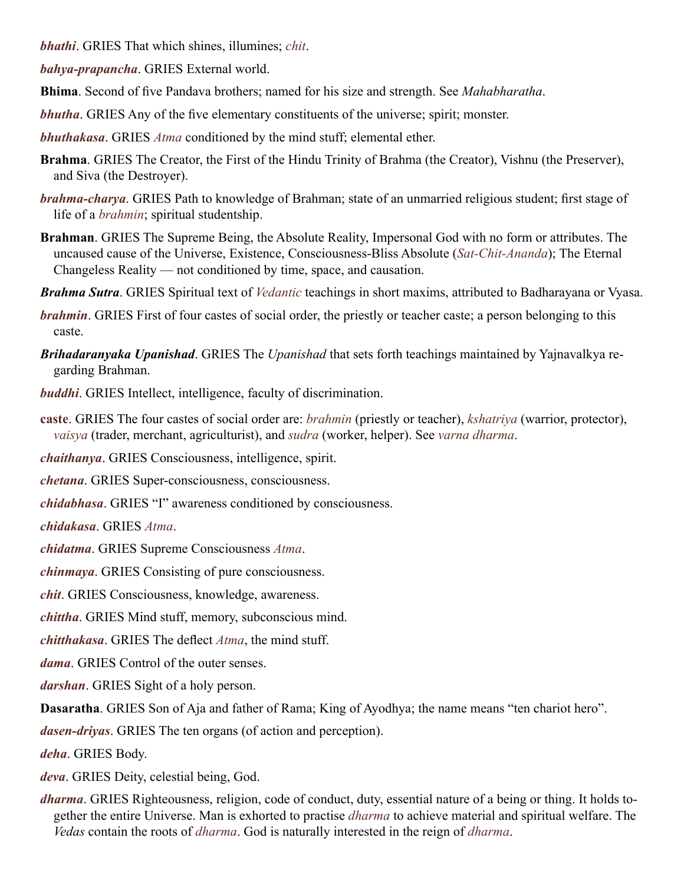***bhathi***. GRIES That which shines, illumines; *chit*.

***bahya-prapancha***. GRIES External world.

**Bhima**. Second of five Pandava brothers; named for his size and strength. See *Mahabharatha*.

***bhutha***. GRIES Any of the five elementary constituents of the universe; spirit; monster.

***bhuthakasa***. GRIES *Atma* conditioned by the mind stuff; elemental ether.

**Brahma**. GRIES The Creator, the First of the Hindu Trinity of Brahma (the Creator), Vishnu (the Preserver), and Siva (the Destroyer).

***brahma-charya***. GRIES Path to knowledge of Brahman; state of an unmarried religious student; first stage of life of a *brahmin*; spiritual studentship.

**Brahman**. GRIES The Supreme Being, the Absolute Reality, Impersonal God with no form or attributes. The uncaused cause of the Universe, Existence, Consciousness-Bliss Absolute (*Sat-Chit-Ananda*); The Eternal Changeless Reality — not conditioned by time, space, and causation.

***Brahma Sutra***. GRIES Spiritual text of *Vedantic* teachings in short maxims, attributed to Badharayana or Vyasa.

***brahmin***. GRIES First of four castes of social order, the priestly or teacher caste; a person belonging to this caste.

***Brihadaranyaka Upanishad***. GRIES The *Upanishad* that sets forth teachings maintained by Yajnavalkya regarding Brahman.

***buddhi***. GRIES Intellect, intelligence, faculty of discrimination.

**caste**. GRIES The four castes of social order are: *brahmin* (priestly or teacher), *kshatriya* (warrior, protector), *vaisya* (trader, merchant, agriculturist), and *sudra* (worker, helper). See *varna dharma*.

***chaithanya***. GRIES Consciousness, intelligence, spirit.

***chetana***. GRIES Super-consciousness, consciousness.

***chidabhasa***. GRIES "I" awareness conditioned by consciousness.

***chidakasa***. GRIES *Atma*.

***chidatma***. GRIES Supreme Consciousness *Atma*.

***chinmaya***. GRIES Consisting of pure consciousness.

***chit***. GRIES Consciousness, knowledge, awareness.

***chittha***. GRIES Mind stuff, memory, subconscious mind.

***chitthakasa***. GRIES The deflect *Atma*, the mind stuff.

***dama***. GRIES Control of the outer senses.

***darshan***. GRIES Sight of a holy person.

**Dasaratha**. GRIES Son of Aja and father of Rama; King of Ayodhya; the name means "ten chariot hero".

***dasen-driyas***. GRIES The ten organs (of action and perception).

***deha***. GRIES Body.

***deva***. GRIES Deity, celestial being, God.

***dharma***. GRIES Righteousness, religion, code of conduct, duty, essential nature of a being or thing. It holds together the entire Universe. Man is exhorted to practise *dharma* to achieve material and spiritual welfare. The *Vedas* contain the roots of *dharma*. God is naturally interested in the reign of *dharma*.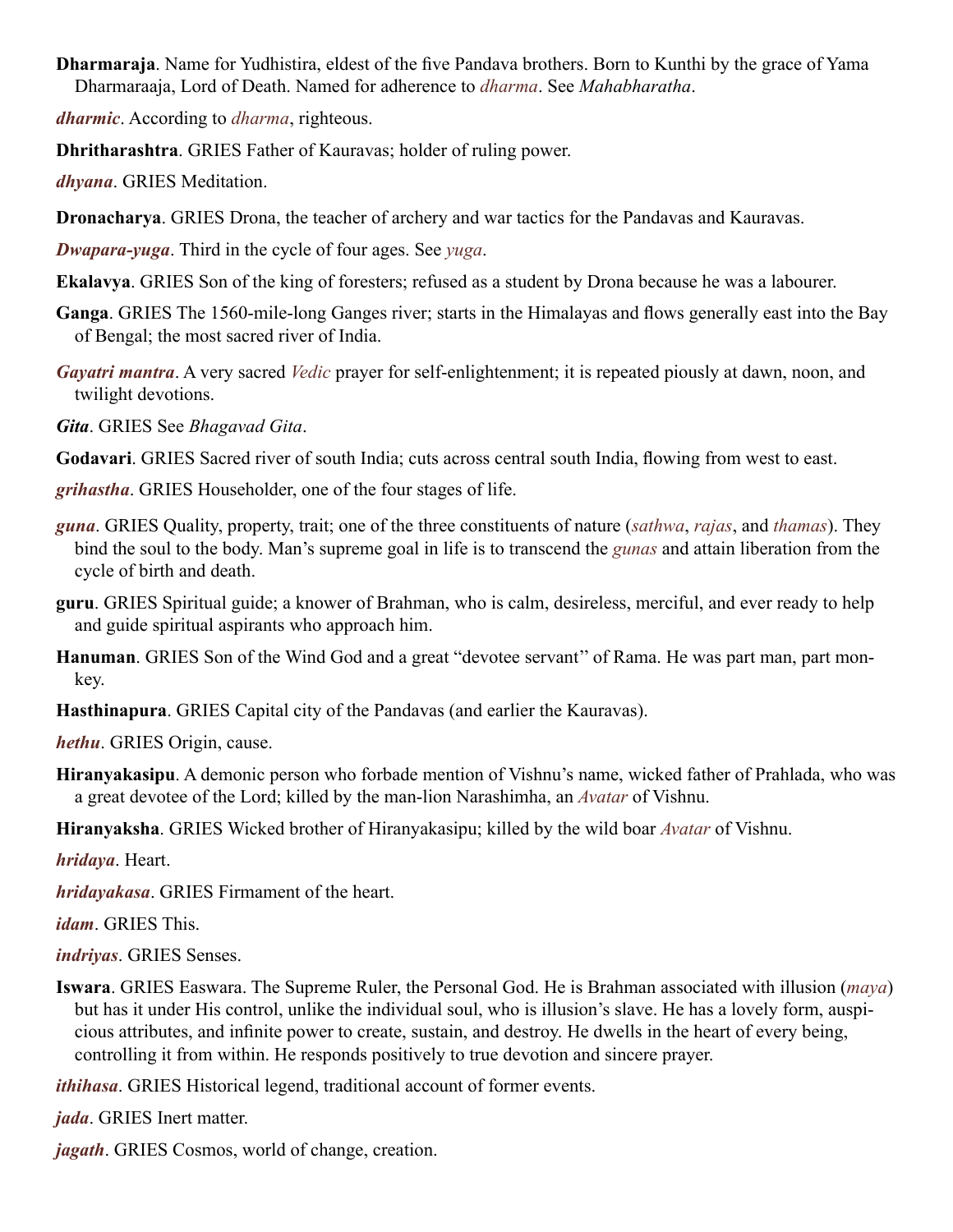**Dharmaraja**. Name for Yudhistira, eldest of the five Pandava brothers. Born to Kunthi by the grace of Yama Dharmaraaja, Lord of Death. Named for adherence to *dharma*. See *Mahabharatha*.

***dharmic***. According to *dharma*, righteous.

**Dhritharashtra**. GRIES Father of Kauravas; holder of ruling power.

***dhyana***. GRIES Meditation.

**Dronacharya**. GRIES Drona, the teacher of archery and war tactics for the Pandavas and Kauravas.

***Dwapara-yuga***. Third in the cycle of four ages. See *yuga*.

**Ekalavya**. GRIES Son of the king of foresters; refused as a student by Drona because he was a labourer.

**Ganga**. GRIES The 1560-mile-long Ganges river; starts in the Himalayas and flows generally east into the Bay of Bengal; the most sacred river of India.

***Gayatri mantra***. A very sacred *Vedic* prayer for self-enlightenment; it is repeated piously at dawn, noon, and twilight devotions.

***Gita***. GRIES See *Bhagavad Gita*.

**Godavari**. GRIES Sacred river of south India; cuts across central south India, flowing from west to east.

***grihastha***. GRIES Householder, one of the four stages of life.

***guna***. GRIES Quality, property, trait; one of the three constituents of nature (*sathwa*, *rajas*, and *thamas*). They bind the soul to the body. Man's supreme goal in life is to transcend the *gunas* and attain liberation from the cycle of birth and death.

**guru**. GRIES Spiritual guide; a knower of Brahman, who is calm, desireless, merciful, and ever ready to help and guide spiritual aspirants who approach him.

**Hanuman**. GRIES Son of the Wind God and a great "devotee servant" of Rama. He was part man, part monkey.

**Hasthinapura**. GRIES Capital city of the Pandavas (and earlier the Kauravas).

***hethu***. GRIES Origin, cause.

**Hiranyakasipu**. A demonic person who forbade mention of Vishnu's name, wicked father of Prahlada, who was a great devotee of the Lord; killed by the man-lion Narashimha, an *Avatar* of Vishnu.

**Hiranyaksha**. GRIES Wicked brother of Hiranyakasipu; killed by the wild boar *Avatar* of Vishnu.

***hridaya***. Heart.

***hridayakasa***. GRIES Firmament of the heart.

***idam***. GRIES This.

***indriyas***. GRIES Senses.

**Iswara**. GRIES Easwara. The Supreme Ruler, the Personal God. He is Brahman associated with illusion (*maya*) but has it under His control, unlike the individual soul, who is illusion's slave. He has a lovely form, auspicious attributes, and infinite power to create, sustain, and destroy. He dwells in the heart of every being, controlling it from within. He responds positively to true devotion and sincere prayer.

***ithihasa***. GRIES Historical legend, traditional account of former events.

***jada***. GRIES Inert matter.

***jagath***. GRIES Cosmos, world of change, creation.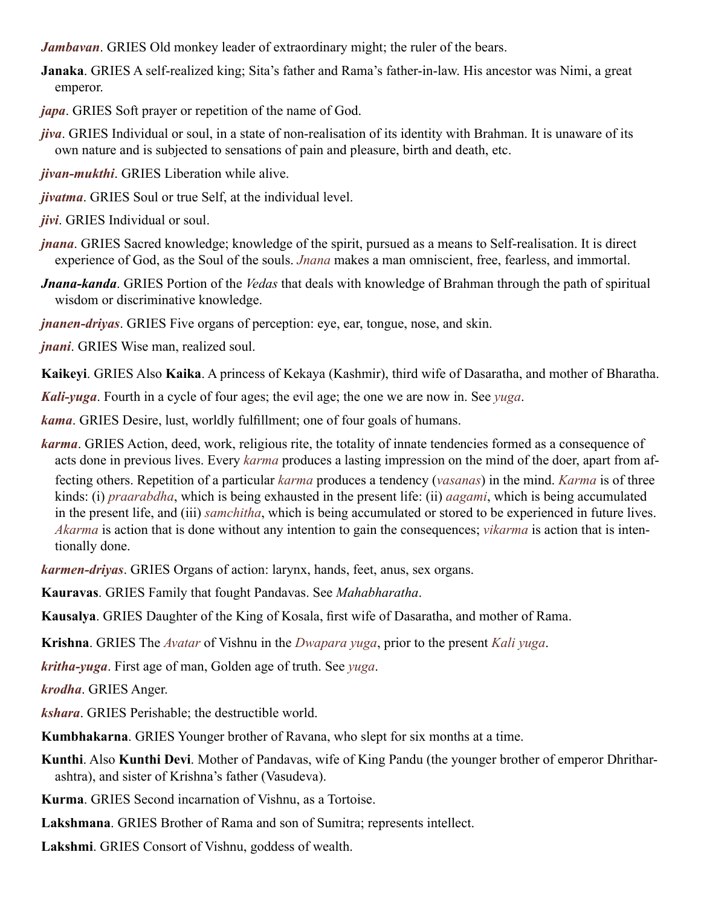***Jambavan***. GRIES Old monkey leader of extraordinary might; the ruler of the bears.

**Janaka**. GRIES A self-realized king; Sita's father and Rama's father-in-law. His ancestor was Nimi, a great emperor.

***japa***. GRIES Soft prayer or repetition of the name of God.

***jiva***. GRIES Individual or soul, in a state of non-realisation of its identity with Brahman. It is unaware of its own nature and is subjected to sensations of pain and pleasure, birth and death, etc.

***jivan-mukthi***. GRIES Liberation while alive.

***jivatma***. GRIES Soul or true Self, at the individual level.

***jivi***. GRIES Individual or soul.

***jnana***. GRIES Sacred knowledge; knowledge of the spirit, pursued as a means to Self-realisation. It is direct experience of God, as the Soul of the souls. *Jnana* makes a man omniscient, free, fearless, and immortal.

***Jnana-kanda***. GRIES Portion of the *Vedas* that deals with knowledge of Brahman through the path of spiritual wisdom or discriminative knowledge.

***jnanen-driyas***. GRIES Five organs of perception: eye, ear, tongue, nose, and skin.

***jnani***. GRIES Wise man, realized soul.

**Kaikeyi**. GRIES Also **Kaika**. A princess of Kekaya (Kashmir), third wife of Dasaratha, and mother of Bharatha.

***Kali-yuga***. Fourth in a cycle of four ages; the evil age; the one we are now in. See *yuga*.

***kama***. GRIES Desire, lust, worldly fulfillment; one of four goals of humans.

***karma***. GRIES Action, deed, work, religious rite, the totality of innate tendencies formed as a consequence of acts done in previous lives. Every *karma* produces a lasting impression on the mind of the doer, apart from affecting others. Repetition of a particular *karma* produces a tendency (*vasanas*) in the mind. *Karma* is of three kinds: (i) *praarabdha*, which is being exhausted in the present life: (ii) *aagami*, which is being accumulated in the present life, and (iii) *samchitha*, which is being accumulated or stored to be experienced in future lives. *Akarma* is action that is done without any intention to gain the consequences; *vikarma* is action that is intentionally done.

***karmen-driyas***. GRIES Organs of action: larynx, hands, feet, anus, sex organs.

**Kauravas**. GRIES Family that fought Pandavas. See *Mahabharatha*.

**Kausalya**. GRIES Daughter of the King of Kosala, first wife of Dasaratha, and mother of Rama.

**Krishna**. GRIES The *Avatar* of Vishnu in the *Dwapara yuga*, prior to the present *Kali yuga*.

***kritha-yuga***. First age of man, Golden age of truth. See *yuga*.

***krodha***. GRIES Anger.

***kshara***. GRIES Perishable; the destructible world.

**Kumbhakarna**. GRIES Younger brother of Ravana, who slept for six months at a time.

**Kunthi**. Also **Kunthi Devi**. Mother of Pandavas, wife of King Pandu (the younger brother of emperor Dhritharashtra), and sister of Krishna's father (Vasudeva).

**Kurma**. GRIES Second incarnation of Vishnu, as a Tortoise.

**Lakshmana**. GRIES Brother of Rama and son of Sumitra; represents intellect.

**Lakshmi**. GRIES Consort of Vishnu, goddess of wealth.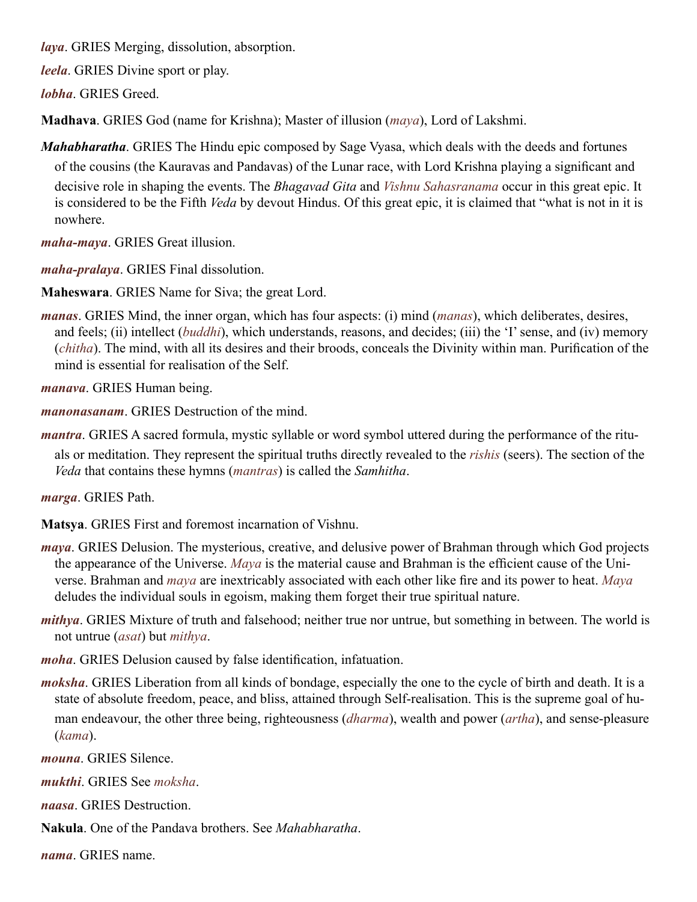***laya***. GRIES Merging, dissolution, absorption.

***leela***. GRIES Divine sport or play.

***lobha***. GRIES Greed.

**Madhava**. GRIES God (name for Krishna); Master of illusion (*maya*), Lord of Lakshmi.

***Mahabharatha***. GRIES The Hindu epic composed by Sage Vyasa, which deals with the deeds and fortunes of the cousins (the Kauravas and Pandavas) of the Lunar race, with Lord Krishna playing a significant and decisive role in shaping the events. The *Bhagavad Gita* and *Vishnu Sahasranama* occur in this great epic. It is considered to be the Fifth *Veda* by devout Hindus. Of this great epic, it is claimed that "what is not in it is nowhere.

***maha-maya***. GRIES Great illusion.

***maha-pralaya***. GRIES Final dissolution.

**Maheswara**. GRIES Name for Siva; the great Lord.

***manas***. GRIES Mind, the inner organ, which has four aspects: (i) mind (*manas*), which deliberates, desires, and feels; (ii) intellect (*buddhi*), which understands, reasons, and decides; (iii) the 'I' sense, and (iv) memory (*chitha*). The mind, with all its desires and their broods, conceals the Divinity within man. Purification of the mind is essential for realisation of the Self.

***manava***. GRIES Human being.

***manonasanam***. GRIES Destruction of the mind.

***mantra***. GRIES A sacred formula, mystic syllable or word symbol uttered during the performance of the rituals or meditation. They represent the spiritual truths directly revealed to the *rishis* (seers). The section of the *Veda* that contains these hymns (*mantras*) is called the *Samhitha*.

***marga***. GRIES Path.

**Matsya**. GRIES First and foremost incarnation of Vishnu.

***maya***. GRIES Delusion. The mysterious, creative, and delusive power of Brahman through which God projects the appearance of the Universe. *Maya* is the material cause and Brahman is the efficient cause of the Universe. Brahman and *maya* are inextricably associated with each other like fire and its power to heat. *Maya* deludes the individual souls in egoism, making them forget their true spiritual nature.

***mithya***. GRIES Mixture of truth and falsehood; neither true nor untrue, but something in between. The world is not untrue (*asat*) but *mithya*.

***moha***. GRIES Delusion caused by false identification, infatuation.

***moksha***. GRIES Liberation from all kinds of bondage, especially the one to the cycle of birth and death. It is a state of absolute freedom, peace, and bliss, attained through Self-realisation. This is the supreme goal of human endeavour, the other three being, righteousness (*dharma*), wealth and power (*artha*), and sense-pleasure (*kama*).

***mouna***. GRIES Silence.

***mukthi***. GRIES See *moksha*.

***naasa***. GRIES Destruction.

**Nakula**. One of the Pandava brothers. See *Mahabharatha*.

***nama***. GRIES name.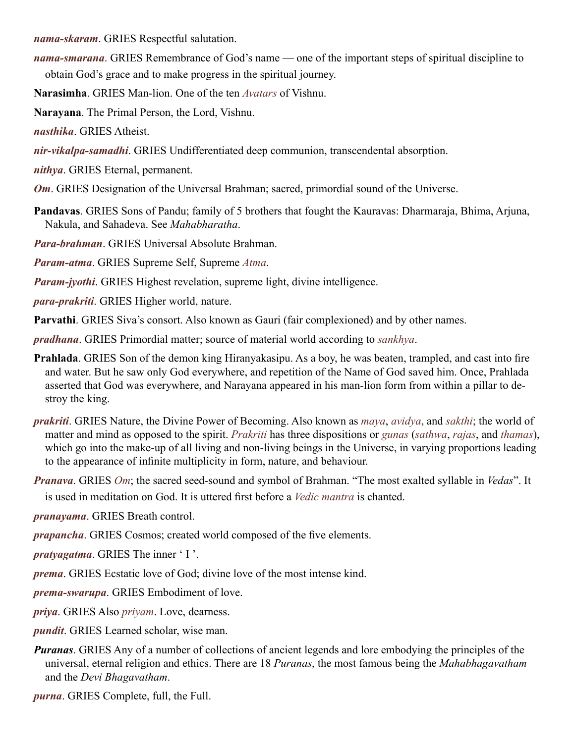***nama-skaram***. GRIES Respectful salutation.

***nama-smarana***. GRIES Remembrance of God's name — one of the important steps of spiritual discipline to obtain God's grace and to make progress in the spiritual journey.

**Narasimha**. GRIES Man-lion. One of the ten *Avatars* of Vishnu.

**Narayana**. The Primal Person, the Lord, Vishnu.

***nasthika***. GRIES Atheist.

***nir-vikalpa-samadhi***. GRIES Undifferentiated deep communion, transcendental absorption.

***nithya***. GRIES Eternal, permanent.

***Om***. GRIES Designation of the Universal Brahman; sacred, primordial sound of the Universe.

**Pandavas**. GRIES Sons of Pandu; family of 5 brothers that fought the Kauravas: Dharmaraja, Bhima, Arjuna, Nakula, and Sahadeva. See *Mahabharatha*.

***Para-brahman***. GRIES Universal Absolute Brahman.

***Param-atma***. GRIES Supreme Self, Supreme *Atma*.

***Param-jyothi***. GRIES Highest revelation, supreme light, divine intelligence.

***para-prakriti***. GRIES Higher world, nature.

**Parvathi**. GRIES Siva's consort. Also known as Gauri (fair complexioned) and by other names.

***pradhana***. GRIES Primordial matter; source of material world according to *sankhya*.

**Prahlada**. GRIES Son of the demon king Hiranyakasipu. As a boy, he was beaten, trampled, and cast into fire and water. But he saw only God everywhere, and repetition of the Name of God saved him. Once, Prahlada asserted that God was everywhere, and Narayana appeared in his man-lion form from within a pillar to destroy the king.

***prakriti***. GRIES Nature, the Divine Power of Becoming. Also known as *maya*, *avidya*, and *sakthi*; the world of matter and mind as opposed to the spirit. *Prakriti* has three dispositions or *gunas* (*sathwa*, *rajas*, and *thamas*), which go into the make-up of all living and non-living beings in the Universe, in varying proportions leading to the appearance of infinite multiplicity in form, nature, and behaviour.

***Pranava***. GRIES *Om*; the sacred seed-sound and symbol of Brahman. "The most exalted syllable in *Vedas*". It is used in meditation on God. It is uttered first before a *Vedic mantra* is chanted.

***pranayama***. GRIES Breath control.

***prapancha***. GRIES Cosmos; created world composed of the five elements.

***pratyagatma***. GRIES The inner ' I '.

***prema***. GRIES Ecstatic love of God; divine love of the most intense kind.

***prema-swarupa***. GRIES Embodiment of love.

***priya***. GRIES Also *priyam*. Love, dearness.

***pundit***. GRIES Learned scholar, wise man.

***Puranas***. GRIES Any of a number of collections of ancient legends and lore embodying the principles of the universal, eternal religion and ethics. There are 18 *Puranas*, the most famous being the *Mahabhagavatham* and the *Devi Bhagavatham*.

***purna***. GRIES Complete, full, the Full.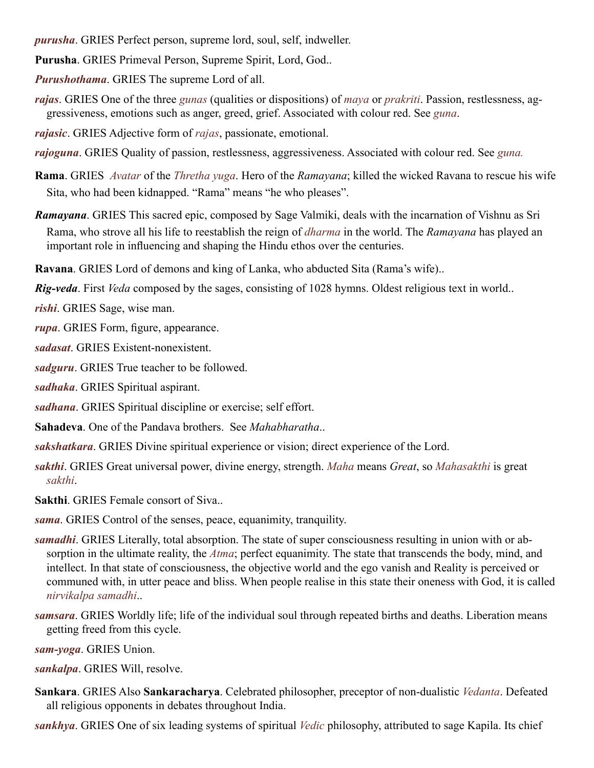***purusha***. GRIES Perfect person, supreme lord, soul, self, indweller.

**Purusha**. GRIES Primeval Person, Supreme Spirit, Lord, God..

***Purushothama***. GRIES The supreme Lord of all.

***rajas***. GRIES One of the three *gunas* (qualities or dispositions) of *maya* or *prakriti*. Passion, restlessness, aggressiveness, emotions such as anger, greed, grief. Associated with colour red. See *guna*.

***rajasic***. GRIES Adjective form of *rajas*, passionate, emotional.

***rajoguna***. GRIES Quality of passion, restlessness, aggressiveness. Associated with colour red. See *guna.*

**Rama**. GRIES *Avatar* of the *Thretha yuga*. Hero of the *Ramayana*; killed the wicked Ravana to rescue his wife Sita, who had been kidnapped. "Rama" means "he who pleases".

***Ramayana***. GRIES This sacred epic, composed by Sage Valmiki, deals with the incarnation of Vishnu as Sri Rama, who strove all his life to reestablish the reign of *dharma* in the world. The *Ramayana* has played an important role in influencing and shaping the Hindu ethos over the centuries.

**Ravana**. GRIES Lord of demons and king of Lanka, who abducted Sita (Rama's wife)..

***Rig-veda***. First *Veda* composed by the sages, consisting of 1028 hymns. Oldest religious text in world..

***rishi***. GRIES Sage, wise man.

***rupa***. GRIES Form, figure, appearance.

***sadasat***. GRIES Existent-nonexistent.

***sadguru***. GRIES True teacher to be followed.

***sadhaka***. GRIES Spiritual aspirant.

***sadhana***. GRIES Spiritual discipline or exercise; self effort.

**Sahadeva**. One of the Pandava brothers. See *Mahabharatha*..

***sakshatkara***. GRIES Divine spiritual experience or vision; direct experience of the Lord.

***sakthi***. GRIES Great universal power, divine energy, strength. *Maha* means *Great*, so *Mahasakthi* is great *sakthi*.

**Sakthi**. GRIES Female consort of Siva..

***sama***. GRIES Control of the senses, peace, equanimity, tranquility.

***samadhi***. GRIES Literally, total absorption. The state of super consciousness resulting in union with or absorption in the ultimate reality, the *Atma*; perfect equanimity. The state that transcends the body, mind, and intellect. In that state of consciousness, the objective world and the ego vanish and Reality is perceived or communed with, in utter peace and bliss. When people realise in this state their oneness with God, it is called *nirvikalpa samadhi*..

***samsara***. GRIES Worldly life; life of the individual soul through repeated births and deaths. Liberation means getting freed from this cycle.

***sam-yoga***. GRIES Union.

***sankalpa***. GRIES Will, resolve.

**Sankara**. GRIES Also **Sankaracharya**. Celebrated philosopher, preceptor of non-dualistic *Vedanta*. Defeated all religious opponents in debates throughout India.

***sankhya***. GRIES One of six leading systems of spiritual *Vedic* philosophy, attributed to sage Kapila. Its chief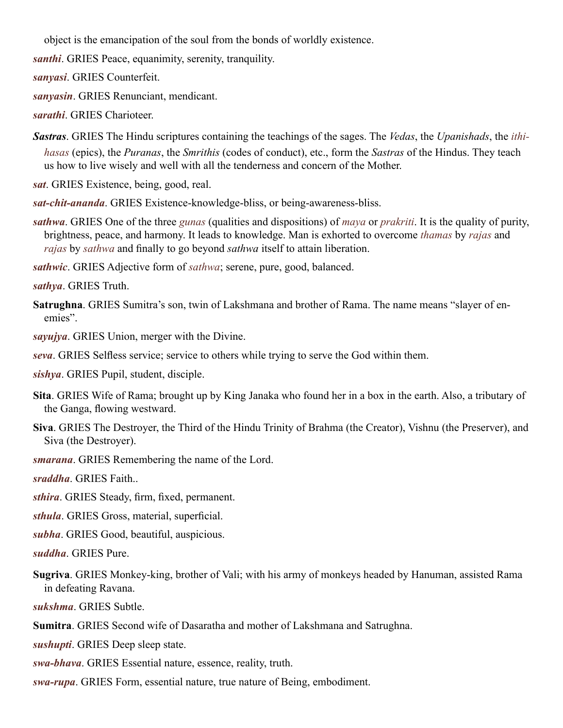object is the emancipation of the soul from the bonds of worldly existence.

***santhi***. GRIES Peace, equanimity, serenity, tranquility.

***sanyasi***. GRIES Counterfeit.

***sanyasin***. GRIES Renunciant, mendicant.

***sarathi***. GRIES Charioteer.

***Sastras***. GRIES The Hindu scriptures containing the teachings of the sages. The *Vedas*, the *Upanishads*, the *ithihasas* (epics), the *Puranas*, the *Smrithis* (codes of conduct), etc., form the *Sastras* of the Hindus. They teach us how to live wisely and well with all the tenderness and concern of the Mother.

***sat***. GRIES Existence, being, good, real.

***sat-chit-ananda***. GRIES Existence-knowledge-bliss, or being-awareness-bliss.

***sathwa***. GRIES One of the three *gunas* (qualities and dispositions) of *maya* or *prakriti*. It is the quality of purity, brightness, peace, and harmony. It leads to knowledge. Man is exhorted to overcome *thamas* by *rajas* and *rajas* by *sathwa* and finally to go beyond *sathwa* itself to attain liberation.

***sathwic***. GRIES Adjective form of *sathwa*; serene, pure, good, balanced.

***sathya***. GRIES Truth.

**Satrughna**. GRIES Sumitra's son, twin of Lakshmana and brother of Rama. The name means "slayer of enemies".

***sayujya***. GRIES Union, merger with the Divine.

***seva***. GRIES Selfless service; service to others while trying to serve the God within them.

***sishya***. GRIES Pupil, student, disciple.

**Sita**. GRIES Wife of Rama; brought up by King Janaka who found her in a box in the earth. Also, a tributary of the Ganga, flowing westward.

**Siva**. GRIES The Destroyer, the Third of the Hindu Trinity of Brahma (the Creator), Vishnu (the Preserver), and Siva (the Destroyer).

***smarana***. GRIES Remembering the name of the Lord.

***sraddha***. GRIES Faith..

***sthira***. GRIES Steady, firm, fixed, permanent.

***sthula***. GRIES Gross, material, superficial.

***subha***. GRIES Good, beautiful, auspicious.

***suddha***. GRIES Pure.

**Sugriva**. GRIES Monkey-king, brother of Vali; with his army of monkeys headed by Hanuman, assisted Rama in defeating Ravana.

***sukshma***. GRIES Subtle.

**Sumitra**. GRIES Second wife of Dasaratha and mother of Lakshmana and Satrughna.

***sushupti***. GRIES Deep sleep state.

***swa-bhava***. GRIES Essential nature, essence, reality, truth.

***swa-rupa***. GRIES Form, essential nature, true nature of Being, embodiment.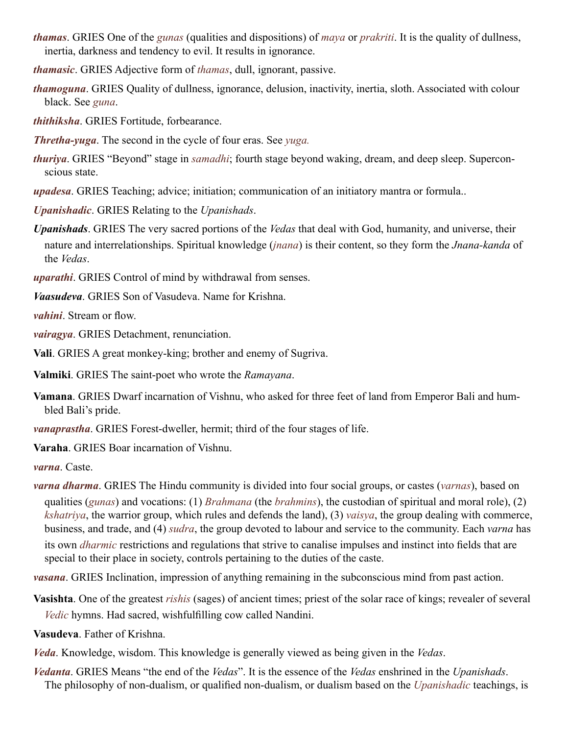***thamas***. GRIES One of the *gunas* (qualities and dispositions) of *maya* or *prakriti*. It is the quality of dullness, inertia, darkness and tendency to evil. It results in ignorance.

***thamasic***. GRIES Adjective form of *thamas*, dull, ignorant, passive.

***thamoguna***. GRIES Quality of dullness, ignorance, delusion, inactivity, inertia, sloth. Associated with colour black. See *guna*.

***thithiksha***. GRIES Fortitude, forbearance.

***Thretha-yuga***. The second in the cycle of four eras. See *yuga.*

***thuriya***. GRIES "Beyond" stage in *samadhi*; fourth stage beyond waking, dream, and deep sleep. Superconscious state.

***upadesa***. GRIES Teaching; advice; initiation; communication of an initiatory mantra or formula..

***Upanishadic***. GRIES Relating to the *Upanishads*.

***Upanishads***. GRIES The very sacred portions of the *Vedas* that deal with God, humanity, and universe, their nature and interrelationships. Spiritual knowledge (*jnana*) is their content, so they form the *Jnana-kanda* of the *Vedas*.

***uparathi***. GRIES Control of mind by withdrawal from senses.

**Vaasudeva**. GRIES Son of Vasudeva. Name for Krishna.

***vahini***. Stream or flow.

***vairagya***. GRIES Detachment, renunciation.

**Vali**. GRIES A great monkey-king; brother and enemy of Sugriva.

**Valmiki**. GRIES The saint-poet who wrote the *Ramayana*.

**Vamana**. GRIES Dwarf incarnation of Vishnu, who asked for three feet of land from Emperor Bali and humbled Bali's pride.

***vanaprastha***. GRIES Forest-dweller, hermit; third of the four stages of life.

**Varaha**. GRIES Boar incarnation of Vishnu.

***varna***. Caste.

***varna dharma***. GRIES The Hindu community is divided into four social groups, or castes (*varnas*), based on qualities (*gunas*) and vocations: (1) *Brahmana* (the *brahmins*), the custodian of spiritual and moral role), (2) *kshatriya*, the warrior group, which rules and defends the land), (3) *vaisya*, the group dealing with commerce, business, and trade, and (4) *sudra*, the group devoted to labour and service to the community. Each *varna* has its own *dharmic* restrictions and regulations that strive to canalise impulses and instinct into fields that are special to their place in society, controls pertaining to the duties of the caste.

***vasana***. GRIES Inclination, impression of anything remaining in the subconscious mind from past action.

**Vasishta**. One of the greatest *rishis* (sages) of ancient times; priest of the solar race of kings; revealer of several *Vedic* hymns. Had sacred, wishfulfilling cow called Nandini.

**Vasudeva**. Father of Krishna.

***Veda***. Knowledge, wisdom. This knowledge is generally viewed as being given in the *Vedas*.

***Vedanta***. GRIES Means "the end of the *Vedas*". It is the essence of the *Vedas* enshrined in the *Upanishads*. The philosophy of non-dualism, or qualified non-dualism, or dualism based on the *Upanishadic* teachings, is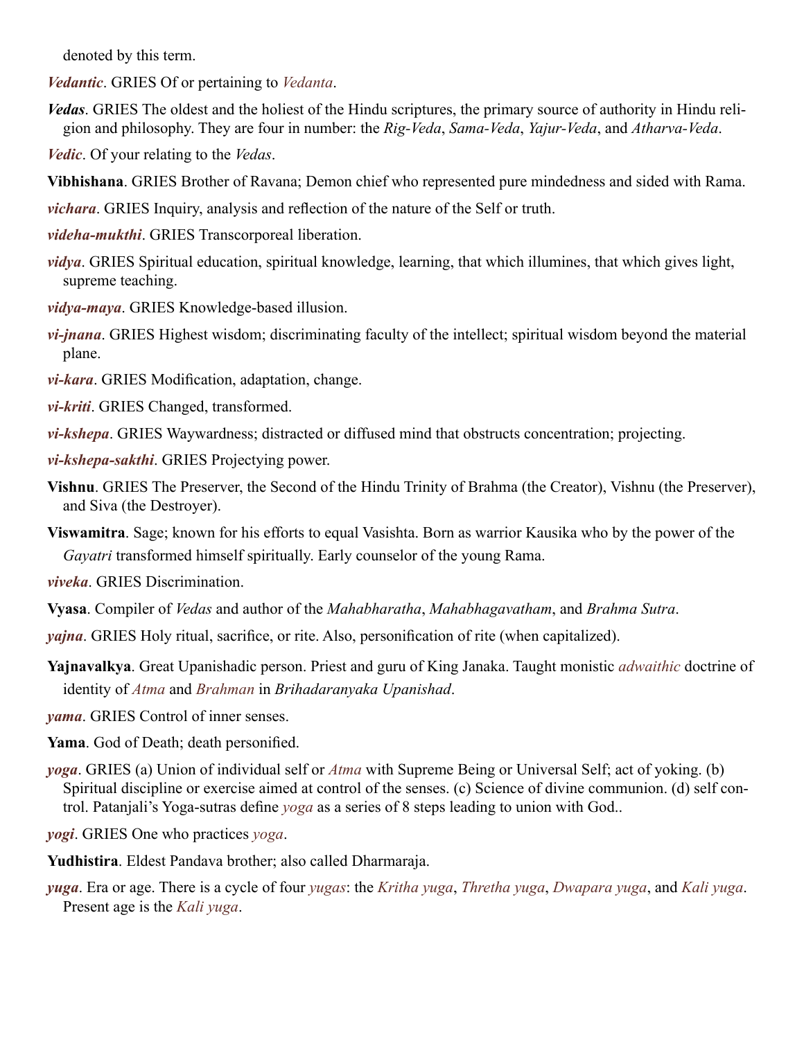denoted by this term.

***Vedantic***. GRIES Of or pertaining to *Vedanta*.

***Vedas***. GRIES The oldest and the holiest of the Hindu scriptures, the primary source of authority in Hindu religion and philosophy. They are four in number: the *Rig-Veda*, *Sama-Veda*, *Yajur-Veda*, and *Atharva-Veda*.

***Vedic***. Of your relating to the *Vedas*.

**Vibhishana**. GRIES Brother of Ravana; Demon chief who represented pure mindedness and sided with Rama.

***vichara***. GRIES Inquiry, analysis and reflection of the nature of the Self or truth.

***videha-mukthi***. GRIES Transcorporeal liberation.

***vidya***. GRIES Spiritual education, spiritual knowledge, learning, that which illumines, that which gives light, supreme teaching.

***vidya-maya***. GRIES Knowledge-based illusion.

***vi-jnana***. GRIES Highest wisdom; discriminating faculty of the intellect; spiritual wisdom beyond the material plane.

***vi-kara***. GRIES Modification, adaptation, change.

***vi-kriti***. GRIES Changed, transformed.

***vi-kshepa***. GRIES Waywardness; distracted or diffused mind that obstructs concentration; projecting.

***vi-kshepa-sakthi***. GRIES Projectying power.

**Vishnu**. GRIES The Preserver, the Second of the Hindu Trinity of Brahma (the Creator), Vishnu (the Preserver), and Siva (the Destroyer).

**Viswamitra**. Sage; known for his efforts to equal Vasishta. Born as warrior Kausika who by the power of the *Gayatri* transformed himself spiritually. Early counselor of the young Rama.

***viveka***. GRIES Discrimination.

**Vyasa**. Compiler of *Vedas* and author of the *Mahabharatha*, *Mahabhagavatham*, and *Brahma Sutra*.

***yajna***. GRIES Holy ritual, sacrifice, or rite. Also, personification of rite (when capitalized).

**Yajnavalkya**. Great Upanishadic person. Priest and guru of King Janaka. Taught monistic *adwaithic* doctrine of identity of *Atma* and *Brahman* in *Brihadaranyaka Upanishad*.

***yama***. GRIES Control of inner senses.

**Yama**. God of Death; death personified.

***yoga***. GRIES (a) Union of individual self or *Atma* with Supreme Being or Universal Self; act of yoking. (b) Spiritual discipline or exercise aimed at control of the senses. (c) Science of divine communion. (d) self control. Patanjali's Yoga-sutras define *yoga* as a series of 8 steps leading to union with God..

***yogi***. GRIES One who practices *yoga*.

**Yudhistira**. Eldest Pandava brother; also called Dharmaraja.

***yuga***. Era or age. There is a cycle of four *yugas*: the *Kritha yuga*, *Thretha yuga*, *Dwapara yuga*, and *Kali yuga*. Present age is the *Kali yuga*.